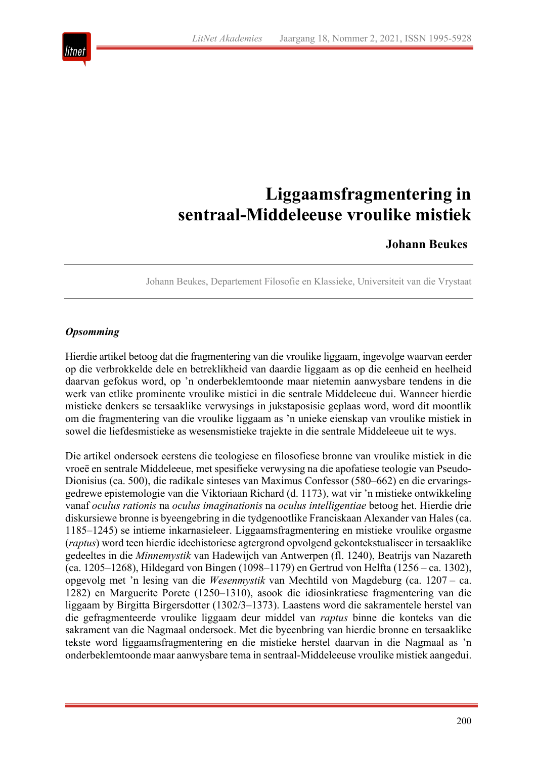# Liggaamsfragmentering in sentraal-Middeleeuse vroulike mistiek

**Johann Beukes**

Johann Beukes, Departement Filosofie en Klassieke, Universiteit van die Vrystaat

***Opsomming***

Hierdie artikel betoog dat die fragmentering van die vroulike liggaam, ingevolge waarvan eerder op die verbrokkelde dele en betreklikheid van daardie liggaam as op die eenheid en heelheid daarvan gefokus word, op 'n onderbeklemtoonde maar nietemin aanwysbare tendens in die werk van etlike prominente vroulike mistici in die sentrale Middeleeue dui. Wanneer hierdie mistieke denkers se tersaaklike verwysings in jukstaposisie geplaas word, word dit moontlik om die fragmentering van die vroulike liggaam as 'n unieke eienskap van vroulike mistiek in sowel die liefdesmistieke as wesensmistieke trajekte in die sentrale Middeleeue uit te wys.

Die artikel ondersoek eerstens die teologiese en filosofiese bronne van vroulike mistiek in die vroeë en sentrale Middeleeue, met spesifieke verwysing na die apofatiese teologie van Pseudo-Dionisius (ca. 500), die radikale sinteses van Maximus Confessor (580–662) en die ervaringsgedrewe epistemologie van die Viktoriaan Richard (d. 1173), wat vir 'n mistieke ontwikkeling vanaf *oculus rationis* na *oculus imaginationis* na *oculus intelligentiae* betoog het. Hierdie drie diskursiewe bronne is byeengebring in die tydgenootlike Franciskaan Alexander van Hales (ca. 1185–1245) se intieme inkarnasieleer. Liggaamsfragmentering en mistieke vroulike orgasme (*raptus*) word teen hierdie ideehistoriese agtergrond opvolgend gekontekstualiseer in tersaaklike gedeeltes in die *Minnemystik* van Hadewijch van Antwerpen (fl. 1240), Beatrijs van Nazareth (ca. 1205–1268), Hildegard von Bingen (1098–1179) en Gertrud von Helfta (1256 – ca. 1302), opgevolg met 'n lesing van die *Wesenmystik* van Mechtild von Magdeburg (ca. 1207 – ca. 1282) en Marguerite Porete (1250–1310), asook die idiosinkratiese fragmentering van die liggaam by Birgitta Birgersdotter (1302/3–1373). Laastens word die sakramentele herstel van die gefragmenteerde vroulike liggaam deur middel van *raptus* binne die konteks van die sakrament van die Nagmaal ondersoek. Met die byeenbring van hierdie bronne en tersaaklike tekste word liggaamsfragmentering en die mistieke herstel daarvan in die Nagmaal as 'n onderbeklemtoonde maar aanwysbare tema in sentraal-Middeleeuse vroulike mistiek aangedui.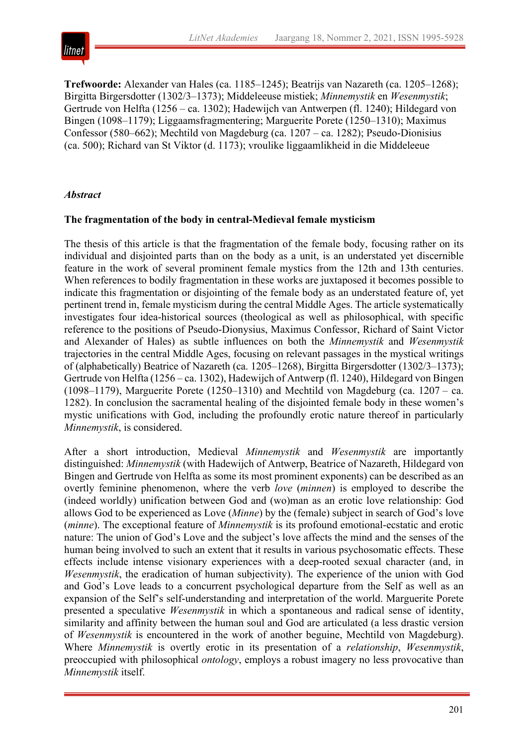**Trefwoorde:** Alexander van Hales (ca. 1185–1245); Beatrijs van Nazareth (ca. 1205–1268); Birgitta Birgersdotter (1302/3–1373); Middeleeuse mistiek; *Minnemystik* en *Wesenmystik*; Gertrude von Helfta (1256 – ca. 1302); Hadewijch van Antwerpen (fl. 1240); Hildegard von Bingen (1098–1179); Liggaamsfragmentering; Marguerite Porete (1250–1310); Maximus Confessor (580–662); Mechtild von Magdeburg (ca. 1207 – ca. 1282); Pseudo-Dionisius (ca. 500); Richard van St Viktor (d. 1173); vroulike liggaamlikheid in die Middeleeue

## *Abstract*

**The fragmentation of the body in central-Medieval female mysticism**

The thesis of this article is that the fragmentation of the female body, focusing rather on its individual and disjointed parts than on the body as a unit, is an understated yet discernible feature in the work of several prominent female mystics from the 12th and 13th centuries. When references to bodily fragmentation in these works are juxtaposed it becomes possible to indicate this fragmentation or disjointing of the female body as an understated feature of, yet pertinent trend in, female mysticism during the central Middle Ages. The article systematically investigates four idea-historical sources (theological as well as philosophical, with specific reference to the positions of Pseudo-Dionysius, Maximus Confessor, Richard of Saint Victor and Alexander of Hales) as subtle influences on both the *Minnemystik* and *Wesenmystik* trajectories in the central Middle Ages, focusing on relevant passages in the mystical writings of (alphabetically) Beatrice of Nazareth (ca. 1205–1268), Birgitta Birgersdotter (1302/3–1373); Gertrude von Helfta (1256 – ca. 1302), Hadewijch of Antwerp (fl. 1240), Hildegard von Bingen (1098–1179), Marguerite Porete (1250–1310) and Mechtild von Magdeburg (ca. 1207 – ca. 1282). In conclusion the sacramental healing of the disjointed female body in these women's mystic unifications with God, including the profoundly erotic nature thereof in particularly *Minnemystik*, is considered.

After a short introduction, Medieval *Minnemystik* and *Wesenmystik* are importantly distinguished: *Minnemystik* (with Hadewijch of Antwerp, Beatrice of Nazareth, Hildegard von Bingen and Gertrude von Helfta as some its most prominent exponents) can be described as an overtly feminine phenomenon, where the verb *love* (*minnen*) is employed to describe the (indeed worldly) unification between God and (wo)man as an erotic love relationship: God allows God to be experienced as Love (*Minne*) by the (female) subject in search of God's love (*minne*). The exceptional feature of *Minnemystik* is its profound emotional-ecstatic and erotic nature: The union of God's Love and the subject's love affects the mind and the senses of the human being involved to such an extent that it results in various psychosomatic effects. These effects include intense visionary experiences with a deep-rooted sexual character (and, in *Wesenmystik*, the eradication of human subjectivity). The experience of the union with God and God's Love leads to a concurrent psychological departure from the Self as well as an expansion of the Self's self-understanding and interpretation of the world. Marguerite Porete presented a speculative *Wesenmystik* in which a spontaneous and radical sense of identity, similarity and affinity between the human soul and God are articulated (a less drastic version of *Wesenmystik* is encountered in the work of another beguine, Mechtild von Magdeburg). Where *Minnemystik* is overtly erotic in its presentation of a *relationship*, *Wesenmystik*, preoccupied with philosophical *ontology*, employs a robust imagery no less provocative than *Minnemystik* itself.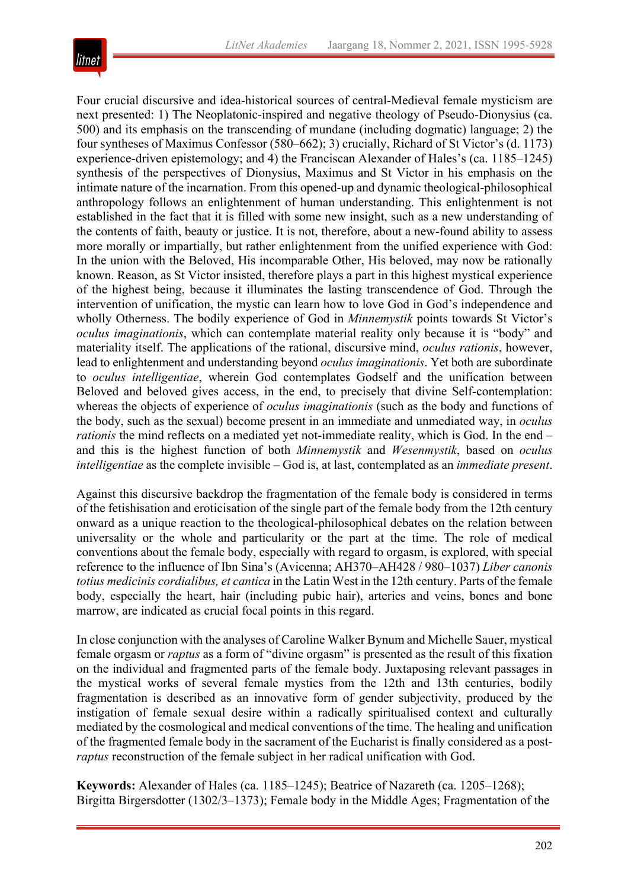Four crucial discursive and idea-historical sources of central-Medieval female mysticism are next presented: 1) The Neoplatonic-inspired and negative theology of Pseudo-Dionysius (ca. 500) and its emphasis on the transcending of mundane (including dogmatic) language; 2) the four syntheses of Maximus Confessor (580–662); 3) crucially, Richard of St Victor's (d. 1173) experience-driven epistemology; and 4) the Franciscan Alexander of Hales's (ca. 1185–1245) synthesis of the perspectives of Dionysius, Maximus and St Victor in his emphasis on the intimate nature of the incarnation. From this opened-up and dynamic theological-philosophical anthropology follows an enlightenment of human understanding. This enlightenment is not established in the fact that it is filled with some new insight, such as a new understanding of the contents of faith, beauty or justice. It is not, therefore, about a new-found ability to assess more morally or impartially, but rather enlightenment from the unified experience with God: In the union with the Beloved, His incomparable Other, His beloved, may now be rationally known. Reason, as St Victor insisted, therefore plays a part in this highest mystical experience of the highest being, because it illuminates the lasting transcendence of God. Through the intervention of unification, the mystic can learn how to love God in God's independence and wholly Otherness. The bodily experience of God in *Minnemystik* points towards St Victor's *oculus imaginationis*, which can contemplate material reality only because it is "body" and materiality itself. The applications of the rational, discursive mind, *oculus rationis*, however, lead to enlightenment and understanding beyond *oculus imaginationis*. Yet both are subordinate to *oculus intelligentiae*, wherein God contemplates Godself and the unification between Beloved and beloved gives access, in the end, to precisely that divine Self-contemplation: whereas the objects of experience of *oculus imaginationis* (such as the body and functions of the body, such as the sexual) become present in an immediate and unmediated way, in *oculus rationis* the mind reflects on a mediated yet not-immediate reality, which is God. In the end – and this is the highest function of both *Minnemystik* and *Wesenmystik*, based on *oculus intelligentiae* as the complete invisible – God is, at last, contemplated as an *immediate present*.

Against this discursive backdrop the fragmentation of the female body is considered in terms of the fetishisation and eroticisation of the single part of the female body from the 12th century onward as a unique reaction to the theological-philosophical debates on the relation between universality or the whole and particularity or the part at the time. The role of medical conventions about the female body, especially with regard to orgasm, is explored, with special reference to the influence of Ibn Sina's (Avicenna; AH370–AH428 / 980–1037) *Liber canonis totius medicinis cordialibus, et cantica* in the Latin West in the 12th century. Parts of the female body, especially the heart, hair (including pubic hair), arteries and veins, bones and bone marrow, are indicated as crucial focal points in this regard.

In close conjunction with the analyses of Caroline Walker Bynum and Michelle Sauer, mystical female orgasm or *raptus* as a form of "divine orgasm" is presented as the result of this fixation on the individual and fragmented parts of the female body. Juxtaposing relevant passages in the mystical works of several female mystics from the 12th and 13th centuries, bodily fragmentation is described as an innovative form of gender subjectivity, produced by the instigation of female sexual desire within a radically spiritualised context and culturally mediated by the cosmological and medical conventions of the time. The healing and unification of the fragmented female body in the sacrament of the Eucharist is finally considered as a post-*raptus* reconstruction of the female subject in her radical unification with God.

**Keywords:** Alexander of Hales (ca. 1185–1245); Beatrice of Nazareth (ca. 1205–1268); Birgitta Birgersdotter (1302/3–1373); Female body in the Middle Ages; Fragmentation of the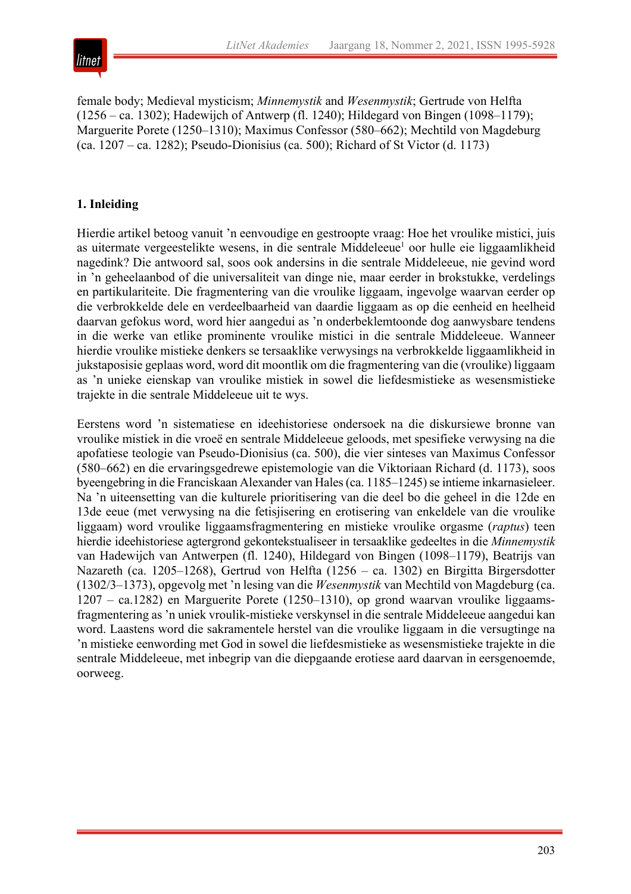female body; Medieval mysticism; *Minnemystik* and *Wesenmystik*; Gertrude von Helfta (1256 – ca. 1302); Hadewijch of Antwerp (fl. 1240); Hildegard von Bingen (1098–1179); Marguerite Porete (1250–1310); Maximus Confessor (580–662); Mechtild von Magdeburg (ca. 1207 – ca. 1282); Pseudo-Dionisius (ca. 500); Richard of St Victor (d. 1173)

## 1. Inleiding

Hierdie artikel betoog vanuit 'n eenvoudige en gestroopte vraag: Hoe het vroulike mistici, juis as uitermate vergeestelikte wesens, in die sentrale Middeleeue[1] oor hulle eie liggaamlikheid nagedink? Die antwoord sal, soos ook andersins in die sentrale Middeleeue, nie gevind word in 'n geheelaanbod of die universaliteit van dinge nie, maar eerder in brokstukke, verdelings en partikulariteite. Die fragmentering van die vroulike liggaam, ingevolge waarvan eerder op die verbrokkelde dele en verdeelbaarheid van daardie liggaam as op die eenheid en heelheid daarvan gefokus word, word hier aangedui as 'n onderbeklemtoonde dog aanwysbare tendens in die werke van etlike prominente vroulike mistici in die sentrale Middeleeue. Wanneer hierdie vroulike mistieke denkers se tersaaklike verwysings na verbrokkelde liggaamlikheid in jukstaposisie geplaas word, word dit moontlik om die fragmentering van die (vroulike) liggaam as 'n unieke eienskap van vroulike mistiek in sowel die liefdesmistieke as wesensmistieke trajekte in die sentrale Middeleeue uit te wys.

Eerstens word 'n sistematiese en ideehistoriese ondersoek na die diskursiewe bronne van vroulike mistiek in die vroeë en sentrale Middeleeue geloods, met spesifieke verwysing na die apofatiese teologie van Pseudo-Dionisius (ca. 500), die vier sinteses van Maximus Confessor (580–662) en die ervaringsgedrewe epistemologie van die Viktoriaan Richard (d. 1173), soos byeengebring in die Franciskaan Alexander van Hales (ca. 1185–1245) se intieme inkarnasieleer. Na 'n uiteensetting van die kulturele prioritisering van die deel bo die geheel in die 12de en 13de eeue (met verwysing na die fetisjisering en erotisering van enkeldele van die vroulike liggaam) word vroulike liggaamsfragmentering en mistieke vroulike orgasme (*raptus*) teen hierdie ideehistoriese agtergrond gekontekstualiseer in tersaaklike gedeeltes in die *Minnemystik* van Hadewijch van Antwerpen (fl. 1240), Hildegard von Bingen (1098–1179), Beatrijs van Nazareth (ca. 1205–1268), Gertrud von Helfta (1256 – ca. 1302) en Birgitta Birgersdotter (1302/3–1373), opgevolg met 'n lesing van die *Wesenmystik* van Mechtild von Magdeburg (ca. 1207 – ca.1282) en Marguerite Porete (1250–1310), op grond waarvan vroulike liggaams-fragmentering as 'n uniek vroulik-mistieke verskynsel in die sentrale Middeleeue aangedui kan word. Laastens word die sakramentele herstel van die vroulike liggaam in die versugtinge na 'n mistieke eenwording met God in sowel die liefdesmistieke as wesensmistieke trajekte in die sentrale Middeleeue, met inbegrip van die diepgaande erotiese aard daarvan in eersgenoemde, oorweeg.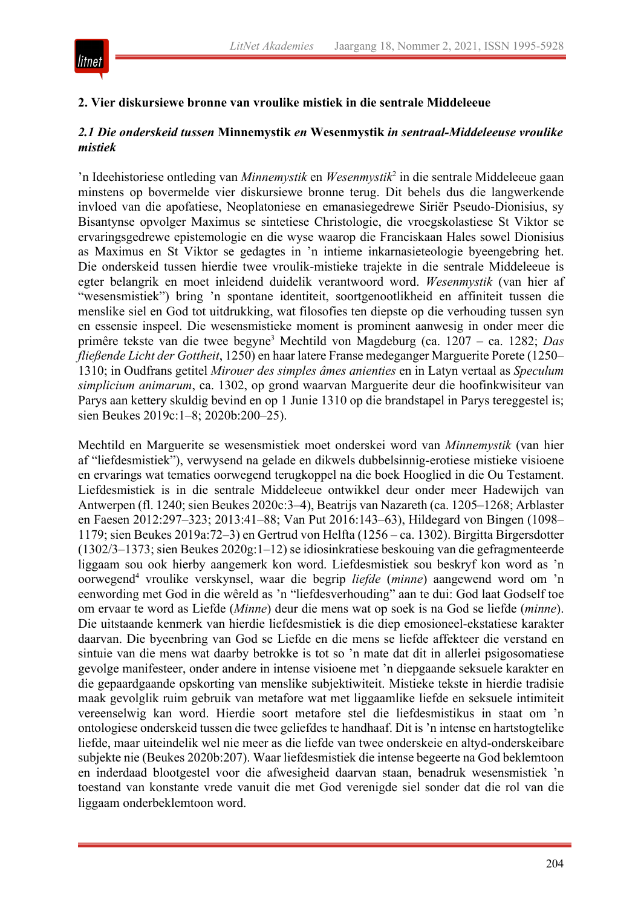## 2. Vier diskursiewe bronne van vroulike mistiek in die sentrale Middeleeue

### *2.1 Die onderskeid tussen* Minnemystik *en* Wesenmystik *in sentraal-Middeleeuse vroulike mistiek*

’n Ideehistoriese ontleding van *Minnemystik* en *Wesenmystik*[2] in die sentrale Middeleeue gaan minstens op bovermelde vier diskursiewe bronne terug. Dit behels dus die langwerkende invloed van die apofatiese, Neoplatoniese en emanasiegedrewe Siriër Pseudo-Dionisius, sy Bisantynse opvolger Maximus se sintetiese Christologie, die vroegskolastiese St Viktor se ervaringsgedrewe epistemologie en die wyse waarop die Franciskaan Hales sowel Dionisius as Maximus en St Viktor se gedagtes in ’n intieme inkarnasieteologie byeengebring het. Die onderskeid tussen hierdie twee vroulik-mistieke trajekte in die sentrale Middeleeue is egter belangrik en moet inleidend duidelik verantwoord word. *Wesenmystik* (van hier af “wesensmistiek”) bring ’n spontane identiteit, soortgenootlikheid en affiniteit tussen die menslike siel en God tot uitdrukking, wat filosofies ten diepste op die verhouding tussen syn en essensie inspeel. Die wesensmistieke moment is prominent aanwesig in onder meer die primêre tekste van die twee begyne[3] Mechtild von Magdeburg (ca. 1207 – ca. 1282; *Das fließende Licht der Gottheit*, 1250) en haar latere Franse medeganger Marguerite Porete (1250–1310; in Oudfrans getitel *Mirouer des simples âmes anienties* en in Latyn vertaal as *Speculum simplicium animarum*, ca. 1302, op grond waarvan Marguerite deur die hoofinkwisiteur van Parys aan kettery skuldig bevind en op 1 Junie 1310 op die brandstapel in Parys tereggestel is; sien Beukes 2019c:1–8; 2020b:200–25).

Mechtild en Marguerite se wesensmistiek moet onderskei word van *Minnemystik* (van hier af “liefdesmistiek”), verwysend na gelade en dikwels dubbelsinnig-erotiese mistieke visioene en ervarings wat tematies oorwegend terugkoppel na die boek Hooglied in die Ou Testament. Liefdesmistiek is in die sentrale Middeleeue ontwikkel deur onder meer Hadewijch van Antwerpen (fl. 1240; sien Beukes 2020c:3–4), Beatrijs van Nazareth (ca. 1205–1268; Arblaster en Faesen 2012:297–323; 2013:41–88; Van Put 2016:143–63), Hildegard von Bingen (1098–1179; sien Beukes 2019a:72–3) en Gertrud von Helfta (1256 – ca. 1302). Birgitta Birgersdotter (1302/3–1373; sien Beukes 2020g:1–12) se idiosinkratiese beskouing van die gefragmenteerde liggaam sou ook hierby aangemerk kon word. Liefdesmistiek sou beskryf kon word as ’n oorwegend[4] vroulike verskynsel, waar die begrip *liefde* (*minne*) aangewend word om ’n eenwording met God in die wêreld as ’n “liefdesverhouding” aan te dui: God laat Godself toe om ervaar te word as Liefde (*Minne*) deur die mens wat op soek is na God se liefde (*minne*). Die uitstaande kenmerk van hierdie liefdesmistiek is die diep emosioneel-ekstatiese karakter daarvan. Die byeenbring van God se Liefde en die mens se liefde affekteer die verstand en sintuie van die mens wat daarby betrokke is tot so ’n mate dat dit in allerlei psigosomatiese gevolge manifesteer, onder andere in intense visioene met ’n diepgaande seksuele karakter en die gepaardgaande opskorting van menslike subjektiwiteit. Mistieke tekste in hierdie tradisie maak gevolglik ruim gebruik van metafore wat met liggaamlike liefde en seksuele intimiteit vereenselwig kan word. Hierdie soort metafore stel die liefdesmistikus in staat om ’n ontologiese onderskeid tussen die twee geliefdes te handhaaf. Dit is ’n intense en hartstogtelike liefde, maar uiteindelik wel nie meer as die liefde van twee onderskeie en altyd-onderskeibare subjekte nie (Beukes 2020b:207). Waar liefdesmistiek die intense begeerte na God beklemtoon en inderdaad blootgestel voor die afwesigheid daarvan staan, benadruk wesensmistiek ’n toestand van konstante vrede vanuit die met God verenigde siel sonder dat die rol van die liggaam onderbeklemtoon word.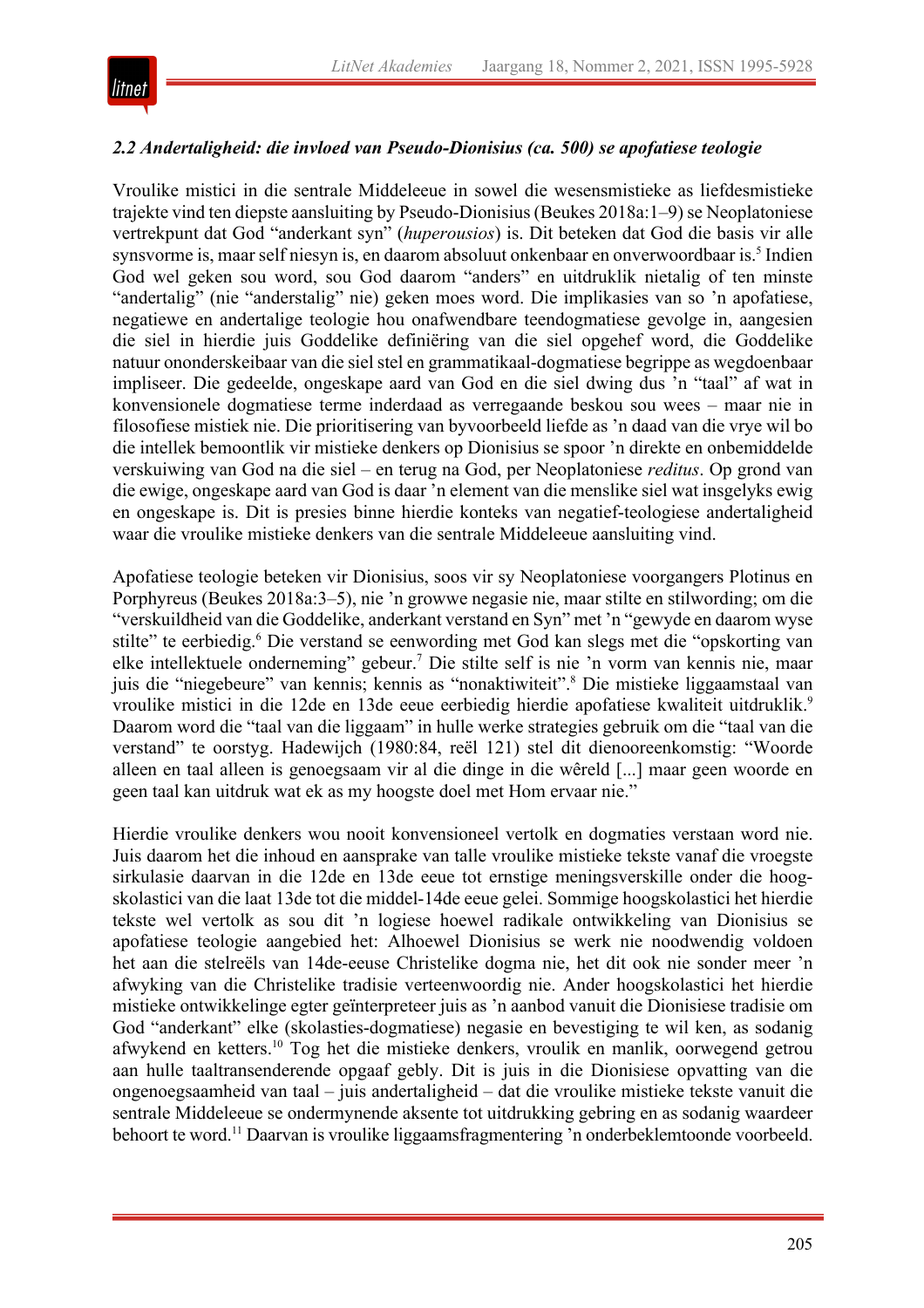### *2.2 Andertaligheid: die invloed van Pseudo-Dionisius (ca. 500) se apofatiese teologie*

Vroulike mistici in die sentrale Middeleeue in sowel die wesensmistieke as liefdesmistieke trajekte vind ten diepste aansluiting by Pseudo-Dionisius (Beukes 2018a:1–9) se Neoplatoniese vertrekpunt dat God "anderkant syn" (*huperousios*) is. Dit beteken dat God die basis vir alle synsvorme is, maar self niesyn is, en daarom absoluut onkenbaar en onverwoordbaar is.[5] Indien God wel geken sou word, sou God daarom "anders" en uitdruklik nietalig of ten minste "andertalig" (nie "anderstalig" nie) geken moes word. Die implikasies van so 'n apofatiese, negatiewe en andertalige teologie hou onafwendbare teendogmatiese gevolge in, aangesien die siel in hierdie juis Goddelike definiëring van die siel opgehef word, die Goddelike natuur ononderskeibaar van die siel stel en grammatikaal-dogmatiese begrippe as wegdoenbaar impliseer. Die gedeelde, ongeskape aard van God en die siel dwing dus 'n "taal" af wat in konvensionele dogmatiese terme inderdaad as verregaande beskou sou wees – maar nie in filosofiese mistiek nie. Die prioritisering van byvoorbeeld liefde as 'n daad van die vrye wil bo die intellek bemoontlik vir mistieke denkers op Dionisius se spoor 'n direkte en onbemiddelde verskuiwing van God na die siel – en terug na God, per Neoplatoniese *reditus*. Op grond van die ewige, ongeskape aard van God is daar 'n element van die menslike siel wat insgelyks ewig en ongeskape is. Dit is presies binne hierdie konteks van negatief-teologiese andertaligheid waar die vroulike mistieke denkers van die sentrale Middeleeue aansluiting vind.

Apofatiese teologie beteken vir Dionisius, soos vir sy Neoplatoniese voorgangers Plotinus en Porphyreus (Beukes 2018a:3–5), nie 'n growwe negasie nie, maar stilte en stilwording; om die "verskuildheid van die Goddelike, anderkant verstand en Syn" met 'n "gewyde en daarom wyse stilte" te eerbiedig.[6] Die verstand se eenwording met God kan slegs met die "opskorting van elke intellektuele onderneming" gebeur.[7] Die stilte self is nie 'n vorm van kennis nie, maar juis die "niegebeure" van kennis; kennis as "nonaktiwiteit".[8] Die mistieke liggaamstaal van vroulike mistici in die 12de en 13de eeue eerbiedig hierdie apofatiese kwaliteit uitdruklik.[9] Daarom word die "taal van die liggaam" in hulle werke strategies gebruik om die "taal van die verstand" te oorstyg. Hadewijch (1980:84, reël 121) stel dit dienooreenkomstig: "Woorde alleen en taal alleen is genoegsaam vir al die dinge in die wêreld [...] maar geen woorde en geen taal kan uitdruk wat ek as my hoogste doel met Hom ervaar nie."

Hierdie vroulike denkers wou nooit konvensioneel vertolk en dogmaties verstaan word nie. Juis daarom het die inhoud en aansprake van talle vroulike mistieke tekste vanaf die vroegste sirkulasie daarvan in die 12de en 13de eeue tot ernstige meningsverskille onder die hoogskolastici van die laat 13de tot die middel-14de eeue gelei. Sommige hoogskolastici het hierdie tekste wel vertolk as sou dit 'n logiese hoewel radikale ontwikkeling van Dionisius se apofatiese teologie aangebied het: Alhoewel Dionisius se werk nie noodwendig voldoen het aan die stelreëls van 14de-eeuse Christelike dogma nie, het dit ook nie sonder meer 'n afwyking van die Christelike tradisie verteenwoordig nie. Ander hoogskolastici het hierdie mistieke ontwikkelinge egter geïnterpreteer juis as 'n aanbod vanuit die Dionisiese tradisie om God "anderkant" elke (skolasties-dogmatiese) negasie en bevestiging te wil ken, as sodanig afwykend en ketters.[10] Tog het die mistieke denkers, vroulik en manlik, oorwegend getrou aan hulle taaltransenderende opgaaf gebly. Dit is juis in die Dionisiese opvatting van die ongenoegsaamheid van taal – juis andertaligheid – dat die vroulike mistieke tekste vanuit die sentrale Middeleeue se ondermynende aksente tot uitdrukking gebring en as sodanig waardeer behoort te word.[11] Daarvan is vroulike liggaamsfragmentering 'n onderbeklemtoonde voorbeeld.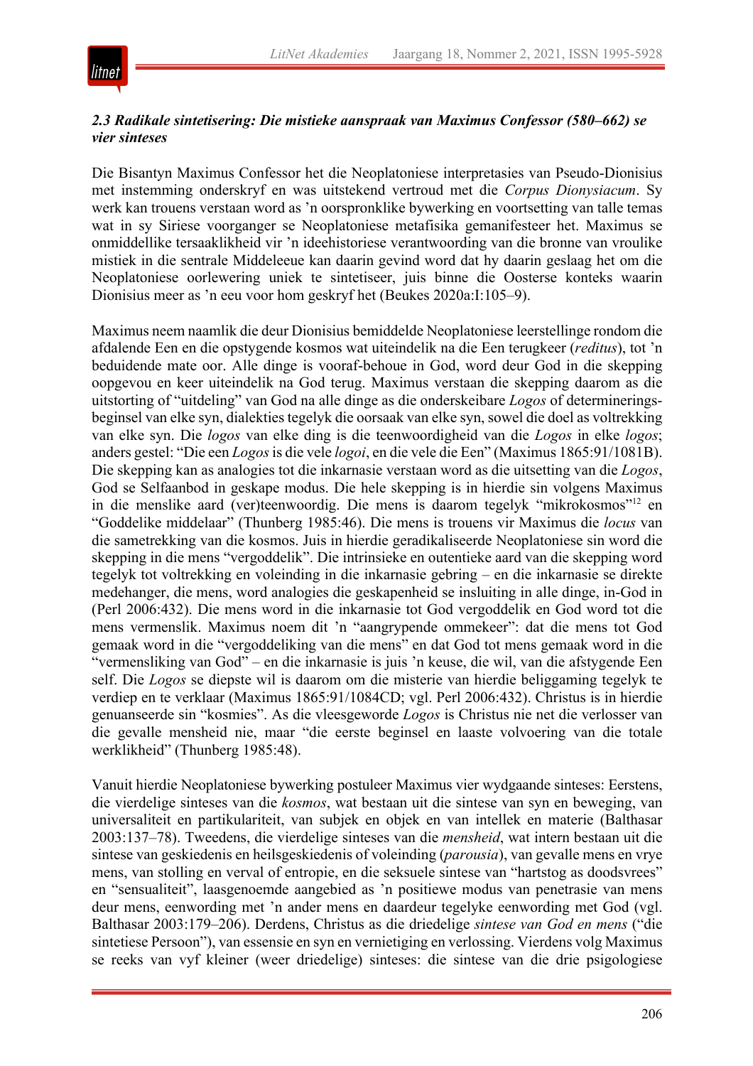### *2.3 Radikale sintetisering: Die mistieke aanspraak van Maximus Confessor (580–662) se vier sinteses*

Die Bisantyn Maximus Confessor het die Neoplatoniese interpretasies van Pseudo-Dionisius met instemming onderskryf en was uitstekend vertroud met die *Corpus Dionysiacum*. Sy werk kan trouens verstaan word as 'n oorspronklike bywerking en voortsetting van talle temas wat in sy Siriese voorganger se Neoplatoniese metafisika gemanifesteer het. Maximus se onmiddellike tersaaklikheid vir 'n ideehistoriese verantwoording van die bronne van vroulike mistiek in die sentrale Middeleeue kan daarin gevind word dat hy daarin geslaag het om die Neoplatoniese oorlewering uniek te sintetiseer, juis binne die Oosterse konteks waarin Dionisius meer as 'n eeu voor hom geskryf het (Beukes 2020a:I:105–9).

Maximus neem naamlik die deur Dionisius bemiddelde Neoplatoniese leerstellinge rondom die afdalende Een en die opstygende kosmos wat uiteindelik na die Een terugkeer (*reditus*), tot 'n beduidende mate oor. Alle dinge is vooraf-behoue in God, word deur God in die skepping oopgevou en keer uiteindelik na God terug. Maximus verstaan die skepping daarom as die uitstorting of "uitdeling" van God na alle dinge as die onderskeibare *Logos* of determineringsbeginsel van elke syn, dialekties tegelyk die oorsaak van elke syn, sowel die doel as voltrekking van elke syn. Die *logos* van elke ding is die teenwoordigheid van die *Logos* in elke *logos*; anders gestel: "Die een *Logos* is die vele *logoi*, en die vele die Een" (Maximus 1865:91/1081B). Die skepping kan as analogies tot die inkarnasie verstaan word as die uitsetting van die *Logos*, God se Selfaanbod in geskape modus. Die hele skepping is in hierdie sin volgens Maximus in die menslike aard (ver)teenwoordig. Die mens is daarom tegelyk "mikrokosmos"[12] en "Goddelike middelaar" (Thunberg 1985:46). Die mens is trouens vir Maximus die *locus* van die sametrekking van die kosmos. Juis in hierdie geradikaliseerde Neoplatoniese sin word die skepping in die mens "vergoddelik". Die intrinsieke en outentieke aard van die skepping word tegelyk tot voltrekking en voleinding in die inkarnasie gebring – en die inkarnasie se direkte medehanger, die mens, word analogies die geskapenheid se insluiting in alle dinge, in-God in (Perl 2006:432). Die mens word in die inkarnasie tot God vergoddelik en God word tot die mens vermenslik. Maximus noem dit 'n "aangrypende ommekeer": dat die mens tot God gemaak word in die "vergoddeliking van die mens" en dat God tot mens gemaak word in die "vermensliking van God" – en die inkarnasie is juis 'n keuse, die wil, van die afstygende Een self. Die *Logos* se diepste wil is daarom om die misterie van hierdie beliggaming tegelyk te verdiep en te verklaar (Maximus 1865:91/1084CD; vgl. Perl 2006:432). Christus is in hierdie genuanseerde sin "kosmies". As die vleesgeworde *Logos* is Christus nie net die verlosser van die gevalle mensheid nie, maar "die eerste beginsel en laaste volvoering van die totale werklikheid" (Thunberg 1985:48).

Vanuit hierdie Neoplatoniese bywerking postuleer Maximus vier wydgaande sinteses: Eerstens, die vierdelige sinteses van die *kosmos*, wat bestaan uit die sintese van syn en beweging, van universaliteit en partikulariteit, van subjek en objek en van intellek en materie (Balthasar 2003:137–78). Tweedens, die vierdelige sinteses van die *mensheid*, wat intern bestaan uit die sintese van geskiedenis en heilsgeskiedenis of voleinding (*parousia*), van gevalle mens en vrye mens, van stolling en verval of entropie, en die seksuele sintese van "hartstog as doodsvrees" en "sensualiteit", laasgenoemde aangebied as 'n positiewe modus van penetrasie van mens deur mens, eenwording met 'n ander mens en daardeur tegelyke eenwording met God (vgl. Balthasar 2003:179–206). Derdens, Christus as die driedelige *sintese van God en mens* ("die sintetiese Persoon"), van essensie en syn en vernietiging en verlossing. Vierdens volg Maximus se reeks van vyf kleiner (weer driedelige) sinteses: die sintese van die drie psigologiese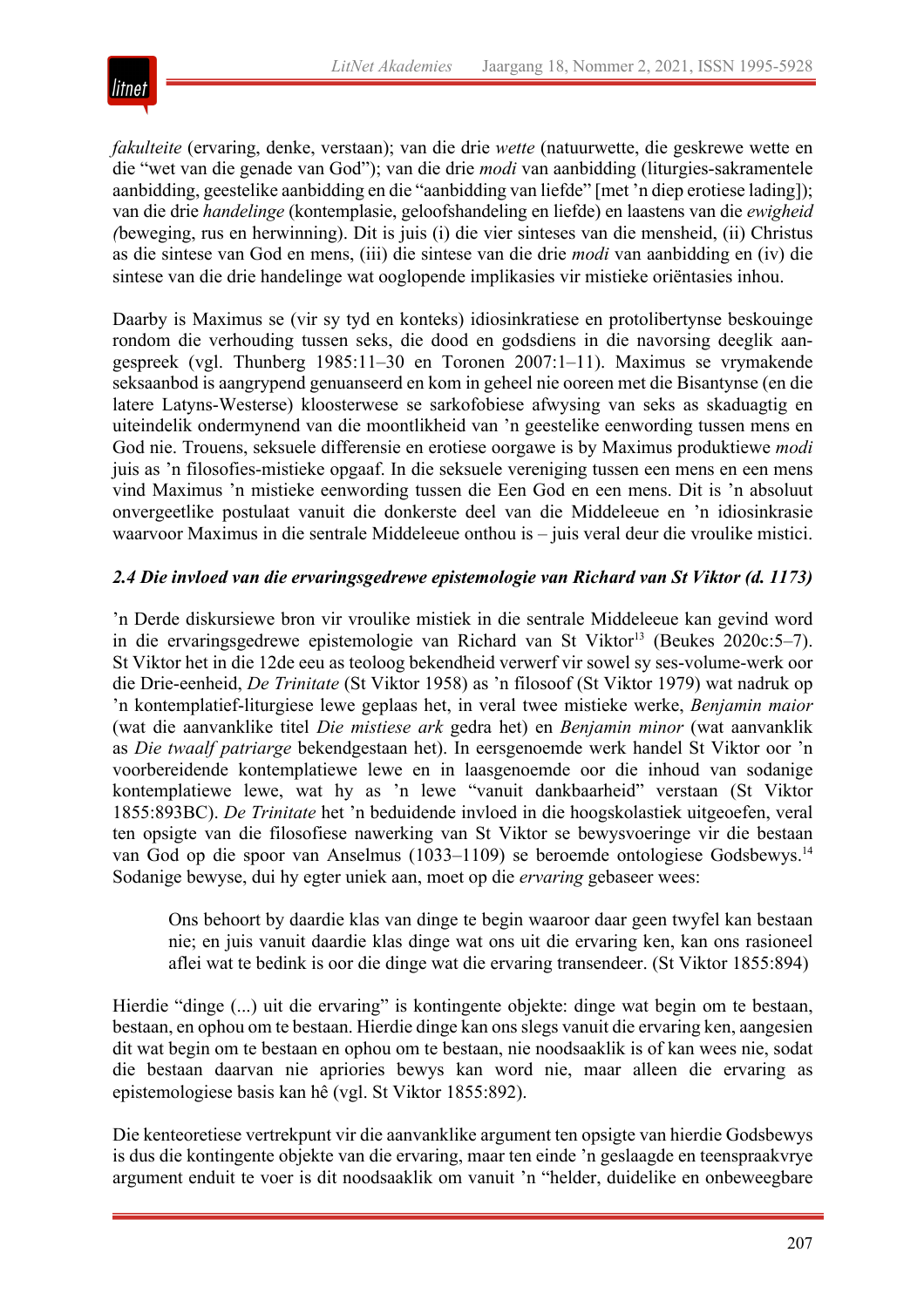*fakulteite* (ervaring, denke, verstaan); van die drie *wette* (natuurwette, die geskrewe wette en die "wet van die genade van God"); van die drie *modi* van aanbidding (liturgies-sakramentele aanbidding, geestelike aanbidding en die "aanbidding van liefde" [met 'n diep erotiese lading]); van die drie *handelinge* (kontemplasie, geloofshandeling en liefde) en laastens van die *ewigheid (*beweging, rus en herwinning). Dit is juis (i) die vier sinteses van die mensheid, (ii) Christus as die sintese van God en mens, (iii) die sintese van die drie *modi* van aanbidding en (iv) die sintese van die drie handelinge wat ooglopende implikasies vir mistieke oriëntasies inhou.

Daarby is Maximus se (vir sy tyd en konteks) idiosinkratiese en protolibertynse beskouinge rondom die verhouding tussen seks, die dood en godsdiens in die navorsing deeglik aangespreek (vgl. Thunberg 1985:11–30 en Toronen 2007:1–11). Maximus se vrymakende seksaanbod is aangrypend genuanseerd en kom in geheel nie ooreen met die Bisantynse (en die latere Latyns-Westerse) kloosterwese se sarkofobiese afwysing van seks as skaduagtig en uiteindelik ondermynend van die moontlikheid van 'n geestelike eenwording tussen mens en God nie. Trouens, seksuele differensie en erotiese oorgawe is by Maximus produktiewe *modi* juis as 'n filosofies-mistieke opgaaf. In die seksuele vereniging tussen een mens en een mens vind Maximus 'n mistieke eenwording tussen die Een God en een mens. Dit is 'n absoluut onvergeetlike postulaat vanuit die donkerste deel van die Middeleeue en 'n idiosinkrasie waarvoor Maximus in die sentrale Middeleeue onthou is – juis veral deur die vroulike mistici.

### *2.4 Die invloed van die ervaringsgedrewe epistemologie van Richard van St Viktor (d. 1173)*

'n Derde diskursiewe bron vir vroulike mistiek in die sentrale Middeleeue kan gevind word in die ervaringsgedrewe epistemologie van Richard van St Viktor[13] (Beukes 2020c:5–7). St Viktor het in die 12de eeu as teoloog bekendheid verwerf vir sowel sy ses-volume-werk oor die Drie-eenheid, *De Trinitate* (St Viktor 1958) as 'n filosoof (St Viktor 1979) wat nadruk op 'n kontemplatief-liturgiese lewe geplaas het, in veral twee mistieke werke, *Benjamin maior* (wat die aanvanklike titel *Die mistiese ark* gedra het) en *Benjamin minor* (wat aanvanklik as *Die twaalf patriarge* bekendgestaan het). In eersgenoemde werk handel St Viktor oor 'n voorbereidende kontemplatiewe lewe en in laasgenoemde oor die inhoud van sodanige kontemplatiewe lewe, wat hy as 'n lewe "vanuit dankbaarheid" verstaan (St Viktor 1855:893BC). *De Trinitate* het 'n beduidende invloed in die hoogskolastiek uitgeoefen, veral ten opsigte van die filosofiese nawerking van St Viktor se bewysvoeringe vir die bestaan van God op die spoor van Anselmus (1033–1109) se beroemde ontologiese Godsbewys.[14] Sodanige bewyse, dui hy egter uniek aan, moet op die *ervaring* gebaseer wees:

> Ons behoort by daardie klas van dinge te begin waaroor daar geen twyfel kan bestaan nie; en juis vanuit daardie klas dinge wat ons uit die ervaring ken, kan ons rasioneel aflei wat te bedink is oor die dinge wat die ervaring transendeer. (St Viktor 1855:894)

Hierdie "dinge (...) uit die ervaring" is kontingente objekte: dinge wat begin om te bestaan, bestaan, en ophou om te bestaan. Hierdie dinge kan ons slegs vanuit die ervaring ken, aangesien dit wat begin om te bestaan en ophou om te bestaan, nie noodsaaklik is of kan wees nie, sodat die bestaan daarvan nie apriories bewys kan word nie, maar alleen die ervaring as epistemologiese basis kan hê (vgl. St Viktor 1855:892).

Die kenteoretiese vertrekpunt vir die aanvanklike argument ten opsigte van hierdie Godsbewys is dus die kontingente objekte van die ervaring, maar ten einde 'n geslaagde en teenspraakvrye argument enduit te voer is dit noodsaaklik om vanuit 'n "helder, duidelike en onbeweegbare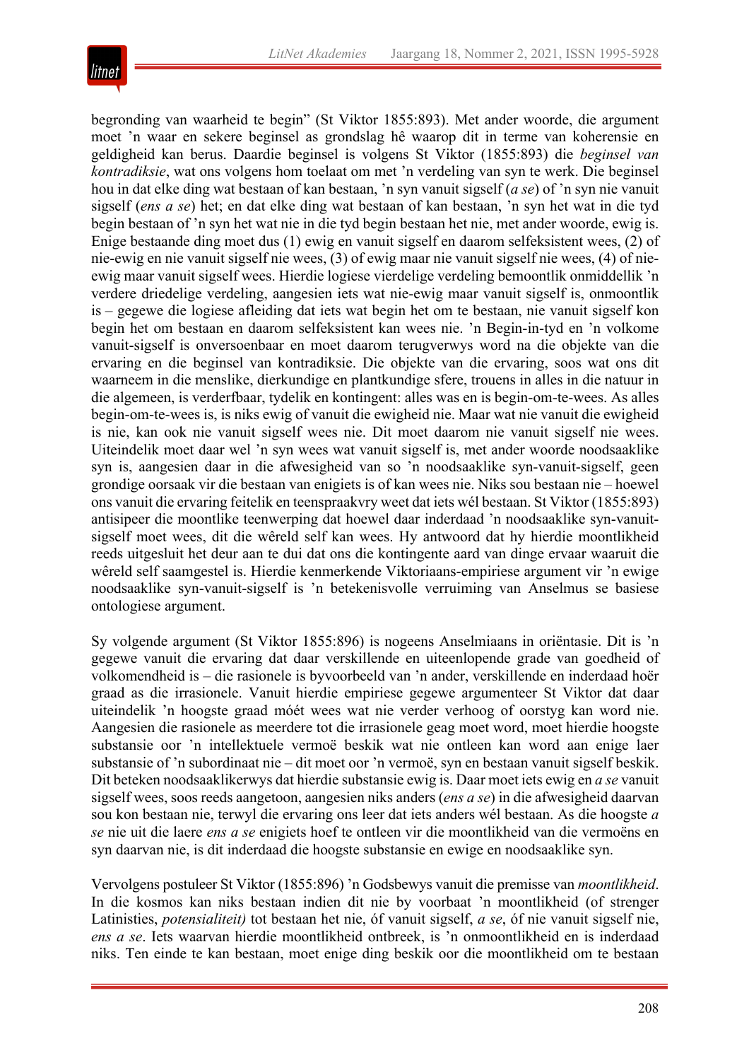begronding van waarheid te begin" (St Viktor 1855:893). Met ander woorde, die argument moet 'n waar en sekere beginsel as grondslag hê waarop dit in terme van koherensie en geldigheid kan berus. Daardie beginsel is volgens St Viktor (1855:893) die *beginsel van kontradiksie*, wat ons volgens hom toelaat om met 'n verdeling van syn te werk. Die beginsel hou in dat elke ding wat bestaan of kan bestaan, 'n syn vanuit sigself (*a se*) of 'n syn nie vanuit sigself (*ens a se*) het; en dat elke ding wat bestaan of kan bestaan, 'n syn het wat in die tyd begin bestaan of 'n syn het wat nie in die tyd begin bestaan het nie, met ander woorde, ewig is. Enige bestaande ding moet dus (1) ewig en vanuit sigself en daarom selfeksistent wees, (2) of nie-ewig en nie vanuit sigself nie wees, (3) of ewig maar nie vanuit sigself nie wees, (4) of nie-ewig maar vanuit sigself wees. Hierdie logiese vierdelige verdeling bemoontlik onmiddellik 'n verdere driedelige verdeling, aangesien iets wat nie-ewig maar vanuit sigself is, onmoontlik is – gegewe die logiese afleiding dat iets wat begin het om te bestaan, nie vanuit sigself kon begin het om bestaan en daarom selfeksistent kan wees nie. 'n Begin-in-tyd en 'n volkome vanuit-sigself is onversoenbaar en moet daarom terugverwys word na die objekte van die ervaring en die beginsel van kontradiksie. Die objekte van die ervaring, soos wat ons dit waarneem in die menslike, dierkundige en plantkundige sfere, trouens in alles in die natuur in die algemeen, is verderfbaar, tydelik en kontingent: alles was en is begin-om-te-wees. As alles begin-om-te-wees is, is niks ewig of vanuit die ewigheid nie. Maar wat nie vanuit die ewigheid is nie, kan ook nie vanuit sigself wees nie. Dit moet daarom nie vanuit sigself nie wees. Uiteindelik moet daar wel 'n syn wees wat vanuit sigself is, met ander woorde noodsaaklike syn is, aangesien daar in die afwesigheid van so 'n noodsaaklike syn-vanuit-sigself, geen grondige oorsaak vir die bestaan van enigiets is of kan wees nie. Niks sou bestaan nie – hoewel ons vanuit die ervaring feitelik en teenspraakvry weet dat iets wél bestaan. St Viktor (1855:893) antisipeer die moontlike teenwerping dat hoewel daar inderdaad 'n noodsaaklike syn-vanuit-sigself moet wees, dit die wêreld self kan wees. Hy antwoord dat hy hierdie moontlikheid reeds uitgesluit het deur aan te dui dat ons die kontingente aard van dinge ervaar waaruit die wêreld self saamgestel is. Hierdie kenmerkende Viktoriaans-empiriese argument vir 'n ewige noodsaaklike syn-vanuit-sigself is 'n betekenisvolle verruiming van Anselmus se basiese ontologiese argument.

Sy volgende argument (St Viktor 1855:896) is nogeens Anselmiaans in oriëntasie. Dit is 'n gegewe vanuit die ervaring dat daar verskillende en uiteenlopende grade van goedheid of volkomendheid is – die rasionele is byvoorbeeld van 'n ander, verskillende en inderdaad hoër graad as die irrasionele. Vanuit hierdie empiriese gegewe argumenteer St Viktor dat daar uiteindelik 'n hoogste graad móét wees wat nie verder verhoog of oorstyg kan word nie. Aangesien die rasionele as meerdere tot die irrasionele geag moet word, moet hierdie hoogste substansie oor 'n intellektuele vermoë beskik wat nie ontleen kan word aan enige laer substansie of 'n subordinaat nie – dit moet oor 'n vermoë, syn en bestaan vanuit sigself beskik. Dit beteken noodsaaklikerwys dat hierdie substansie ewig is. Daar moet iets ewig en *a se* vanuit sigself wees, soos reeds aangetoon, aangesien niks anders (*ens a se*) in die afwesigheid daarvan sou kon bestaan nie, terwyl die ervaring ons leer dat iets anders wél bestaan. As die hoogste *a se* nie uit die laere *ens a se* enigiets hoef te ontleen vir die moontlikheid van die vermoëns en syn daarvan nie, is dit inderdaad die hoogste substansie en ewige en noodsaaklike syn.

Vervolgens postuleer St Viktor (1855:896) 'n Godsbewys vanuit die premisse van *moontlikheid*. In die kosmos kan niks bestaan indien dit nie by voorbaat 'n moontlikheid (of strenger Latinisties, *potensialiteit)* tot bestaan het nie, óf vanuit sigself, *a se*, óf nie vanuit sigself nie, *ens a se*. Iets waarvan hierdie moontlikheid ontbreek, is 'n onmoontlikheid en is inderdaad niks. Ten einde te kan bestaan, moet enige ding beskik oor die moontlikheid om te bestaan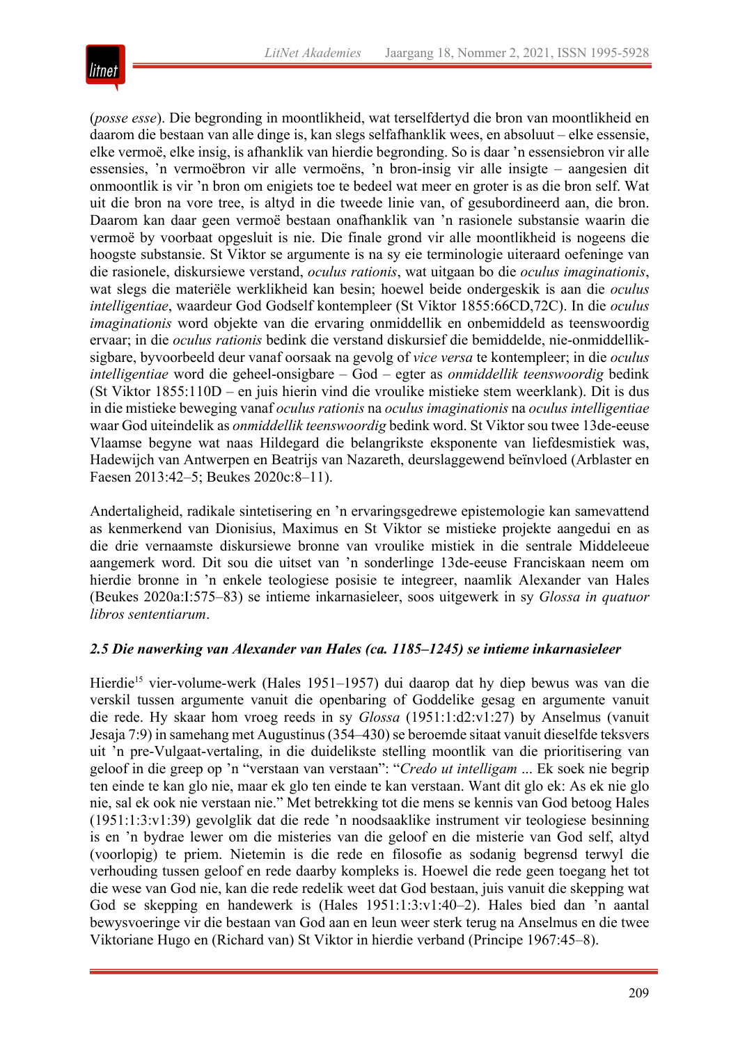(*posse esse*). Die begronding in moontlikheid, wat terselfdertyd die bron van moontlikheid en daarom die bestaan van alle dinge is, kan slegs selfafhanklik wees, en absoluut – elke essensie, elke vermoë, elke insig, is afhanklik van hierdie begronding. So is daar ’n essensiebron vir alle essensies, ’n vermoëbron vir alle vermoëns, ’n bron-insig vir alle insigte – aangesien dit onmoontlik is vir ’n bron om enigiets toe te bedeel wat meer en groter is as die bron self. Wat uit die bron na vore tree, is altyd in die tweede linie van, of gesubordineerd aan, die bron. Daarom kan daar geen vermoë bestaan onafhanklik van ’n rasionele substansie waarin die vermoë by voorbaat opgesluit is nie. Die finale grond vir alle moontlikheid is nogeens die hoogste substansie. St Viktor se argumente is na sy eie terminologie uiteraard oefeninge van die rasionele, diskursiewe verstand, *oculus rationis*, wat uitgaan bo die *oculus imaginationis*, wat slegs die materiële werklikheid kan besin; hoewel beide ondergeskik is aan die *oculus intelligentiae*, waardeur God Godself kontempleer (St Viktor 1855:66CD,72C). In die *oculus imaginationis* word objekte van die ervaring onmiddellik en onbemiddeld as teenswoordig ervaar; in die *oculus rationis* bedink die verstand diskursief die bemiddelde, nie-onmiddellik-sigbare, byvoorbeeld deur vanaf oorsaak na gevolg of *vice versa* te kontempleer; in die *oculus intelligentiae* word die geheel-onsigbare – God – egter as *onmiddellik teenswoordig* bedink (St Viktor 1855:110D – en juis hierin vind die vroulike mistieke stem weerklank). Dit is dus in die mistieke beweging vanaf *oculus rationis* na *oculus imaginationis* na *oculus intelligentiae* waar God uiteindelik as *onmiddellik teenswoordig* bedink word. St Viktor sou twee 13de-eeuse Vlaamse begyne wat naas Hildegard die belangrikste eksponente van liefdesmistiek was, Hadewijch van Antwerpen en Beatrijs van Nazareth, deurslaggewend beïnvloed (Arblaster en Faesen 2013:42–5; Beukes 2020c:8–11).

Andertaligheid, radikale sintetisering en ’n ervaringsgedrewe epistemologie kan samevattend as kenmerkend van Dionisius, Maximus en St Viktor se mistieke projekte aangedui en as die drie vernaamste diskursiewe bronne van vroulike mistiek in die sentrale Middeleeue aangemerk word. Dit sou die uitset van ’n sonderlinge 13de-eeuse Franciskaan neem om hierdie bronne in ’n enkele teologiese posisie te integreer, naamlik Alexander van Hales (Beukes 2020a:I:575–83) se intieme inkarnasieleer, soos uitgewerk in sy *Glossa in quatuor libros sententiarum*.

### *2.5 Die nawerking van Alexander van Hales (ca. 1185–1245) se intieme inkarnasieleer*

Hierdie[15] vier-volume-werk (Hales 1951–1957) dui daarop dat hy diep bewus was van die verskil tussen argumente vanuit die openbaring of Goddelike gesag en argumente vanuit die rede. Hy skaar hom vroeg reeds in sy *Glossa* (1951:1:d2:v1:27) by Anselmus (vanuit Jesaja 7:9) in samehang met Augustinus (354–430) se beroemde sitaat vanuit dieselfde teksvers uit ’n pre-Vulgaat-vertaling, in die duidelikste stelling moontlik van die prioritisering van geloof in die greep op ’n "verstaan van verstaan": "*Credo ut intelligam* ... Ek soek nie begrip ten einde te kan glo nie, maar ek glo ten einde te kan verstaan. Want dit glo ek: As ek nie glo nie, sal ek ook nie verstaan nie." Met betrekking tot die mens se kennis van God betoog Hales (1951:1:3:v1:39) gevolglik dat die rede ’n noodsaaklike instrument vir teologiese besinning is en ’n bydrae lewer om die misteries van die geloof en die misterie van God self, altyd (voorlopig) te priem. Nietemin is die rede en filosofie as sodanig begrensd terwyl die verhouding tussen geloof en rede daarby kompleks is. Hoewel die rede geen toegang het tot die wese van God nie, kan die rede redelik weet dat God bestaan, juis vanuit die skepping wat God se skepping en handewerk is (Hales 1951:1:3:v1:40–2). Hales bied dan ’n aantal bewysvoeringe vir die bestaan van God aan en leun weer sterk terug na Anselmus en die twee Viktoriane Hugo en (Richard van) St Viktor in hierdie verband (Principe 1967:45–8).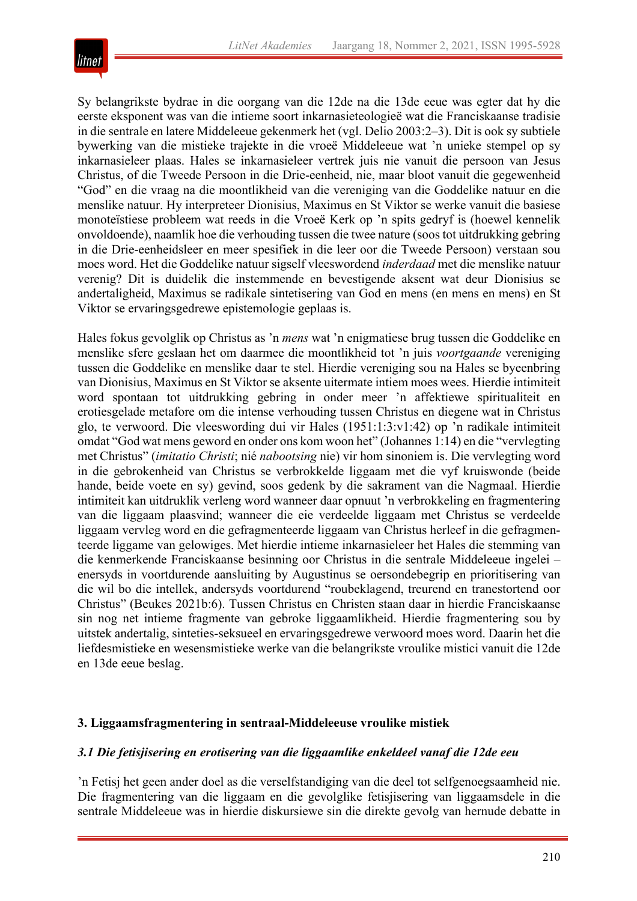Sy belangrikste bydrae in die oorgang van die 12de na die 13de eeue was egter dat hy die eerste eksponent was van die intieme soort inkarnasieteologieë wat die Franciskaanse tradisie in die sentrale en latere Middeleeue gekenmerk het (vgl. Delio 2003:2–3). Dit is ook sy subtiele bywerking van die mistieke trajekte in die vroeë Middeleeue wat 'n unieke stempel op sy inkarnasieleer plaas. Hales se inkarnasieleer vertrek juis nie vanuit die persoon van Jesus Christus, of die Tweede Persoon in die Drie-eenheid, nie, maar bloot vanuit die gegewenheid "God" en die vraag na die moontlikheid van die vereniging van die Goddelike natuur en die menslike natuur. Hy interpreteer Dionisius, Maximus en St Viktor se werke vanuit die basiese monoteïstiese probleem wat reeds in die Vroeë Kerk op 'n spits gedryf is (hoewel kennelik onvoldoende), naamlik hoe die verhouding tussen die twee nature (soos tot uitdrukking gebring in die Drie-eenheidsleer en meer spesifiek in die leer oor die Tweede Persoon) verstaan sou moes word. Het die Goddelike natuur sigself vleeswordend *inderdaad* met die menslike natuur verenig? Dit is duidelik die instemmende en bevestigende aksent wat deur Dionisius se andertaligheid, Maximus se radikale sintetisering van God en mens (en mens en mens) en St Viktor se ervaringsgedrewe epistemologie geplaas is.

Hales fokus gevolglik op Christus as 'n *mens* wat 'n enigmatiese brug tussen die Goddelike en menslike sfere geslaan het om daarmee die moontlikheid tot 'n juis *voortgaande* vereniging tussen die Goddelike en menslike daar te stel. Hierdie vereniging sou na Hales se byeenbring van Dionisius, Maximus en St Viktor se aksente uitermate intiem moes wees. Hierdie intimiteit word spontaan tot uitdrukking gebring in onder meer 'n affektiewe spiritualiteit en erotiesgelade metafore om die intense verhouding tussen Christus en diegene wat in Christus glo, te verwoord. Die vleeswording dui vir Hales (1951:1:3:v1:42) op 'n radikale intimiteit omdat "God wat mens geword en onder ons kom woon het" (Johannes 1:14) en die "vervlegting met Christus" (*imitatio Christi*; nié *nabootsing* nie) vir hom sinoniem is. Die vervlegting word in die gebrokenheid van Christus se verbrokkelde liggaam met die vyf kruiswonde (beide hande, beide voete en sy) gevind, soos gedenk by die sakrament van die Nagmaal. Hierdie intimiteit kan uitdruklik verleng word wanneer daar opnuut 'n verbrokkeling en fragmentering van die liggaam plaasvind; wanneer die eie verdeelde liggaam met Christus se verdeelde liggaam vervleg word en die gefragmenteerde liggaam van Christus herleef in die gefragmenteerde liggame van gelowiges. Met hierdie intieme inkarnasieleer het Hales die stemming van die kenmerkende Franciskaanse besinning oor Christus in die sentrale Middeleeue ingelei – enersyds in voortdurende aansluiting by Augustinus se oersondebegrip en prioritisering van die wil bo die intellek, andersyds voortdurend "roubeklagend, treurend en tranestortend oor Christus" (Beukes 2021b:6). Tussen Christus en Christene staan daar in hierdie Franciskaanse sin nog net intieme fragmente van gebroke liggaamlikheid. Hierdie fragmentering sou by uitstek andertalig, sinteties-seksueel en ervaringsgedrewe verwoord moes word. Daarin het die liefdesmistieke en wesensmistieke werke van die belangrikste vroulike mistici vanuit die 12de en 13de eeue beslag.

## 3. Liggaamsfragmentering in sentraal-Middeleeuse vroulike mistiek

### *3.1 Die fetisjisering en erotisering van die liggaamlike enkeldeel vanaf die 12de eeu*

'n Fetisj het geen ander doel as die verselfstandiging van die deel tot selfgenoegsaamheid nie. Die fragmentering van die liggaam en die gevolglike fetisjisering van liggaamsdele in die sentrale Middeleeue was in hierdie diskursiewe sin die direkte gevolg van hernude debatte in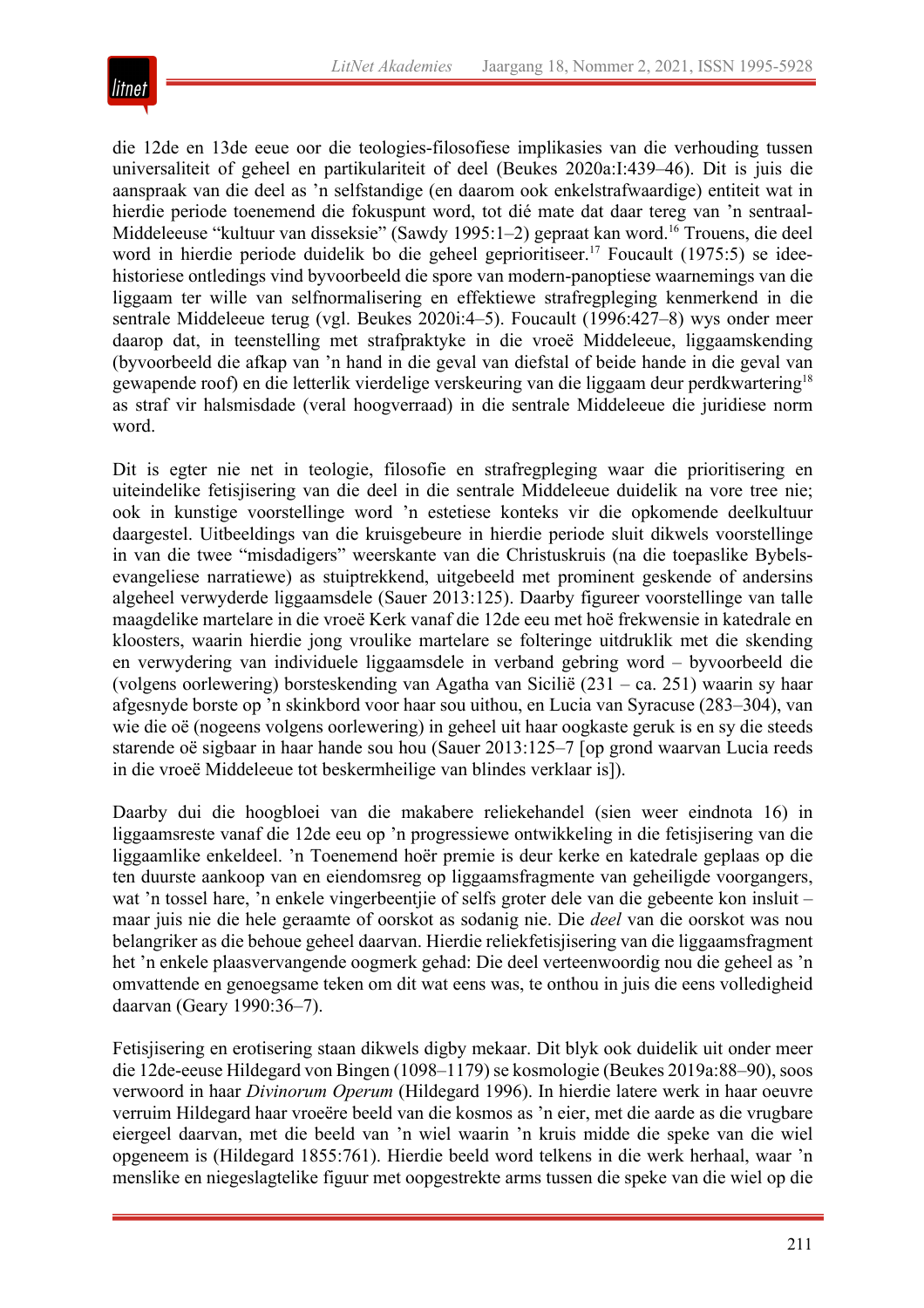die 12de en 13de eeue oor die teologies-filosofiese implikasies van die verhouding tussen universaliteit of geheel en partikulariteit of deel (Beukes 2020a:I:439–46). Dit is juis die aanspraak van die deel as 'n selfstandige (en daarom ook enkelstrafwaardige) entiteit wat in hierdie periode toenemend die fokuspunt word, tot dié mate dat daar tereg van 'n sentraal-Middeleeuse "kultuur van disseksie" (Sawdy 1995:1–2) gepraat kan word.[16] Trouens, die deel word in hierdie periode duidelik bo die geheel geprioritiseer.[17] Foucault (1975:5) se idee-historiese ontledings vind byvoorbeeld die spore van modern-panoptiese waarnemings van die liggaam ter wille van selfnormalisering en effektiewe strafregpleging kenmerkend in die sentrale Middeleeue terug (vgl. Beukes 2020i:4–5). Foucault (1996:427–8) wys onder meer daarop dat, in teenstelling met strafpraktyke in die vroeë Middeleeue, liggaamskending (byvoorbeeld die afkap van 'n hand in die geval van diefstal of beide hande in die geval van gewapende roof) en die letterlik vierdelige verskeuring van die liggaam deur perdkwartering[18] as straf vir halsmisdade (veral hoogverraad) in die sentrale Middeleeue die juridiese norm word.

Dit is egter nie net in teologie, filosofie en strafregpleging waar die prioritisering en uiteindelike fetisjisering van die deel in die sentrale Middeleeue duidelik na vore tree nie; ook in kunstige voorstellinge word 'n estetiese konteks vir die opkomende deelkultuur daargestel. Uitbeeldings van die kruisgebeure in hierdie periode sluit dikwels voorstellinge in van die twee "misdadigers" weerskante van die Christuskruis (na die toepaslike Bybels-evangeliese narratiewe) as stuiptrekkend, uitgebeeld met prominent geskende of andersins algeheel verwyderde liggaamsdele (Sauer 2013:125). Daarby figureer voorstellinge van talle maagdelike martelare in die vroeë Kerk vanaf die 12de eeu met hoë frekwensie in katedrale en kloosters, waarin hierdie jong vroulike martelare se folteringe uitdruklik met die skending en verwydering van individuele liggaamsdele in verband gebring word – byvoorbeeld die (volgens oorlewering) borsteskending van Agatha van Sicilië (231 – ca. 251) waarin sy haar afgesnyde borste op 'n skinkbord voor haar sou uithou, en Lucia van Syracuse (283–304), van wie die oë (nogeens volgens oorlewering) in geheel uit haar oogkaste geruk is en sy die steeds starende oë sigbaar in haar hande sou hou (Sauer 2013:125–7 [op grond waarvan Lucia reeds in die vroeë Middeleeue tot beskermheilige van blindes verklaar is]).

Daarby dui die hoogbloei van die makabere reliekehandel (sien weer eindnota 16) in liggaamsreste vanaf die 12de eeu op 'n progressiewe ontwikkeling in die fetisjisering van die liggaamlike enkeldeel. 'n Toenemend hoër premie is deur kerke en katedrale geplaas op die ten duurste aankoop van en eiendomsreg op liggaamsfragmente van geheiligde voorgangers, wat 'n tossel hare, 'n enkele vingerbeentjie of selfs groter dele van die gebeente kon insluit – maar juis nie die hele geraamte of oorskot as sodanig nie. Die *deel* van die oorskot was nou belangriker as die behoue geheel daarvan. Hierdie reliekfetisjisering van die liggaamsfragment het 'n enkele plaasvervangende oogmerk gehad: Die deel verteenwoordig nou die geheel as 'n omvattende en genoegsame teken om dit wat eens was, te onthou in juis die eens volledigheid daarvan (Geary 1990:36–7).

Fetisjisering en erotisering staan dikwels digby mekaar. Dit blyk ook duidelik uit onder meer die 12de-eeuse Hildegard von Bingen (1098–1179) se kosmologie (Beukes 2019a:88–90), soos verwoord in haar *Divinorum Operum* (Hildegard 1996). In hierdie latere werk in haar oeuvre verruim Hildegard haar vroeëre beeld van die kosmos as 'n eier, met die aarde as die vrugbare eiergeel daarvan, met die beeld van 'n wiel waarin 'n kruis midde die speke van die wiel opgeneem is (Hildegard 1855:761). Hierdie beeld word telkens in die werk herhaal, waar 'n menslike en niegeslagtelike figuur met oopgestrekte arms tussen die speke van die wiel op die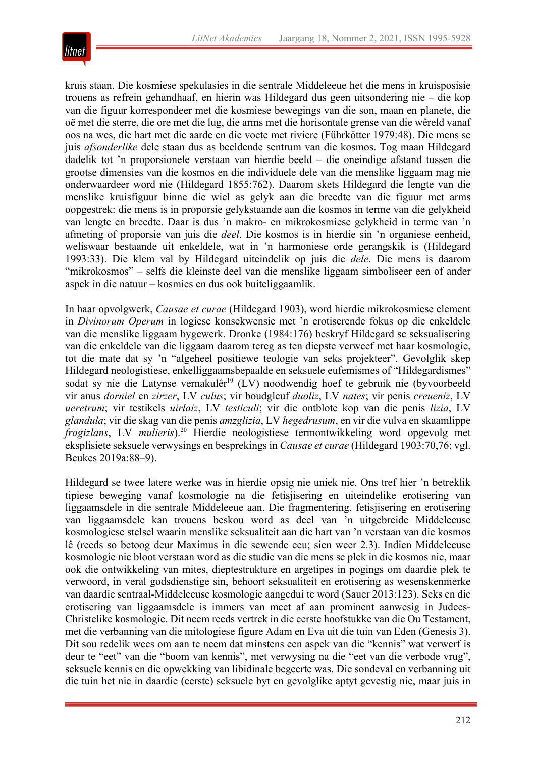kruis staan. Die kosmiese spekulasies in die sentrale Middeleeue het die mens in kruisposisie trouens as refrein gehandhaaf, en hierin was Hildegard dus geen uitsondering nie – die kop van die figuur korrespondeer met die kosmiese bewegings van die son, maan en planete, die oë met die sterre, die ore met die lug, die arms met die horisontale grense van die wêreld vanaf oos na wes, die hart met die aarde en die voete met riviere (Führkötter 1979:48). Die mens se juis *afsonderlike* dele staan dus as beeldende sentrum van die kosmos. Tog maan Hildegard dadelik tot 'n proporsionele verstaan van hierdie beeld – die oneindige afstand tussen die grootse dimensies van die kosmos en die individuele dele van die menslike liggaam mag nie onderwaardeer word nie (Hildegard 1855:762). Daarom skets Hildegard die lengte van die menslike kruisfiguur binne die wiel as gelyk aan die breedte van die figuur met arms oopgestrek: die mens is in proporsie gelykstaande aan die kosmos in terme van die gelykheid van lengte en breedte. Daar is dus 'n makro- en mikrokosmiese gelykheid in terme van 'n afmeting of proporsie van juis die *deel*. Die kosmos is in hierdie sin 'n organiese eenheid, weliswaar bestaande uit enkeldele, wat in 'n harmoniese orde gerangskik is (Hildegard 1993:33). Die klem val by Hildegard uiteindelik op juis die *dele*. Die mens is daarom "mikrokosmos" – selfs die kleinste deel van die menslike liggaam simboliseer een of ander aspek in die natuur – kosmies en dus ook buiteliggaamlik.

In haar opvolgwerk, *Causae et curae* (Hildegard 1903), word hierdie mikrokosmiese element in *Divinorum Operum* in logiese konsekwensie met 'n erotiserende fokus op die enkeldele van die menslike liggaam bygewerk. Dronke (1984:176) beskryf Hildegard se seksualisering van die enkeldele van die liggaam daarom tereg as ten diepste verweef met haar kosmologie, tot die mate dat sy 'n "algeheel positiewe teologie van seks projekteer". Gevolglik skep Hildegard neologistiese, enkelliggaamsbepaalde en seksuele eufemismes of "Hildegardismes" sodat sy nie die Latynse vernakulêr[19] (LV) noodwendig hoef te gebruik nie (byvoorbeeld vir anus *dorniel* en *zirzer*, LV *culus*; vir boudgleuf *duoliz*, LV *nates*; vir penis *creueniz*, LV *ueretrum*; vir testikels *uirlaiz*, LV *testiculi*; vir die ontblote kop van die penis *lizia*, LV *glandula*; vir die skag van die penis *amzglizia*, LV *hegedrusum*, en vir die vulva en skaamlippe *fragizlans*, LV *mulieris*).[20] Hierdie neologistiese termontwikkeling word opgevolg met eksplisiete seksuele verwysings en besprekings in *Causae et curae* (Hildegard 1903:70,76; vgl. Beukes 2019a:88–9).

Hildegard se twee latere werke was in hierdie opsig nie uniek nie. Ons tref hier 'n betreklik tipiese beweging vanaf kosmologie na die fetisjisering en uiteindelike erotisering van liggaamsdele in die sentrale Middeleeue aan. Die fragmentering, fetisjisering en erotisering van liggaamsdele kan trouens beskou word as deel van 'n uitgebreide Middeleeuse kosmologiese stelsel waarin menslike seksualiteit aan die hart van 'n verstaan van die kosmos lê (reeds so betoog deur Maximus in die sewende eeu; sien weer 2.3). Indien Middeleeuse kosmologie nie bloot verstaan word as die studie van die mens se plek in die kosmos nie, maar ook die ontwikkeling van mites, dieptestrukture en argetipes in pogings om daardie plek te verwoord, in veral godsdienstige sin, behoort seksualiteit en erotisering as wesenskenmerke van daardie sentraal-Middeleeuse kosmologie aangedui te word (Sauer 2013:123). Seks en die erotisering van liggaamsdele is immers van meet af aan prominent aanwesig in Judees-Christelike kosmologie. Dit neem reeds vertrek in die eerste hoofstukke van die Ou Testament, met die verbanning van die mitologiese figure Adam en Eva uit die tuin van Eden (Genesis 3). Dit sou redelik wees om aan te neem dat minstens een aspek van die "kennis" wat verwerf is deur te "eet" van die "boom van kennis", met verwysing na die "eet van die verbode vrug", seksuele kennis en die opwekking van libidinale begeerte was. Die sondeval en verbanning uit die tuin het nie in daardie (eerste) seksuele byt en gevolglike aptyt gevestig nie, maar juis in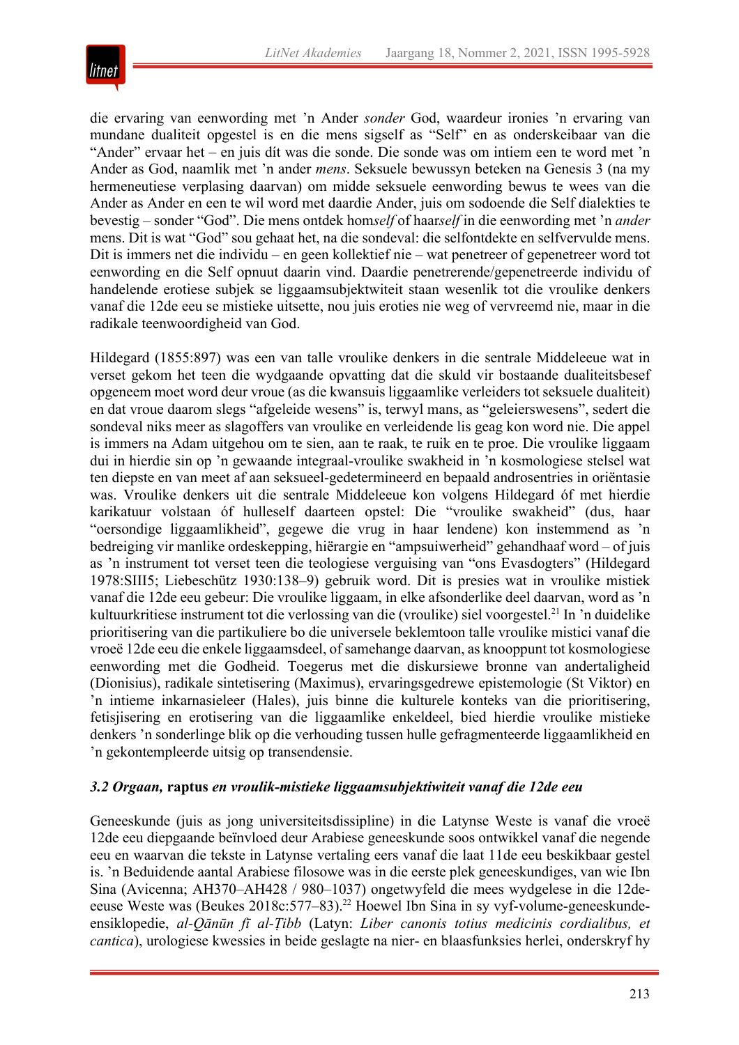die ervaring van eenwording met ’n Ander *sonder* God, waardeur ironies ’n ervaring van mundane dualiteit opgestel is en die mens sigself as “Self” en as onderskeibaar van die “Ander” ervaar het – en juis dít was die sonde. Die sonde was om intiem een te word met ’n Ander as God, naamlik met ’n ander *mens*. Seksuele bewussyn beteken na Genesis 3 (na my hermeneutiese verplasing daarvan) om midde seksuele eenwording bewus te wees van die Ander as Ander en een te wil word met daardie Ander, juis om sodoende die Self dialekties te bevestig – sonder “God”. Die mens ontdek hom*self* of haar*self* in die eenwording met ’n *ander* mens. Dit is wat “God” sou gehaat het, na die sondeval: die selfontdekte en selfvervulde mens. Dit is immers net die individu – en geen kollektief nie – wat penetreer of gepenetreer word tot eenwording en die Self opnuut daarin vind. Daardie penetrerende/gepenetreerde individu of handelende erotiese subjek se liggaamsubjektwiteit staan wesenlik tot die vroulike denkers vanaf die 12de eeu se mistieke uitsette, nou juis eroties nie weg of vervreemd nie, maar in die radikale teenwoordigheid van God.

Hildegard (1855:897) was een van talle vroulike denkers in die sentrale Middeleeue wat in verset gekom het teen die wydgaande opvatting dat die skuld vir bestaande dualiteitsbesef opgeneem moet word deur vroue (as die kwansuis liggaamlike verleiders tot seksuele dualiteit) en dat vroue daarom slegs “afgeleide wesens” is, terwyl mans, as “geleierswesens”, sedert die sondeval niks meer as slagoffers van vroulike en verleidende lis geag kon word nie. Die appel is immers na Adam uitgehou om te sien, aan te raak, te ruik en te proe. Die vroulike liggaam dui in hierdie sin op ’n gewaande integraal-vroulike swakheid in ’n kosmologiese stelsel wat ten diepste en van meet af aan seksueel-gedetermineerd en bepaald androsentries in oriëntasie was. Vroulike denkers uit die sentrale Middeleeue kon volgens Hildegard óf met hierdie karikatuur volstaan óf hulleself daarteen opstel: Die “vroulike swakheid” (dus, haar “oersondige liggaamlikheid”, gegewe die vrug in haar lendene) kon instemmend as ’n bedreiging vir manlike ordeskepping, hiërargie en “ampsuiwerheid” gehandhaaf word – of juis as ’n instrument tot verset teen die teologiese verguising van “ons Evasdogters” (Hildegard 1978:SIII5; Liebeschütz 1930:138–9) gebruik word. Dit is presies wat in vroulike mistiek vanaf die 12de eeu gebeur: Die vroulike liggaam, in elke afsonderlike deel daarvan, word as ’n kultuurkritiese instrument tot die verlossing van die (vroulike) siel voorgestel.[21] In ’n duidelike prioritisering van die partikuliere bo die universele beklemtoon talle vroulike mistici vanaf die vroeë 12de eeu die enkele liggaamsdeel, of samehange daarvan, as knooppunt tot kosmologiese eenwording met die Godheid. Toegerus met die diskursiewe bronne van andertaligheid (Dionisius), radikale sintetisering (Maximus), ervaringsgedrewe epistemologie (St Viktor) en ’n intieme inkarnasieleer (Hales), juis binne die kulturele konteks van die prioritisering, fetisjisering en erotisering van die liggaamlike enkeldeel, bied hierdie vroulike mistieke denkers ’n sonderlinge blik op die verhouding tussen hulle gefragmenteerde liggaamlikheid en ’n gekontempleerde uitsig op transendensie.

### *3.2 Orgaan,* **raptus** *en vroulik-mistieke liggaamsubjektiwiteit vanaf die 12de eeu*

Geneeskunde (juis as jong universiteitsdissipline) in die Latynse Weste is vanaf die vroeë 12de eeu diepgaande beïnvloed deur Arabiese geneeskunde soos ontwikkel vanaf die negende eeu en waarvan die tekste in Latynse vertaling eers vanaf die laat 11de eeu beskikbaar gestel is. ’n Beduidende aantal Arabiese filosowe was in die eerste plek geneeskundiges, van wie Ibn Sina (Avicenna; AH370–AH428 / 980–1037) ongetwyfeld die mees wydgelese in die 12de-eeuse Weste was (Beukes 2018c:577–83).[22] Hoewel Ibn Sina in sy vyf-volume-geneeskunde-ensiklopedie, *al-Qānūn fī al-Ṭibb* (Latyn: *Liber canonis totius medicinis cordialibus, et cantica*), urologiese kwessies in beide geslagte na nier- en blaasfunksies herlei, onderskryf hy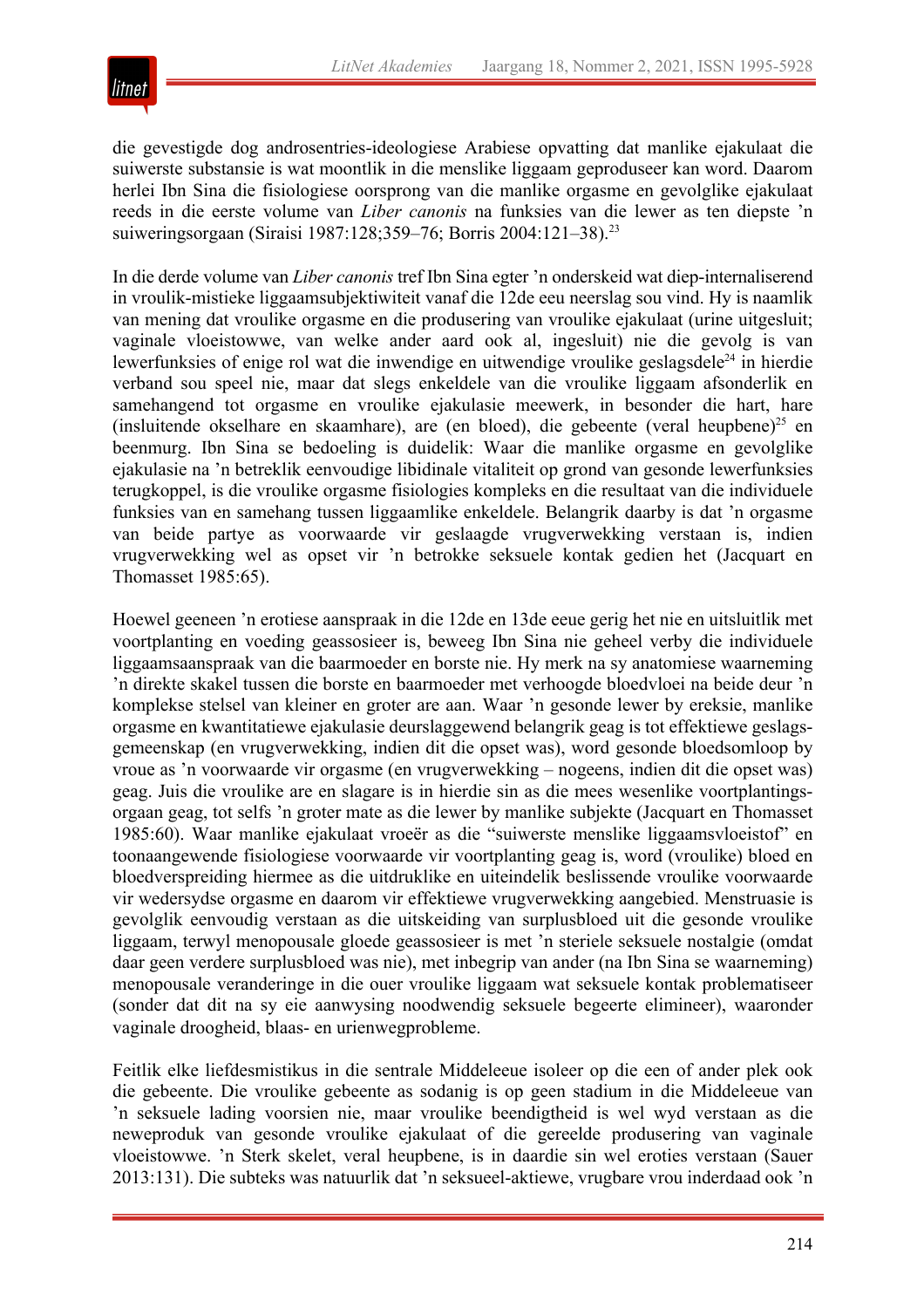die gevestigde dog androsentries-ideologiese Arabiese opvatting dat manlike ejakulaat die suiwerste substansie is wat moontlik in die menslike liggaam geproduseer kan word. Daarom herlei Ibn Sina die fisiologiese oorsprong van die manlike orgasme en gevolglike ejakulaat reeds in die eerste volume van *Liber canonis* na funksies van die lewer as ten diepste 'n suiweringsorgaan (Siraisi 1987:128;359–76; Borris 2004:121–38).[23]

In die derde volume van *Liber canonis* tref Ibn Sina egter 'n onderskeid wat diep-internaliserend in vroulik-mistieke liggaamsubjektiwiteit vanaf die 12de eeu neerslag sou vind. Hy is naamlik van mening dat vroulike orgasme en die produsering van vroulike ejakulaat (urine uitgesluit; vaginale vloeistowwe, van welke ander aard ook al, ingesluit) nie die gevolg is van lewerfunksies of enige rol wat die inwendige en uitwendige vroulike geslagsdele[24] in hierdie verband sou speel nie, maar dat slegs enkeldele van die vroulike liggaam afsonderlik en samehangend tot orgasme en vroulike ejakulasie meewerk, in besonder die hart, hare (insluitende okselhare en skaamhare), are (en bloed), die gebeente (veral heupbene)[25] en beenmurg. Ibn Sina se bedoeling is duidelik: Waar die manlike orgasme en gevolglike ejakulasie na 'n betreklik eenvoudige libidinale vitaliteit op grond van gesonde lewerfunksies terugkoppel, is die vroulike orgasme fisiologies kompleks en die resultaat van die individuele funksies van en samehang tussen liggaamlike enkeldele. Belangrik daarby is dat 'n orgasme van beide partye as voorwaarde vir geslaagde vrugverwekking verstaan is, indien vrugverwekking wel as opset vir 'n betrokke seksuele kontak gedien het (Jacquart en Thomasset 1985:65).

Hoewel geeneen 'n erotiese aanspraak in die 12de en 13de eeue gerig het nie en uitsluitlik met voortplanting en voeding geassosieer is, beweeg Ibn Sina nie geheel verby die individuele liggaamsaanspraak van die baarmoeder en borste nie. Hy merk na sy anatomiese waarneming 'n direkte skakel tussen die borste en baarmoeder met verhoogde bloedvloei na beide deur 'n komplekse stelsel van kleiner en groter are aan. Waar 'n gesonde lewer by ereksie, manlike orgasme en kwantitatiewe ejakulasie deurslaggewend belangrik geag is tot effektiewe geslagsgemeenskap (en vrugverwekking, indien dit die opset was), word gesonde bloedsomloop by vroue as 'n voorwaarde vir orgasme (en vrugverwekking – nogeens, indien dit die opset was) geag. Juis die vroulike are en slagare is in hierdie sin as die mees wesenlike voortplantingsorgaan geag, tot selfs 'n groter mate as die lewer by manlike subjekte (Jacquart en Thomasset 1985:60). Waar manlike ejakulaat vroeër as die "suiwerste menslike liggaamsvloeistof" en toonaangewende fisiologiese voorwaarde vir voortplanting geag is, word (vroulike) bloed en bloedverspreiding hiermee as die uitdruklike en uiteindelik beslissende vroulike voorwaarde vir wedersydse orgasme en daarom vir effektiewe vrugverwekking aangebied. Menstruasie is gevolglik eenvoudig verstaan as die uitskeiding van surplusbloed uit die gesonde vroulike liggaam, terwyl menopousale gloede geassosieer is met 'n steriele seksuele nostalgie (omdat daar geen verdere surplusbloed was nie), met inbegrip van ander (na Ibn Sina se waarneming) menopousale veranderinge in die ouer vroulike liggaam wat seksuele kontak problematiseer (sonder dat dit na sy eie aanwysing noodwendig seksuele begeerte elimineer), waaronder vaginale droogheid, blaas- en urienwegprobleme.

Feitlik elke liefdesmistikus in die sentrale Middeleeue isoleer op die een of ander plek ook die gebeente. Die vroulike gebeente as sodanig is op geen stadium in die Middeleeue van 'n seksuele lading voorsien nie, maar vroulike beendigtheid is wel wyd verstaan as die neweproduk van gesonde vroulike ejakulaat of die gereelde produsering van vaginale vloeistowwe. 'n Sterk skelet, veral heupbene, is in daardie sin wel eroties verstaan (Sauer 2013:131). Die subteks was natuurlik dat 'n seksueel-aktiewe, vrugbare vrou inderdaad ook 'n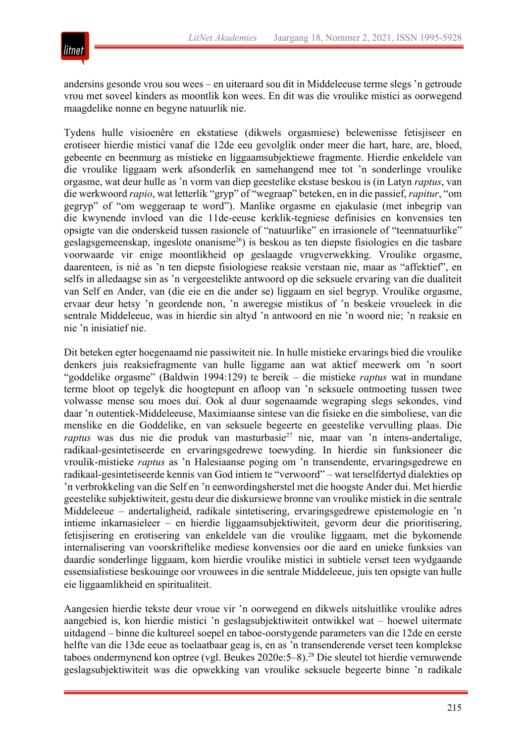andersins gesonde vrou sou wees – en uiteraard sou dit in Middeleeuse terme slegs ’n getroude vrou met soveel kinders as moontlik kon wees. En dit was die vroulike mistici as oorwegend maagdelike nonne en begyne natuurlik nie.

Tydens hulle visioenêre en ekstatiese (dikwels orgasmiese) belewenisse fetisjiseer en erotiseer hierdie mistici vanaf die 12de eeu gevolglik onder meer die hart, hare, are, bloed, gebeente en beenmurg as mistieke en liggaamsubjektiewe fragmente. Hierdie enkeldele van die vroulike liggaam werk afsonderlik en samehangend mee tot ’n sonderlinge vroulike orgasme, wat deur hulle as ’n vorm van diep geestelike ekstase beskou is (in Latyn *raptus*, van die werkwoord *rapio*, wat letterlik “gryp” of “wegraap” beteken, en in die passief, *rapitur*, “om gegryp” of “om weggeraap te word”). Manlike orgasme en ejakulasie (met inbegrip van die kwynende invloed van die 11de-eeuse kerklik-tegniese definisies en konvensies ten opsigte van die onderskeid tussen rasionele of “natuurlike” en irrasionele of “teennatuurlike” geslagsgemeenskap, ingeslote onanisme[26]) is beskou as ten diepste fisiologies en die tasbare voorwaarde vir enige moontlikheid op geslaagde vrugverwekking. Vroulike orgasme, daarenteen, is nié as ’n ten diepste fisiologiese reaksie verstaan nie, maar as “affektief”, en selfs in alledaagse sin as ’n vergeestelikte antwoord op die seksuele ervaring van die dualiteit van Self en Ander, van (die eie en die ander se) liggaam en siel begryp. Vroulike orgasme, ervaar deur hetsy ’n geordende non, ’n aweregse mistikus of ’n beskeie vroueleek in die sentrale Middeleeue, was in hierdie sin altyd ’n antwoord en nie ’n woord nie; ’n reaksie en nie ’n inisiatief nie.

Dit beteken egter hoegenaamd nie passiwiteit nie. In hulle mistieke ervarings bied die vroulike denkers juis reaksiefragmente van hulle liggame aan wat aktief meewerk om ’n soort “goddelike orgasme” (Baldwin 1994:129) te bereik – die mistieke *raptus* wat in mundane terme bloot op tegelyk die hoogtepunt en afloop van ’n seksuele ontmoeting tussen twee volwasse mense sou moes dui. Ook al duur sogenaamde wegraping slegs sekondes, vind daar ’n outentiek-Middeleeuse, Maximiaanse sintese van die fisieke en die simboliese, van die menslike en die Goddelike, en van seksuele begeerte en geestelike vervulling plaas. Die *raptus* was dus nie die produk van masturbasie[27] nie, maar van ’n intens-andertalige, radikaal-gesintetiseerde en ervaringsgedrewe toewyding. In hierdie sin funksioneer die vroulik-mistieke *raptus* as ’n Halesiaanse poging om ’n transendente, ervaringsgedrewe en radikaal-gesintetiseerde kennis van God intiem te “verwoord” – wat terselfdertyd dialekties op ’n verbrokkeling van die Self en ’n eenwordingsherstel met die hoogste Ander dui. Met hierdie geestelike subjektiwiteit, gestu deur die diskursiewe bronne van vroulike mistiek in die sentrale Middeleeue – andertaligheid, radikale sintetisering, ervaringsgedrewe epistemologie en ’n intieme inkarnasieleer – en hierdie liggaamsubjektiwiteit, gevorm deur die prioritisering, fetisjisering en erotisering van enkeldele van die vroulike liggaam, met die bykomende internalisering van voorskriftelike mediese konvensies oor die aard en unieke funksies van daardie sonderlinge liggaam, kom hierdie vroulike mistici in subtiele verset teen wydgaande essensialistiese beskouinge oor vrouwees in die sentrale Middeleeue, juis ten opsigte van hulle eie liggaamlikheid en spiritualiteit.

Aangesien hierdie tekste deur vroue vir ’n oorwegend en dikwels uitsluitlike vroulike adres aangebied is, kon hierdie mistici ’n geslagsubjektiwiteit ontwikkel wat – hoewel uitermate uitdagend – binne die kultureel soepel en taboe-oorstygende parameters van die 12de en eerste helfte van die 13de eeue as toelaatbaar geag is, en as ’n transenderende verset teen komplekse taboes ondermynend kon optree (vgl. Beukes 2020e:5–8).[28] Die sleutel tot hierdie vernuwende geslagsubjektiwiteit was die opwekking van vroulike seksuele begeerte binne ’n radikale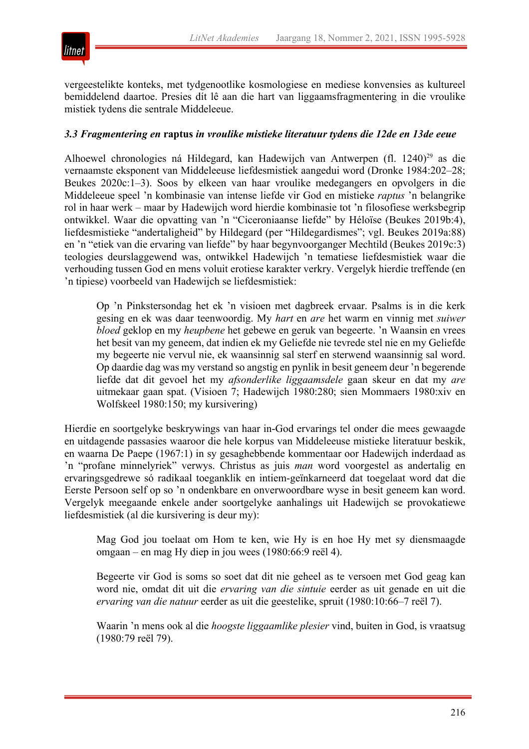vergeestelikte konteks, met tydgenootlike kosmologiese en mediese konvensies as kultureel bemiddelend daartoe. Presies dít lê aan die hart van liggaamsfragmentering in die vroulike mistiek tydens die sentrale Middeleeue.

### *3.3 Fragmentering en* **raptus** *in vroulike mistieke literatuur tydens die 12de en 13de eeue*

Alhoewel chronologies ná Hildegard, kan Hadewijch van Antwerpen (fl. 1240)[29] as die vernaamste eksponent van Middeleeuse liefdesmistiek aangedui word (Dronke 1984:202–28; Beukes 2020c:1–3). Soos by elkeen van haar vroulike medegangers en opvolgers in die Middeleeue speel ’n kombinasie van intense liefde vir God en mistieke *raptus* ’n belangrike rol in haar werk – maar by Hadewijch word hierdie kombinasie tot ’n filosofiese werksbegrip ontwikkel. Waar die opvatting van ’n "Ciceroniaanse liefde" by Héloïse (Beukes 2019b:4), liefdesmistieke "andertaligheid" by Hildegard (per "Hildegardismes"; vgl. Beukes 2019a:88) en ’n "etiek van die ervaring van liefde" by haar begynvoorganger Mechtild (Beukes 2019c:3) teologies deurslaggewend was, ontwikkel Hadewijch ’n tematiese liefdesmistiek waar die verhouding tussen God en mens voluit erotiese karakter verkry. Vergelyk hierdie treffende (en ’n tipiese) voorbeeld van Hadewijch se liefdesmistiek:

> Op ’n Pinkstersondag het ek ’n visioen met dagbreek ervaar. Psalms is in die kerk gesing en ek was daar teenwoordig. My *hart* en *are* het warm en vinnig met *suiwer bloed* geklop en my *heupbene* het gebewe en geruk van begeerte. ’n Waansin en vrees het besit van my geneem, dat indien ek my Geliefde nie tevrede stel nie en my Geliefde my begeerte nie vervul nie, ek waansinnig sal sterf en sterwend waansinnig sal word. Op daardie dag was my verstand so angstig en pynlik in besit geneem deur ’n begerende liefde dat dit gevoel het my *afsonderlike liggaamsdele* gaan skeur en dat my *are* uitmekaar gaan spat. (Visioen 7; Hadewijch 1980:280; sien Mommaers 1980:xiv en Wolfskeel 1980:150; my kursivering)

Hierdie en soortgelyke beskrywings van haar in-God ervarings tel onder die mees gewaagde en uitdagende passasies waaroor die hele korpus van Middeleeuse mistieke literatuur beskik, en waarna De Paepe (1967:1) in sy gesaghebbende kommentaar oor Hadewijch inderdaad as ’n "profane minnelyriek" verwys. Christus as juis *man* word voorgestel as andertalig en ervaringsgedrewe só radikaal toeganklik en intiem-geïnkarneerd dat toegelaat word dat die Eerste Persoon self op so ’n ondenkbare en onverwoordbare wyse in besit geneem kan word. Vergelyk meegaande enkele ander soortgelyke aanhalings uit Hadewijch se provokatiewe liefdesmistiek (al die kursivering is deur my):

> Mag God jou toelaat om Hom te ken, wie Hy is en hoe Hy met sy diensmaagde omgaan – en mag Hy diep in jou wees (1980:66:9 reël 4).

> Begeerte vir God is soms so soet dat dit nie geheel as te versoen met God geag kan word nie, omdat dit uit die *ervaring van die sintuie* eerder as uit genade en uit die *ervaring van die natuur* eerder as uit die geestelike, spruit (1980:10:66–7 reël 7).

> Waarin ’n mens ook al die *hoogste liggaamlike plesier* vind, buiten in God, is vraatsug (1980:79 reël 79).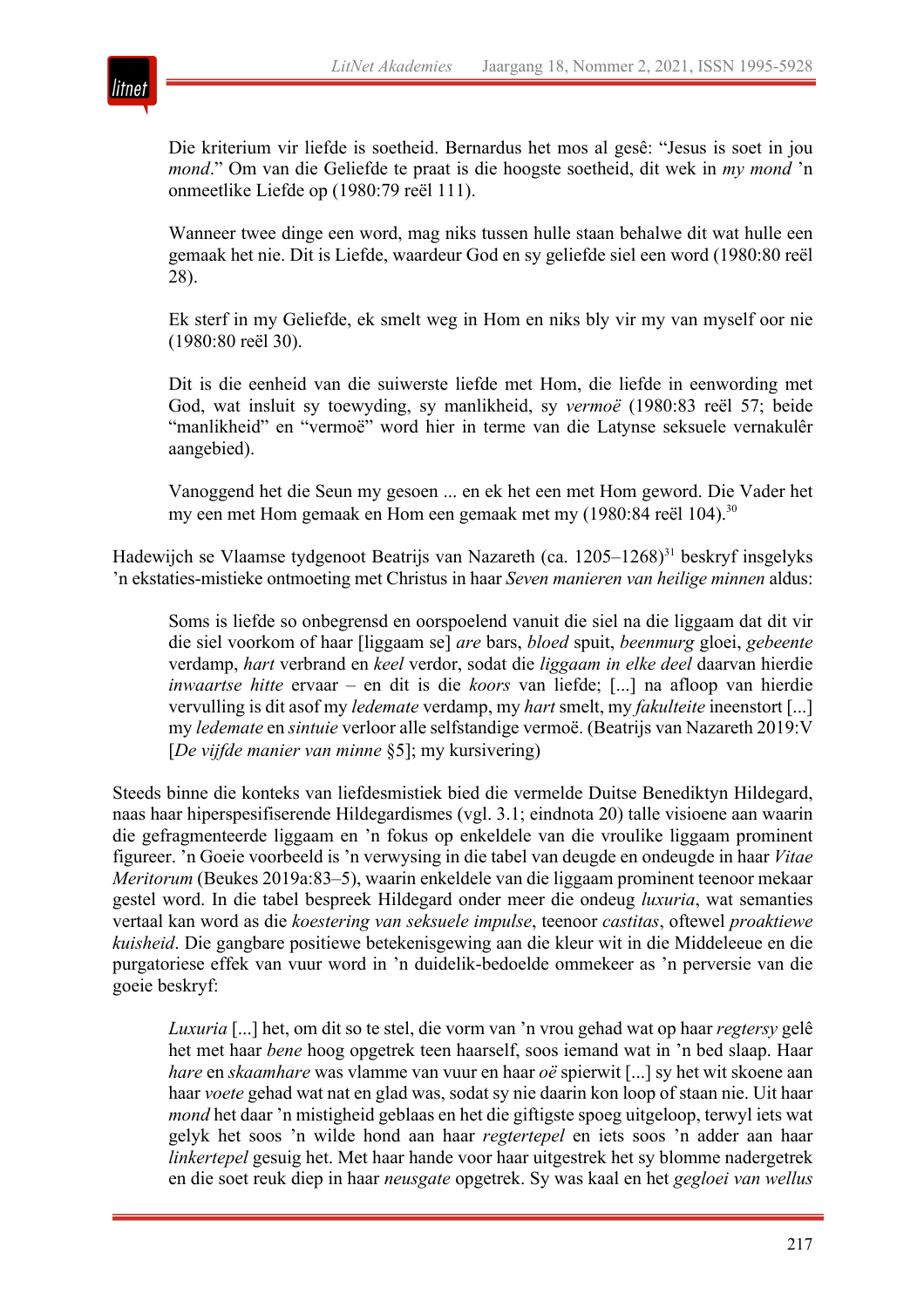> Die kriterium vir liefde is soetheid. Bernardus het mos al gesê: "Jesus is soet in jou *mond*." Om van die Geliefde te praat is die hoogste soetheid, dit wek in *my mond* 'n onmeetlike Liefde op (1980:79 reël 111).

> Wanneer twee dinge een word, mag niks tussen hulle staan behalwe dit wat hulle een gemaak het nie. Dit is Liefde, waardeur God en sy geliefde siel een word (1980:80 reël 28).

> Ek sterf in my Geliefde, ek smelt weg in Hom en niks bly vir my van myself oor nie (1980:80 reël 30).

> Dit is die eenheid van die suiwerste liefde met Hom, die liefde in eenwording met God, wat insluit sy toewyding, sy manlikheid, sy *vermoë* (1980:83 reël 57; beide "manlikheid" en "vermoë" word hier in terme van die Latynse seksuele vernakulêr aangebied).

> Vanoggend het die Seun my gesoen ... en ek het een met Hom geword. Die Vader het my een met Hom gemaak en Hom een gemaak met my (1980:84 reël 104).[30]

Hadewijch se Vlaamse tydgenoot Beatrijs van Nazareth (ca. 1205–1268)[31] beskryf insgelyks 'n ekstaties-mistieke ontmoeting met Christus in haar *Seven manieren van heilige minnen* aldus:

> Soms is liefde so onbegrensd en oorspoelend vanuit die siel na die liggaam dat dit vir die siel voorkom of haar [liggaam se] *are* bars, *bloed* spuit, *beenmurg* gloei, *gebeente* verdamp, *hart* verbrand en *keel* verdor, sodat die *liggaam in elke deel* daarvan hierdie *inwaartse hitte* ervaar – en dit is die *koors* van liefde; [...] na afloop van hierdie vervulling is dit asof my *ledemate* verdamp, my *hart* smelt, my *fakulteite* ineenstort [...] my *ledemate* en *sintuie* verloor alle selfstandige vermoë. (Beatrijs van Nazareth 2019:V [*De vijfde manier van minne* §5]; my kursivering)

Steeds binne die konteks van liefdesmistiek bied die vermelde Duitse Benediktyn Hildegard, naas haar hiperspesifiserende Hildegardismes (vgl. 3.1; eindnota 20) talle visioene aan waarin die gefragmenteerde liggaam en 'n fokus op enkeldele van die vroulike liggaam prominent figureer. 'n Goeie voorbeeld is 'n verwysing in die tabel van deugde en ondeugde in haar *Vitae Meritorum* (Beukes 2019a:83–5), waarin enkeldele van die liggaam prominent teenoor mekaar gestel word. In die tabel bespreek Hildegard onder meer die ondeug *luxuria*, wat semanties vertaal kan word as die *koestering van seksuele impulse*, teenoor *castitas*, oftewel *proaktiewe kuisheid*. Die gangbare positiewe betekenisgewing aan die kleur wit in die Middeleeue en die purgatoriese effek van vuur word in 'n duidelik-bedoelde ommekeer as 'n perversie van die goeie beskryf:

> *Luxuria* [...] het, om dit so te stel, die vorm van 'n vrou gehad wat op haar *regtersy* gelê het met haar *bene* hoog opgetrek teen haarself, soos iemand wat in 'n bed slaap. Haar *hare* en *skaamhare* was vlamme van vuur en haar *oë* spierwit [...] sy het wit skoene aan haar *voete* gehad wat nat en glad was, sodat sy nie daarin kon loop of staan nie. Uit haar *mond* het daar 'n mistigheid geblaas en het die giftigste spoeg uitgeloop, terwyl iets wat gelyk het soos 'n wilde hond aan haar *regtertepel* en iets soos 'n adder aan haar *linkertepel* gesuig het. Met haar hande voor haar uitgestrek het sy blomme nadergetrek en die soet reuk diep in haar *neusgate* opgetrek. Sy was kaal en het *gegloei van wellus*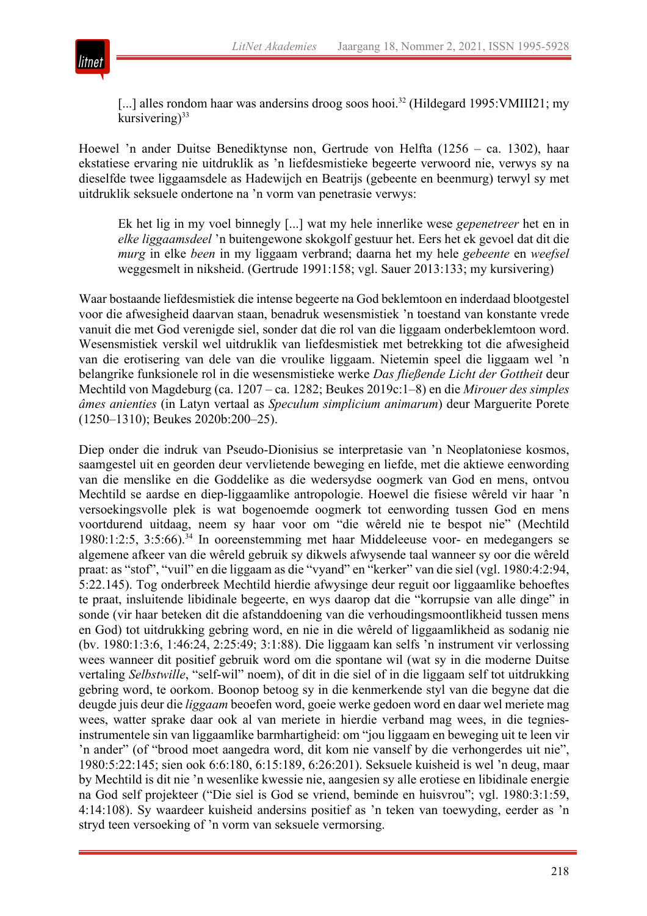> [...] alles rondom haar was andersins droog soos hooi.[32] (Hildegard 1995:VMIII21; my kursivering)[33]

Hoewel ’n ander Duitse Benediktynse non, Gertrude von Helfta (1256 – ca. 1302), haar ekstatiese ervaring nie uitdruklik as ’n liefdesmistieke begeerte verwoord nie, verwys sy na dieselfde twee liggaamsdele as Hadewijch en Beatrijs (gebeente en beenmurg) terwyl sy met uitdruklik seksuele ondertone na ’n vorm van penetrasie verwys:

> Ek het lig in my voel binnegly [...] wat my hele innerlike wese *gepenetreer* het en in *elke liggaamsdeel* ’n buitengewone skokgolf gestuur het. Eers het ek gevoel dat dit die *murg* in elke *been* in my liggaam verbrand; daarna het my hele *gebeente* en *weefsel* weggesmelt in niksheid. (Gertrude 1991:158; vgl. Sauer 2013:133; my kursivering)

Waar bostaande liefdesmistiek die intense begeerte na God beklemtoon en inderdaad blootgestel voor die afwesigheid daarvan staan, benadruk wesensmistiek ’n toestand van konstante vrede vanuit die met God verenigde siel, sonder dat die rol van die liggaam onderbeklemtoon word. Wesensmistiek verskil wel uitdruklik van liefdesmistiek met betrekking tot die afwesigheid van die erotisering van dele van die vroulike liggaam. Nietemin speel die liggaam wel ’n belangrike funksionele rol in die wesensmistieke werke *Das fließende Licht der Gottheit* deur Mechtild von Magdeburg (ca. 1207 – ca. 1282; Beukes 2019c:1–8) en die *Mirouer des simples âmes anienties* (in Latyn vertaal as *Speculum simplicium animarum*) deur Marguerite Porete (1250–1310); Beukes 2020b:200–25).

Diep onder die indruk van Pseudo-Dionisius se interpretasie van ’n Neoplatoniese kosmos, saamgestel uit en georden deur vervlietende beweging en liefde, met die aktiewe eenwording van die menslike en die Goddelike as die wedersydse oogmerk van God en mens, ontvou Mechtild se aardse en diep-liggaamlike antropologie. Hoewel die fisiese wêreld vir haar ’n versoekingsvolle plek is wat bogenoemde oogmerk tot eenwording tussen God en mens voortdurend uitdaag, neem sy haar voor om “die wêreld nie te bespot nie” (Mechtild 1980:1:2:5, 3:5:66).[34] In ooreenstemming met haar Middeleeuse voor- en medegangers se algemene afkeer van die wêreld gebruik sy dikwels afwysende taal wanneer sy oor die wêreld praat: as “stof”, “vuil” en die liggaam as die “vyand” en “kerker” van die siel (vgl. 1980:4:2:94, 5:22.145). Tog onderbreek Mechtild hierdie afwysinge deur reguit oor liggaamlike behoeftes te praat, insluitende libidinale begeerte, en wys daarop dat die “korrupsie van alle dinge” in sonde (vir haar beteken dit die afstanddoening van die verhoudingsmoontlikheid tussen mens en God) tot uitdrukking gebring word, en nie in die wêreld of liggaamlikheid as sodanig nie (bv. 1980:1:3:6, 1:46:24, 2:25:49; 3:1:88). Die liggaam kan selfs ’n instrument vir verlossing wees wanneer dit positief gebruik word om die spontane wil (wat sy in die moderne Duitse vertaling *Selbstwille*, “self-wil” noem), of dit in die siel of in die liggaam self tot uitdrukking gebring word, te oorkom. Boonop betoog sy in die kenmerkende styl van die begyne dat die deugde juis deur die *liggaam* beoefen word, goeie werke gedoen word en daar wel meriete mag wees, watter sprake daar ook al van meriete in hierdie verband mag wees, in die tegnies-instrumentele sin van liggaamlike barmhartigheid: om “jou liggaam en beweging uit te leen vir ’n ander” (of “brood moet aangedra word, dit kom nie vanself by die verhongerdes uit nie”, 1980:5:22:145; sien ook 6:6:180, 6:15:189, 6:26:201). Seksuele kuisheid is wel ’n deug, maar by Mechtild is dit nie ’n wesenlike kwessie nie, aangesien sy alle erotiese en libidinale energie na God self projekteer (“Die siel is God se vriend, beminde en huisvrou”; vgl. 1980:3:1:59, 4:14:108). Sy waardeer kuisheid andersins positief as ’n teken van toewyding, eerder as ’n stryd teen versoeking of ’n vorm van seksuele vermorsing.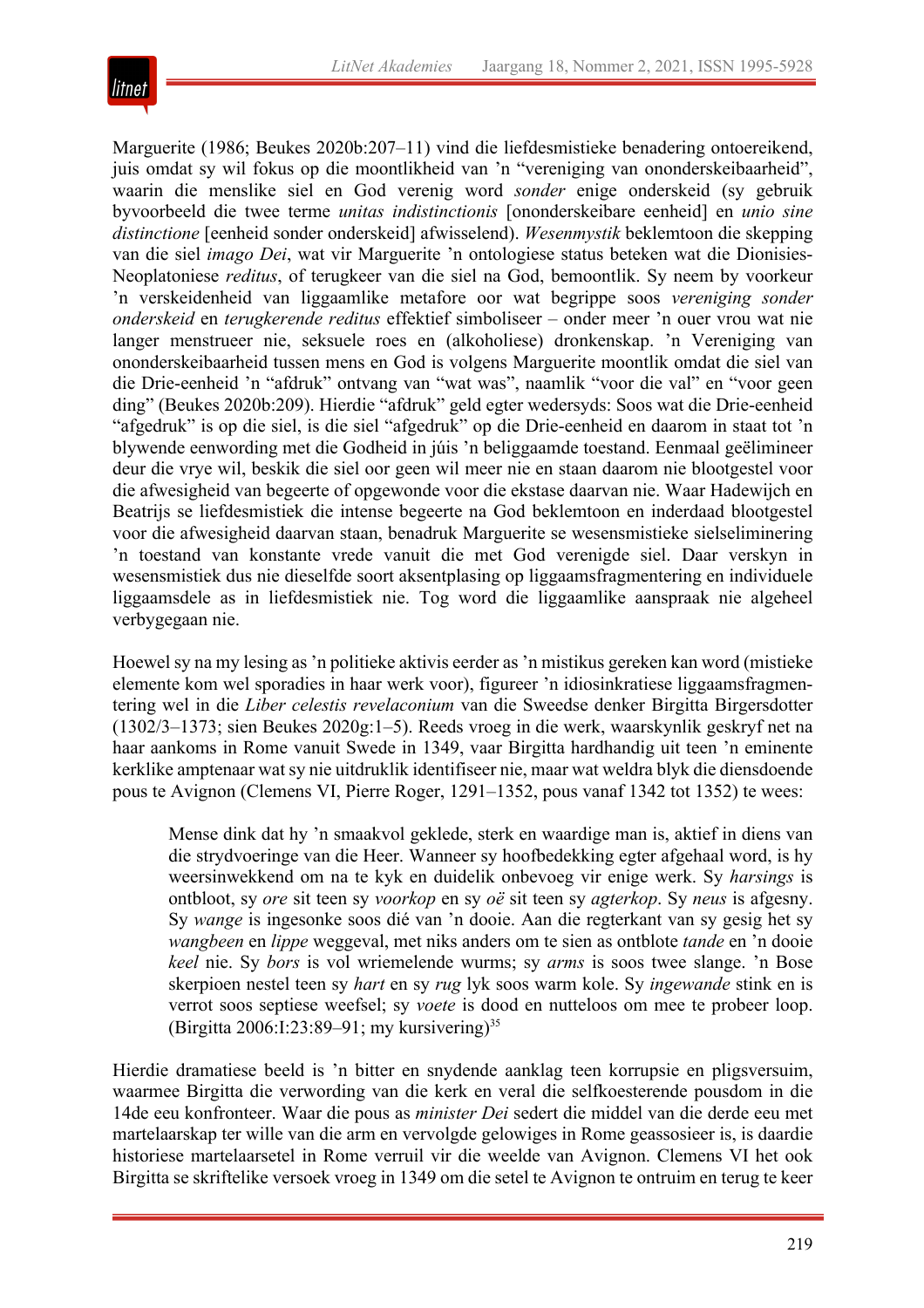Marguerite (1986; Beukes 2020b:207–11) vind die liefdesmistieke benadering ontoereikend, juis omdat sy wil fokus op die moontlikheid van ’n “vereniging van ononderskeibaarheid”, waarin die menslike siel en God verenig word *sonder* enige onderskeid (sy gebruik byvoorbeeld die twee terme *unitas indistinctionis* [ononderskeibare eenheid] en *unio sine distinctione* [eenheid sonder onderskeid] afwisselend). *Wesenmystik* beklemtoon die skepping van die siel *imago Dei*, wat vir Marguerite ’n ontologiese status beteken wat die Dionisies-Neoplatoniese *reditus*, of terugkeer van die siel na God, bemoontlik. Sy neem by voorkeur ’n verskeidenheid van liggaamlike metafore oor wat begrippe soos *vereniging sonder onderskeid* en *terugkerende reditus* effektief simboliseer – onder meer ’n ouer vrou wat nie langer menstrueer nie, seksuele roes en (alkoholiese) dronkenskap. ’n Vereniging van ononderskeibaarheid tussen mens en God is volgens Marguerite moontlik omdat die siel van die Drie-eenheid ’n “afdruk” ontvang van “wat was”, naamlik “voor die val” en “voor geen ding” (Beukes 2020b:209). Hierdie “afdruk” geld egter wedersyds: Soos wat die Drie-eenheid “afgedruk” is op die siel, is die siel “afgedruk” op die Drie-eenheid en daarom in staat tot ’n blywende eenwording met die Godheid in júis ’n beliggaamde toestand. Eenmaal geëlimineer deur die vrye wil, beskik die siel oor geen wil meer nie en staan daarom nie blootgestel voor die afwesigheid van begeerte of opgewonde voor die ekstase daarvan nie. Waar Hadewijch en Beatrijs se liefdesmistiek die intense begeerte na God beklemtoon en inderdaad blootgestel voor die afwesigheid daarvan staan, benadruk Marguerite se wesensmistieke sielseliminering ’n toestand van konstante vrede vanuit die met God verenigde siel. Daar verskyn in wesensmistiek dus nie dieselfde soort aksentplasing op liggaamsfragmentering en individuele liggaamsdele as in liefdesmistiek nie. Tog word die liggaamlike aanspraak nie algeheel verbygegaan nie.

Hoewel sy na my lesing as ’n politieke aktivis eerder as ’n mistikus gereken kan word (mistieke elemente kom wel sporadies in haar werk voor), figureer ’n idiosinkratiese liggaamsfragmentering wel in die *Liber celestis revelaconium* van die Sweedse denker Birgitta Birgersdotter (1302/3–1373; sien Beukes 2020g:1–5). Reeds vroeg in die werk, waarskynlik geskryf net na haar aankoms in Rome vanuit Swede in 1349, vaar Birgitta hardhandig uit teen ’n eminente kerklike amptenaar wat sy nie uitdruklik identifiseer nie, maar wat weldra blyk die diensdoende pous te Avignon (Clemens VI, Pierre Roger, 1291–1352, pous vanaf 1342 tot 1352) te wees:

> Mense dink dat hy ’n smaakvol geklede, sterk en waardige man is, aktief in diens van die strydvoeringe van die Heer. Wanneer sy hoofbedekking egter afgehaal word, is hy weersinwekkend om na te kyk en duidelik onbevoeg vir enige werk. Sy *harsings* is ontbloot, sy *ore* sit teen sy *voorkop* en sy *oë* sit teen sy *agterkop*. Sy *neus* is afgesny. Sy *wange* is ingesonke soos dié van ’n dooie. Aan die regterkant van sy gesig het sy *wangbeen* en *lippe* weggeval, met niks anders om te sien as ontblote *tande* en ’n dooie *keel* nie. Sy *bors* is vol wriemelende wurms; sy *arms* is soos twee slange. ’n Bose skerpioen nestel teen sy *hart* en sy *rug* lyk soos warm kole. Sy *ingewande* stink en is verrot soos septiese weefsel; sy *voete* is dood en nutteloos om mee te probeer loop. (Birgitta 2006:I:23:89–91; my kursivering)[35]

Hierdie dramatiese beeld is ’n bitter en snydende aanklag teen korrupsie en pligsversuim, waarmee Birgitta die verwording van die kerk en veral die selfkoesterende pousdom in die 14de eeu konfronteer. Waar die pous as *minister Dei* sedert die middel van die derde eeu met martelaarskap ter wille van die arm en vervolgde gelowiges in Rome geassosieer is, is daardie historiese martelaarsetel in Rome verruil vir die weelde van Avignon. Clemens VI het ook Birgitta se skriftelike versoek vroeg in 1349 om die setel te Avignon te ontruim en terug te keer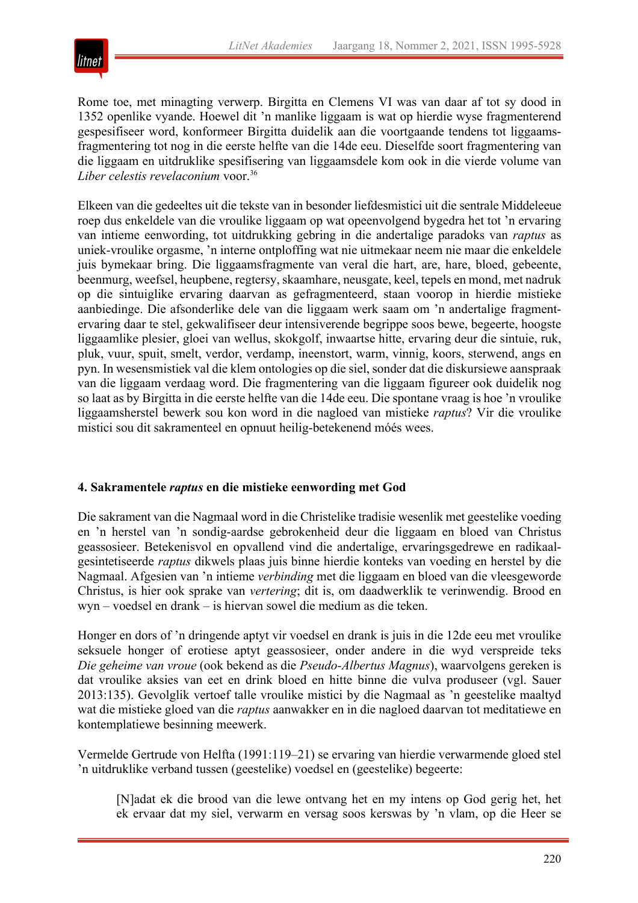Rome toe, met minagting verwerp. Birgitta en Clemens VI was van daar af tot sy dood in 1352 openlike vyande. Hoewel dit ’n manlike liggaam is wat op hierdie wyse fragmenterend gespesifiseer word, konformeer Birgitta duidelik aan die voortgaande tendens tot liggaamsfragmentering tot nog in die eerste helfte van die 14de eeu. Dieselfde soort fragmentering van die liggaam en uitdruklike spesifisering van liggaamsdele kom ook in die vierde volume van *Liber celestis revelaconium* voor.[36]

Elkeen van die gedeeltes uit die tekste van in besonder liefdesmistici uit die sentrale Middeleeue roep dus enkeldele van die vroulike liggaam op wat opeenvolgend bygedra het tot ’n ervaring van intieme eenwording, tot uitdrukking gebring in die andertalige paradoks van *raptus* as uniek-vroulike orgasme, ’n interne ontploffing wat nie uitmekaar neem nie maar die enkeldele juis bymekaar bring. Die liggaamsfragmente van veral die hart, are, hare, bloed, gebeente, beenmurg, weefsel, heupbene, regtersy, skaamhare, neusgate, keel, tepels en mond, met nadruk op die sintuiglike ervaring daarvan as gefragmenteerd, staan voorop in hierdie mistieke aanbiedinge. Die afsonderlike dele van die liggaam werk saam om ’n andertalige fragmentervaring daar te stel, gekwalifiseer deur intensiverende begrippe soos bewe, begeerte, hoogste liggaamlike plesier, gloei van wellus, skokgolf, inwaartse hitte, ervaring deur die sintuie, ruk, pluk, vuur, spuit, smelt, verdor, verdamp, ineenstort, warm, vinnig, koors, sterwend, angs en pyn. In wesensmistiek val die klem ontologies op die siel, sonder dat die diskursiewe aanspraak van die liggaam verdaag word. Die fragmentering van die liggaam figureer ook duidelik nog so laat as by Birgitta in die eerste helfte van die 14de eeu. Die spontane vraag is hoe ’n vroulike liggaamsherstel bewerk sou kon word in die nagloed van mistieke *raptus*? Vir die vroulike mistici sou dit sakramenteel en opnuut heilig-betekenend móés wees.

## 4. Sakramentele *raptus* en die mistieke eenwording met God

Die sakrament van die Nagmaal word in die Christelike tradisie wesenlik met geestelike voeding en ’n herstel van ’n sondig-aardse gebrokenheid deur die liggaam en bloed van Christus geassosieer. Betekenisvol en opvallend vind die andertalige, ervaringsgedrewe en radikaalgesintetiseerde *raptus* dikwels plaas juis binne hierdie konteks van voeding en herstel by die Nagmaal. Afgesien van ’n intieme *verbinding* met die liggaam en bloed van die vleesgeworde Christus, is hier ook sprake van *vertering*; dit is, om daadwerklik te verinwendig. Brood en wyn – voedsel en drank – is hiervan sowel die medium as die teken.

Honger en dors of ’n dringende aptyt vir voedsel en drank is juis in die 12de eeu met vroulike seksuele honger of erotiese aptyt geassosieer, onder andere in die wyd verspreide teks *Die geheime van vroue* (ook bekend as die *Pseudo-Albertus Magnus*), waarvolgens gereken is dat vroulike aksies van eet en drink bloed en hitte binne die vulva produseer (vgl. Sauer 2013:135). Gevolglik vertoef talle vroulike mistici by die Nagmaal as ’n geestelike maaltyd wat die mistieke gloed van die *raptus* aanwakker en in die nagloed daarvan tot meditatiewe en kontemplatiewe besinning meewerk.

Vermelde Gertrude von Helfta (1991:119–21) se ervaring van hierdie verwarmende gloed stel ’n uitdruklike verband tussen (geestelike) voedsel en (geestelike) begeerte:

> [N]adat ek die brood van die lewe ontvang het en my intens op God gerig het, het ek ervaar dat my siel, verwarm en versag soos kerswas by ’n vlam, op die Heer se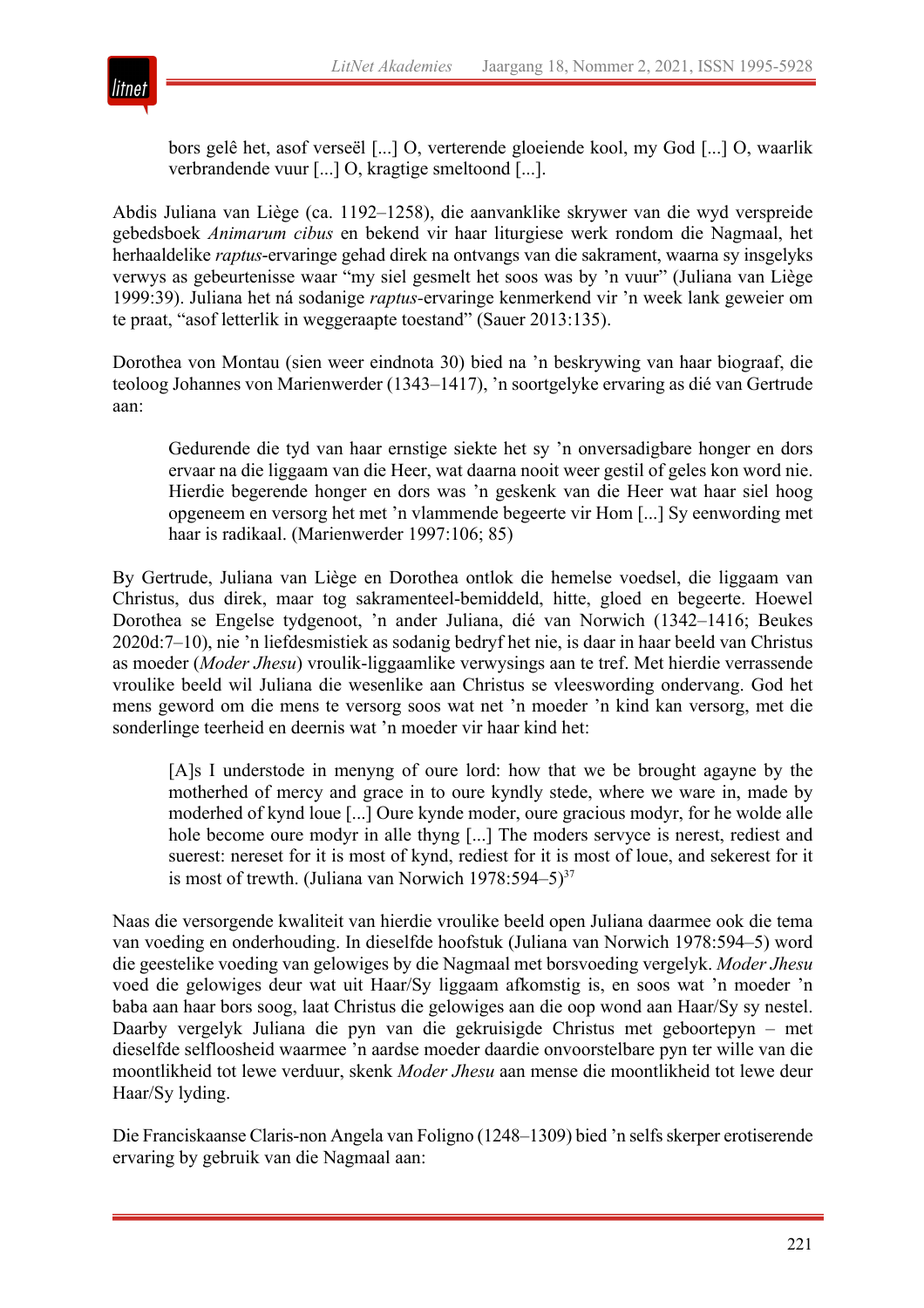> bors gelê het, asof verseël [...] O, verterende gloeiende kool, my God [...] O, waarlik verbrandende vuur [...] O, kragtige smeltoond [...].

Abdis Juliana van Liège (ca. 1192–1258), die aanvanklike skrywer van die wyd verspreide gebedsboek *Animarum cibus* en bekend vir haar liturgiese werk rondom die Nagmaal, het herhaaldelike *raptus*-ervaringe gehad direk na ontvangs van die sakrament, waarna sy insgelyks verwys as gebeurtenisse waar "my siel gesmelt het soos was by 'n vuur" (Juliana van Liège 1999:39). Juliana het ná sodanige *raptus*-ervaringe kenmerkend vir 'n week lank geweier om te praat, "asof letterlik in weggeraapte toestand" (Sauer 2013:135).

Dorothea von Montau (sien weer eindnota 30) bied na 'n beskrywing van haar biograaf, die teoloog Johannes von Marienwerder (1343–1417), 'n soortgelyke ervaring as dié van Gertrude aan:

> Gedurende die tyd van haar ernstige siekte het sy 'n onversadigbare honger en dors ervaar na die liggaam van die Heer, wat daarna nooit weer gestil of geles kon word nie. Hierdie begerende honger en dors was 'n geskenk van die Heer wat haar siel hoog opgeneem en versorg het met 'n vlammende begeerte vir Hom [...] Sy eenwording met haar is radikaal. (Marienwerder 1997:106; 85)

By Gertrude, Juliana van Liège en Dorothea ontlok die hemelse voedsel, die liggaam van Christus, dus direk, maar tog sakramenteel-bemiddeld, hitte, gloed en begeerte. Hoewel Dorothea se Engelse tydgenoot, 'n ander Juliana, dié van Norwich (1342–1416; Beukes 2020d:7–10), nie 'n liefdesmistiek as sodanig bedryf het nie, is daar in haar beeld van Christus as moeder (*Moder Jhesu*) vroulik-liggaamlike verwysings aan te tref. Met hierdie verrassende vroulike beeld wil Juliana die wesenlike aan Christus se vleeswording ondervang. God het mens geword om die mens te versorg soos wat net 'n moeder 'n kind kan versorg, met die sonderlinge teerheid en deernis wat 'n moeder vir haar kind het:

> [A]s I understode in menyng of oure lord: how that we be brought agayne by the motherhed of mercy and grace in to oure kyndly stede, where we ware in, made by moderhed of kynd loue [...] Oure kynde moder, oure gracious modyr, for he wolde alle hole become oure modyr in alle thyng [...] The moders servyce is nerest, rediest and suerest: nereset for it is most of kynd, rediest for it is most of loue, and sekerest for it is most of trewth. (Juliana van Norwich 1978:594–5)[37]

Naas die versorgende kwaliteit van hierdie vroulike beeld open Juliana daarmee ook die tema van voeding en onderhouding. In dieselfde hoofstuk (Juliana van Norwich 1978:594–5) word die geestelike voeding van gelowiges by die Nagmaal met borsvoeding vergelyk. *Moder Jhesu* voed die gelowiges deur wat uit Haar/Sy liggaam afkomstig is, en soos wat 'n moeder 'n baba aan haar bors soog, laat Christus die gelowiges aan die oop wond aan Haar/Sy sy nestel. Daarby vergelyk Juliana die pyn van die gekruisigde Christus met geboortepyn – met dieselfde selfloosheid waarmee 'n aardse moeder daardie onvoorstelbare pyn ter wille van die moontlikheid tot lewe verduur, skenk *Moder Jhesu* aan mense die moontlikheid tot lewe deur Haar/Sy lyding.

Die Franciskaanse Claris-non Angela van Foligno (1248–1309) bied 'n selfs skerper erotiserende ervaring by gebruik van die Nagmaal aan: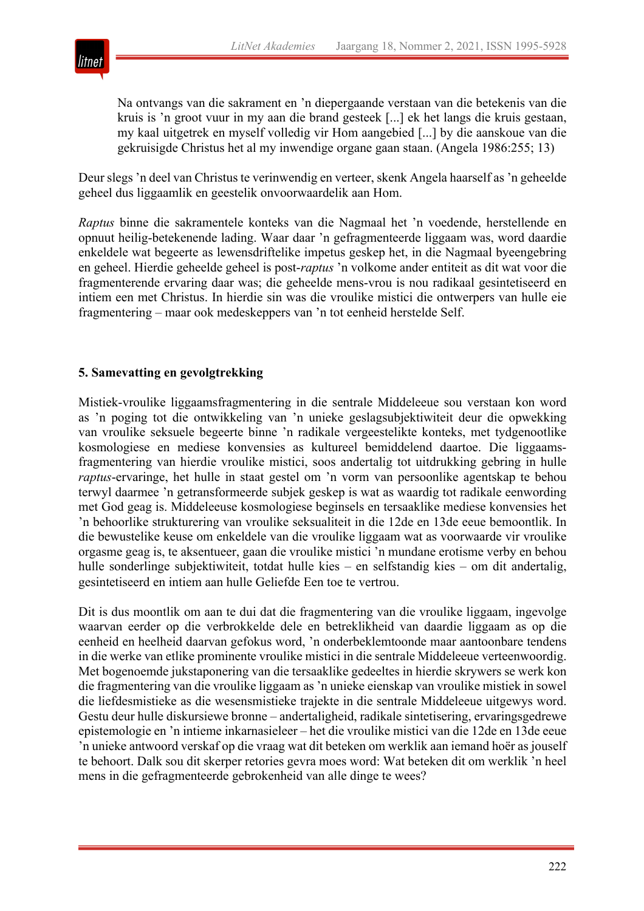> Na ontvangs van die sakrament en ’n diepergaande verstaan van die betekenis van die kruis is ’n groot vuur in my aan die brand gesteek [...] ek het langs die kruis gestaan, my kaal uitgetrek en myself volledig vir Hom aangebied [...] by die aanskoue van die gekruisigde Christus het al my inwendige organe gaan staan. (Angela 1986:255; 13)

Deur slegs ’n deel van Christus te verinwendig en verteer, skenk Angela haarself as ’n geheelde geheel dus liggaamlik en geestelik onvoorwaardelik aan Hom.

*Raptus* binne die sakramentele konteks van die Nagmaal het ’n voedende, herstellende en opnuut heilig-betekenende lading. Waar daar ’n gefragmenteerde liggaam was, word daardie enkeldele wat begeerte as lewensdriftelike impetus geskep het, in die Nagmaal byeengebring en geheel. Hierdie geheelde geheel is post-*raptus* ’n volkome ander entiteit as dit wat voor die fragmenterende ervaring daar was; die geheelde mens-vrou is nou radikaal gesintetiseerd en intiem een met Christus. In hierdie sin was die vroulike mistici die ontwerpers van hulle eie fragmentering – maar ook medeskeppers van ’n tot eenheid herstelde Self.

## 5. Samevatting en gevolgtrekking

Mistiek-vroulike liggaamsfragmentering in die sentrale Middeleeue sou verstaan kon word as ’n poging tot die ontwikkeling van ’n unieke geslagsubjektiwiteit deur die opwekking van vroulike seksuele begeerte binne ’n radikale vergeestelikte konteks, met tydgenootlike kosmologiese en mediese konvensies as kultureel bemiddelend daartoe. Die liggaamsfragmentering van hierdie vroulike mistici, soos andertalig tot uitdrukking gebring in hulle *raptus*-ervaringe, het hulle in staat gestel om ’n vorm van persoonlike agentskap te behou terwyl daarmee ’n getransformeerde subjek geskep is wat as waardig tot radikale eenwording met God geag is. Middeleeuse kosmologiese beginsels en tersaaklike mediese konvensies het ’n behoorlike strukturering van vroulike seksualiteit in die 12de en 13de eeue bemoontlik. In die bewustelike keuse om enkeldele van die vroulike liggaam wat as voorwaarde vir vroulike orgasme geag is, te aksentueer, gaan die vroulike mistici ’n mundane erotisme verby en behou hulle sonderlinge subjektiwiteit, totdat hulle kies – en selfstandig kies – om dit andertalig, gesintetiseerd en intiem aan hulle Geliefde Een toe te vertrou.

Dit is dus moontlik om aan te dui dat die fragmentering van die vroulike liggaam, ingevolge waarvan eerder op die verbrokkelde dele en betreklikheid van daardie liggaam as op die eenheid en heelheid daarvan gefokus word, ’n onderbeklemtoonde maar aantoonbare tendens in die werke van etlike prominente vroulike mistici in die sentrale Middeleeue verteenwoordig. Met bogenoemde jukstaponering van die tersaaklike gedeeltes in hierdie skrywers se werk kon die fragmentering van die vroulike liggaam as ’n unieke eienskap van vroulike mistiek in sowel die liefdesmistieke as die wesensmistieke trajekte in die sentrale Middeleeue uitgewys word. Gestu deur hulle diskursiewe bronne – andertaligheid, radikale sintetisering, ervaringsgedrewe epistemologie en ’n intieme inkarnasieleer – het die vroulike mistici van die 12de en 13de eeue ’n unieke antwoord verskaf op die vraag wat dit beteken om werklik aan iemand hoër as jouself te behoort. Dalk sou dit skerper retories gevra moes word: Wat beteken dit om werklik ’n heel mens in die gefragmenteerde gebrokenheid van alle dinge te wees?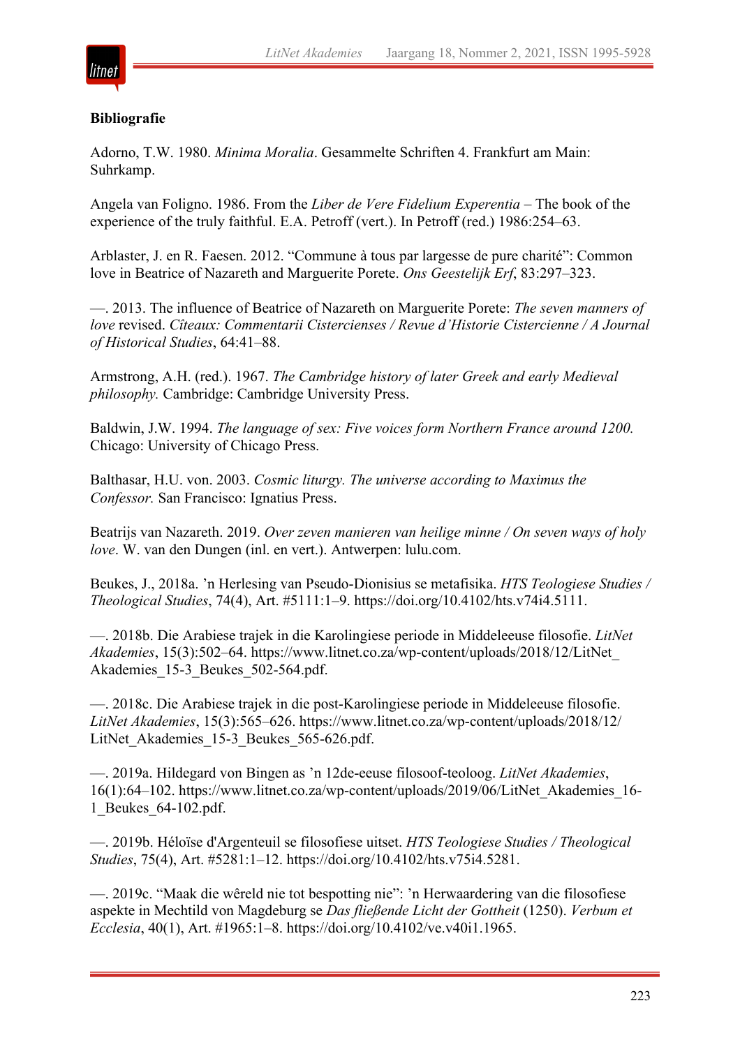**Bibliografie**

Adorno, T.W. 1980. *Minima Moralia*. Gesammelte Schriften 4. Frankfurt am Main: Suhrkamp.

Angela van Foligno. 1986. From the *Liber de Vere Fidelium Experentia* – The book of the experience of the truly faithful. E.A. Petroff (vert.). In Petroff (red.) 1986:254–63.

Arblaster, J. en R. Faesen. 2012. "Commune à tous par largesse de pure charité": Common love in Beatrice of Nazareth and Marguerite Porete. *Ons Geestelijk Erf*, 83:297–323.

—. 2013. The influence of Beatrice of Nazareth on Marguerite Porete: *The seven manners of love* revised. *Cîteaux: Commentarii Cistercienses / Revue d'Historie Cistercienne / A Journal of Historical Studies*, 64:41–88.

Armstrong, A.H. (red.). 1967. *The Cambridge history of later Greek and early Medieval philosophy.* Cambridge: Cambridge University Press.

Baldwin, J.W. 1994. *The language of sex: Five voices form Northern France around 1200.* Chicago: University of Chicago Press.

Balthasar, H.U. von. 2003. *Cosmic liturgy. The universe according to Maximus the Confessor.* San Francisco: Ignatius Press.

Beatrijs van Nazareth. 2019. *Over zeven manieren van heilige minne / On seven ways of holy love*. W. van den Dungen (inl. en vert.). Antwerpen: lulu.com.

Beukes, J., 2018a. 'n Herlesing van Pseudo-Dionisius se metafisika. *HTS Teologiese Studies / Theological Studies*, 74(4), Art. #5111:1–9. https://doi.org/10.4102/hts.v74i4.5111.

—. 2018b. Die Arabiese trajek in die Karolingiese periode in Middeleeuse filosofie. *LitNet Akademies*, 15(3):502–64. https://www.litnet.co.za/wp-content/uploads/2018/12/LitNet_Akademies_15-3_Beukes_502-564.pdf.

—. 2018c. Die Arabiese trajek in die post-Karolingiese periode in Middeleeuse filosofie. *LitNet Akademies*, 15(3):565–626. https://www.litnet.co.za/wp-content/uploads/2018/12/LitNet_Akademies_15-3_Beukes_565-626.pdf.

—. 2019a. Hildegard von Bingen as 'n 12de-eeuse filosoof-teoloog. *LitNet Akademies*, 16(1):64–102. https://www.litnet.co.za/wp-content/uploads/2019/06/LitNet_Akademies_16-1_Beukes_64-102.pdf.

—. 2019b. Héloïse d'Argenteuil se filosofiese uitset. *HTS Teologiese Studies / Theological Studies*, 75(4), Art. #5281:1–12. https://doi.org/10.4102/hts.v75i4.5281.

—. 2019c. "Maak die wêreld nie tot bespotting nie": 'n Herwaardering van die filosofiese aspekte in Mechtild von Magdeburg se *Das fließende Licht der Gottheit* (1250). *Verbum et Ecclesia*, 40(1), Art. #1965:1–8. https://doi.org/10.4102/ve.v40i1.1965.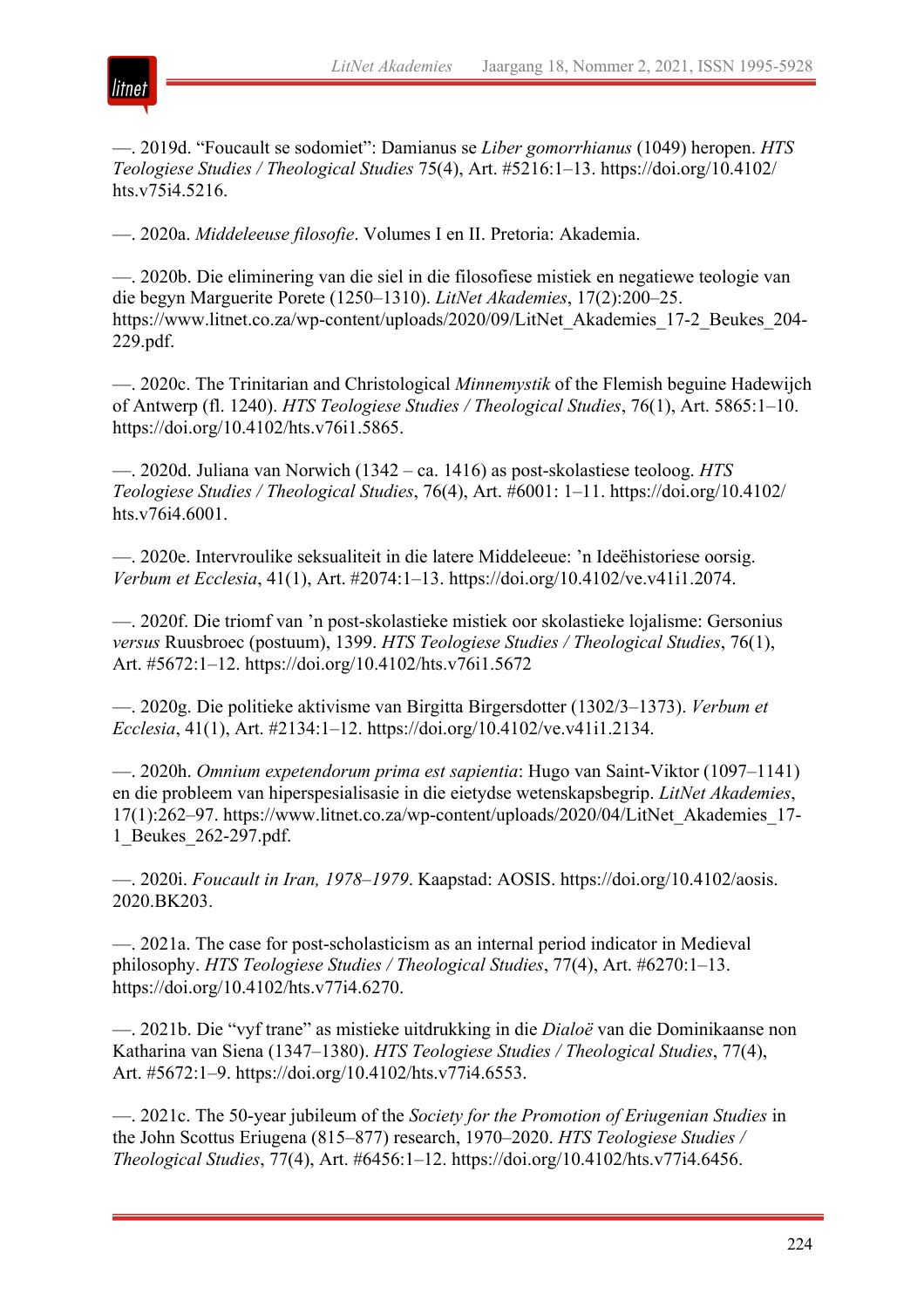—. 2019d. “Foucault se sodomiet”: Damianus se *Liber gomorrhianus* (1049) heropen. *HTS Teologiese Studies / Theological Studies* 75(4), Art. #5216:1–13. https://doi.org/10.4102/hts.v75i4.5216.

—. 2020a. *Middeleeuse filosofie*. Volumes I en II. Pretoria: Akademia.

—. 2020b. Die eliminering van die siel in die filosofiese mistiek en negatiewe teologie van die begyn Marguerite Porete (1250–1310). *LitNet Akademies*, 17(2):200–25. https://www.litnet.co.za/wp-content/uploads/2020/09/LitNet_Akademies_17-2_Beukes_204-229.pdf.

—. 2020c. The Trinitarian and Christological *Minnemystik* of the Flemish beguine Hadewijch of Antwerp (fl. 1240). *HTS Teologiese Studies / Theological Studies*, 76(1), Art. 5865:1–10. https://doi.org/10.4102/hts.v76i1.5865.

—. 2020d. Juliana van Norwich (1342 – ca. 1416) as post-skolastiese teoloog. *HTS Teologiese Studies / Theological Studies*, 76(4), Art. #6001: 1–11. https://doi.org/10.4102/hts.v76i4.6001.

—. 2020e. Intervroulike seksualiteit in die latere Middeleeue: ’n Ideëhistoriese oorsig. *Verbum et Ecclesia*, 41(1), Art. #2074:1–13. https://doi.org/10.4102/ve.v41i1.2074.

—. 2020f. Die triomf van ’n post-skolastieke mistiek oor skolastieke lojalisme: Gersonius *versus* Ruusbroec (postuum), 1399. *HTS Teologiese Studies / Theological Studies*, 76(1), Art. #5672:1–12. https://doi.org/10.4102/hts.v76i1.5672

—. 2020g. Die politieke aktivisme van Birgitta Birgersdotter (1302/3–1373). *Verbum et Ecclesia*, 41(1), Art. #2134:1–12. https://doi.org/10.4102/ve.v41i1.2134.

—. 2020h. *Omnium expetendorum prima est sapientia*: Hugo van Saint-Viktor (1097–1141) en die probleem van hiperspesialisasie in die eietydse wetenskapsbegrip. *LitNet Akademies*, 17(1):262–97. https://www.litnet.co.za/wp-content/uploads/2020/04/LitNet_Akademies_17-1_Beukes_262-297.pdf.

—. 2020i. *Foucault in Iran, 1978–1979*. Kaapstad: AOSIS. https://doi.org/10.4102/aosis.2020.BK203.

—. 2021a. The case for post-scholasticism as an internal period indicator in Medieval philosophy. *HTS Teologiese Studies / Theological Studies*, 77(4), Art. #6270:1–13. https://doi.org/10.4102/hts.v77i4.6270.

—. 2021b. Die “vyf trane” as mistieke uitdrukking in die *Dialoë* van die Dominikaanse non Katharina van Siena (1347–1380). *HTS Teologiese Studies / Theological Studies*, 77(4), Art. #5672:1–9. https://doi.org/10.4102/hts.v77i4.6553.

—. 2021c. The 50-year jubileum of the *Society for the Promotion of Eriugenian Studies* in the John Scottus Eriugena (815–877) research, 1970–2020. *HTS Teologiese Studies / Theological Studies*, 77(4), Art. #6456:1–12. https://doi.org/10.4102/hts.v77i4.6456.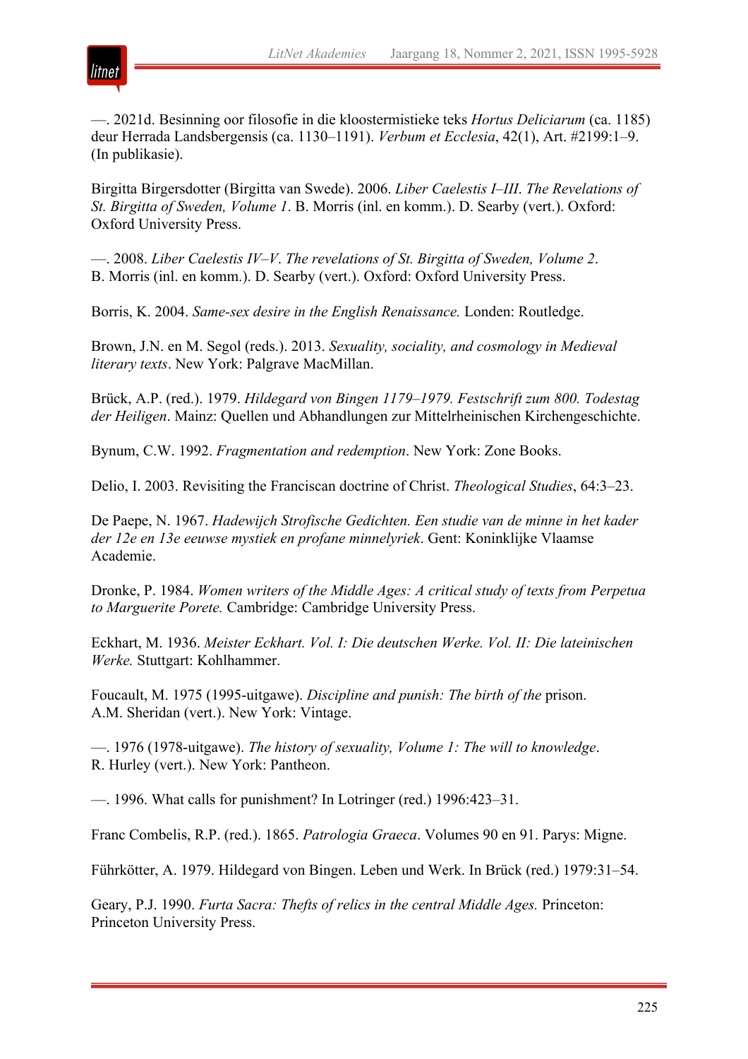—. 2021d. Besinning oor filosofie in die kloostermistieke teks *Hortus Deliciarum* (ca. 1185) deur Herrada Landsbergensis (ca. 1130–1191). *Verbum et Ecclesia*, 42(1), Art. #2199:1–9. (In publikasie).

Birgitta Birgersdotter (Birgitta van Swede). 2006. *Liber Caelestis I–III*. *The Revelations of St. Birgitta of Sweden, Volume 1*. B. Morris (inl. en komm.). D. Searby (vert.). Oxford: Oxford University Press.

—. 2008. *Liber Caelestis IV–V*. *The revelations of St. Birgitta of Sweden, Volume 2*. B. Morris (inl. en komm.). D. Searby (vert.). Oxford: Oxford University Press.

Borris, K. 2004. *Same-sex desire in the English Renaissance.* Londen: Routledge.

Brown, J.N. en M. Segol (reds.). 2013. *Sexuality, sociality, and cosmology in Medieval literary texts*. New York: Palgrave MacMillan.

Brück, A.P. (red.). 1979. *Hildegard von Bingen 1179–1979. Festschrift zum 800. Todestag der Heiligen*. Mainz: Quellen und Abhandlungen zur Mittelrheinischen Kirchengeschichte.

Bynum, C.W. 1992. *Fragmentation and redemption*. New York: Zone Books.

Delio, I. 2003. Revisiting the Franciscan doctrine of Christ. *Theological Studies*, 64:3–23.

De Paepe, N. 1967. *Hadewijch Strofische Gedichten. Een studie van de minne in het kader der 12e en 13e eeuwse mystiek en profane minnelyriek*. Gent: Koninklijke Vlaamse Academie.

Dronke, P. 1984. *Women writers of the Middle Ages: A critical study of texts from Perpetua to Marguerite Porete.* Cambridge: Cambridge University Press.

Eckhart, M. 1936. *Meister Eckhart. Vol. I: Die deutschen Werke. Vol. II: Die lateinischen Werke.* Stuttgart: Kohlhammer.

Foucault, M. 1975 (1995-uitgawe). *Discipline and punish: The birth of the* prison. A.M. Sheridan (vert.). New York: Vintage.

—. 1976 (1978-uitgawe). *The history of sexuality, Volume 1: The will to knowledge*. R. Hurley (vert.). New York: Pantheon.

—. 1996. What calls for punishment? In Lotringer (red.) 1996:423–31.

Franc Combelis, R.P. (red.). 1865. *Patrologia Graeca*. Volumes 90 en 91. Parys: Migne.

Führkötter, A. 1979. Hildegard von Bingen. Leben und Werk. In Brück (red.) 1979:31–54.

Geary, P.J. 1990. *Furta Sacra: Thefts of relics in the central Middle Ages.* Princeton: Princeton University Press.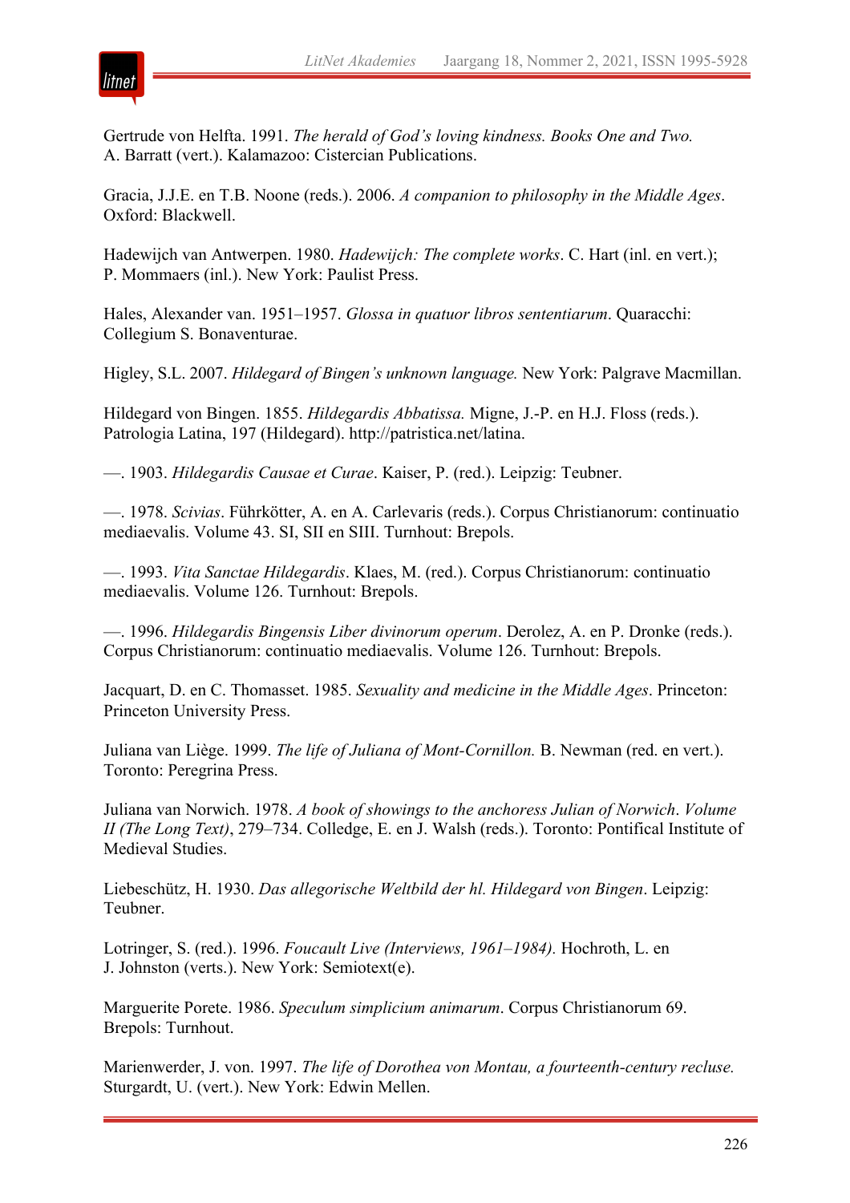Gertrude von Helfta. 1991. *The herald of God's loving kindness. Books One and Two.* A. Barratt (vert.). Kalamazoo: Cistercian Publications.

Gracia, J.J.E. en T.B. Noone (reds.). 2006. *A companion to philosophy in the Middle Ages*. Oxford: Blackwell.

Hadewijch van Antwerpen. 1980. *Hadewijch: The complete works*. C. Hart (inl. en vert.); P. Mommaers (inl.). New York: Paulist Press.

Hales, Alexander van. 1951–1957. *Glossa in quatuor libros sententiarum*. Quaracchi: Collegium S. Bonaventurae.

Higley, S.L. 2007. *Hildegard of Bingen's unknown language.* New York: Palgrave Macmillan.

Hildegard von Bingen. 1855. *Hildegardis Abbatissa.* Migne, J.-P. en H.J. Floss (reds.). Patrologia Latina, 197 (Hildegard). http://patristica.net/latina.

—. 1903. *Hildegardis Causae et Curae*. Kaiser, P. (red.). Leipzig: Teubner.

—. 1978. *Scivias*. Führkötter, A. en A. Carlevaris (reds.). Corpus Christianorum: continuatio mediaevalis. Volume 43. SI, SII en SIII. Turnhout: Brepols.

—. 1993. *Vita Sanctae Hildegardis*. Klaes, M. (red.). Corpus Christianorum: continuatio mediaevalis. Volume 126. Turnhout: Brepols.

—. 1996. *Hildegardis Bingensis Liber divinorum operum*. Derolez, A. en P. Dronke (reds.). Corpus Christianorum: continuatio mediaevalis. Volume 126. Turnhout: Brepols.

Jacquart, D. en C. Thomasset. 1985. *Sexuality and medicine in the Middle Ages*. Princeton: Princeton University Press.

Juliana van Liège. 1999. *The life of Juliana of Mont-Cornillon.* B. Newman (red. en vert.). Toronto: Peregrina Press.

Juliana van Norwich. 1978. *A book of showings to the anchoress Julian of Norwich*. *Volume II (The Long Text)*, 279–734. Colledge, E. en J. Walsh (reds.). Toronto: Pontifical Institute of Medieval Studies.

Liebeschütz, H. 1930. *Das allegorische Weltbild der hl. Hildegard von Bingen*. Leipzig: Teubner.

Lotringer, S. (red.). 1996. *Foucault Live (Interviews, 1961–1984).* Hochroth, L. en J. Johnston (verts.). New York: Semiotext(e).

Marguerite Porete. 1986. *Speculum simplicium animarum*. Corpus Christianorum 69. Brepols: Turnhout.

Marienwerder, J. von. 1997. *The life of Dorothea von Montau, a fourteenth-century recluse.* Sturgardt, U. (vert.). New York: Edwin Mellen.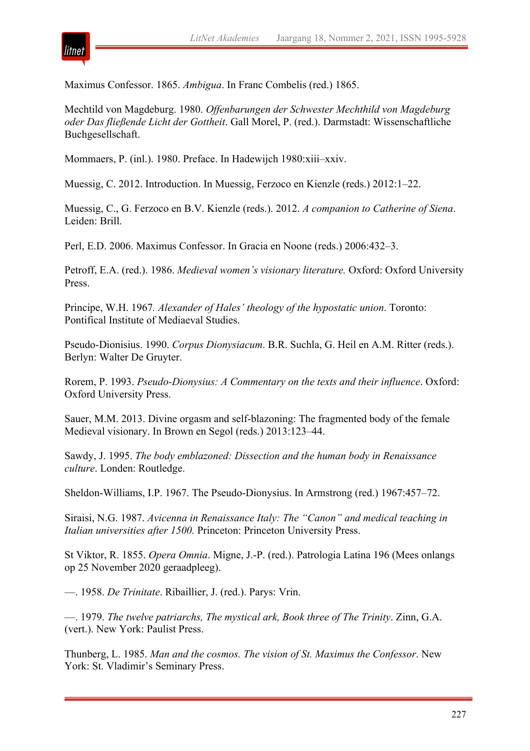Maximus Confessor. 1865. *Ambigua*. In Franc Combelis (red.) 1865.

Mechtild von Magdeburg. 1980. *Offenbarungen der Schwester Mechthild von Magdeburg oder Das fließende Licht der Gottheit*. Gall Morel, P. (red.). Darmstadt: Wissenschaftliche Buchgesellschaft.

Mommaers, P. (inl.). 1980. Preface. In Hadewijch 1980:xiii–xxiv.

Muessig, C. 2012. Introduction. In Muessig, Ferzoco en Kienzle (reds.) 2012:1–22.

Muessig, C., G. Ferzoco en B.V. Kienzle (reds.). 2012. *A companion to Catherine of Siena*. Leiden: Brill.

Perl, E.D. 2006. Maximus Confessor. In Gracia en Noone (reds.) 2006:432–3.

Petroff, E.A. (red.). 1986. *Medieval women's visionary literature.* Oxford: Oxford University Press.

Principe, W.H. 1967. *Alexander of Hales' theology of the hypostatic union*. Toronto: Pontifical Institute of Mediaeval Studies.

Pseudo-Dionisius. 1990. *Corpus Dionysiacum*. B.R. Suchla, G. Heil en A.M. Ritter (reds.). Berlyn: Walter De Gruyter.

Rorem, P. 1993. *Pseudo-Dionysius: A Commentary on the texts and their influence*. Oxford: Oxford University Press.

Sauer, M.M. 2013. Divine orgasm and self-blazoning: The fragmented body of the female Medieval visionary. In Brown en Segol (reds.) 2013:123–44.

Sawdy, J. 1995. *The body emblazoned: Dissection and the human body in Renaissance culture*. Londen: Routledge.

Sheldon-Williams, I.P. 1967. The Pseudo-Dionysius. In Armstrong (red.) 1967:457–72.

Siraisi, N.G. 1987. *Avicenna in Renaissance Italy: The "Canon" and medical teaching in Italian universities after 1500.* Princeton: Princeton University Press.

St Viktor, R. 1855. *Opera Omnia*. Migne, J.-P. (red.). Patrologia Latina 196 (Mees onlangs op 25 November 2020 geraadpleeg).

—. 1958. *De Trinitate*. Ribaillier, J. (red.). Parys: Vrin.

—. 1979. *The twelve patriarchs, The mystical ark, Book three of The Trinity*. Zinn, G.A. (vert.). New York: Paulist Press.

Thunberg, L. 1985. *Man and the cosmos. The vision of St. Maximus the Confessor*. New York: St. Vladimir's Seminary Press.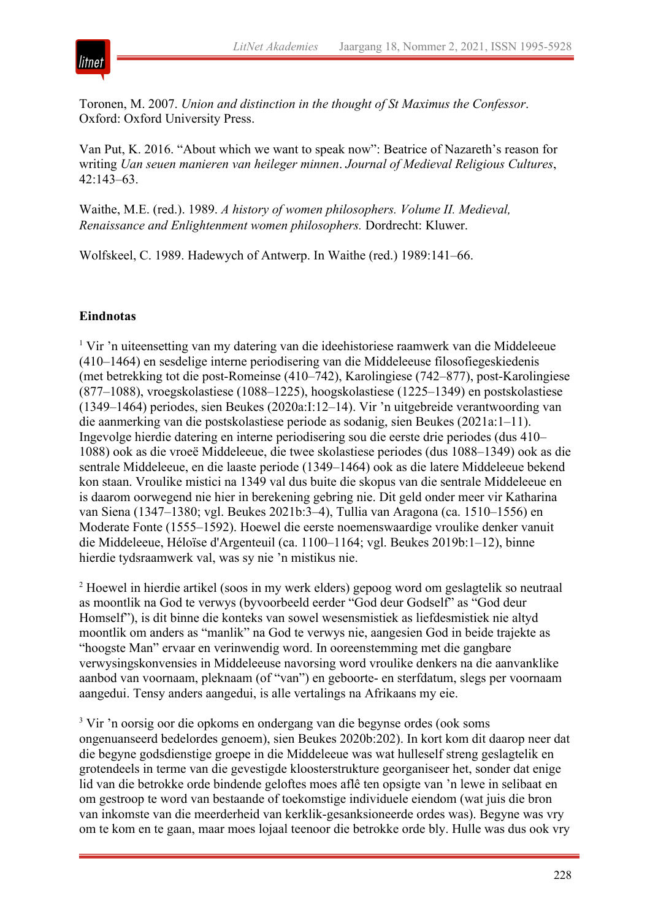Toronen, M. 2007. *Union and distinction in the thought of St Maximus the Confessor*. Oxford: Oxford University Press.

Van Put, K. 2016. "About which we want to speak now": Beatrice of Nazareth's reason for writing *Uan seuen manieren van heileger minnen*. *Journal of Medieval Religious Cultures*, 42:143–63.

Waithe, M.E. (red.). 1989. *A history of women philosophers. Volume II. Medieval, Renaissance and Enlightenment women philosophers.* Dordrecht: Kluwer.

Wolfskeel, C. 1989. Hadewych of Antwerp. In Waithe (red.) 1989:141–66.

## Eindnotas

[1] Vir 'n uiteensetting van my datering van die ideehistoriese raamwerk van die Middeleeue (410–1464) en sesdelige interne periodisering van die Middeleeuse filosofiegeskiedenis (met betrekking tot die post-Romeinse (410–742), Karolingiese (742–877), post-Karolingiese (877–1088), vroegskolastiese (1088–1225), hoogskolastiese (1225–1349) en postskolastiese (1349–1464) periodes, sien Beukes (2020a:I:12–14). Vir 'n uitgebreide verantwoording van die aanmerking van die postskolastiese periode as sodanig, sien Beukes (2021a:1–11). Ingevolge hierdie datering en interne periodisering sou die eerste drie periodes (dus 410–1088) ook as die vroeë Middeleeue, die twee skolastiese periodes (dus 1088–1349) ook as die sentrale Middeleeue, en die laaste periode (1349–1464) ook as die latere Middeleeue bekend kon staan. Vroulike mistici na 1349 val dus buite die skopus van die sentrale Middeleeue en is daarom oorwegend nie hier in berekening gebring nie. Dit geld onder meer vir Katharina van Siena (1347–1380; vgl. Beukes 2021b:3–4), Tullia van Aragona (ca. 1510–1556) en Moderate Fonte (1555–1592). Hoewel die eerste noemenswaardige vroulike denker vanuit die Middeleeue, Héloïse d'Argenteuil (ca. 1100–1164; vgl. Beukes 2019b:1–12), binne hierdie tydsraamwerk val, was sy nie 'n mistikus nie.

[2] Hoewel in hierdie artikel (soos in my werk elders) gepoog word om geslagtelik so neutraal as moontlik na God te verwys (byvoorbeeld eerder "God deur Godself" as "God deur Homself"), is dit binne die konteks van sowel wesensmistiek as liefdesmistiek nie altyd moontlik om anders as "manlik" na God te verwys nie, aangesien God in beide trajekte as "hoogste Man" ervaar en verinwendig word. In ooreenstemming met die gangbare verwysingskonvensies in Middeleeuse navorsing word vroulike denkers na die aanvanklike aanbod van voornaam, pleknaam (of "van") en geboorte- en sterfdatum, slegs per voornaam aangedui. Tensy anders aangedui, is alle vertalings na Afrikaans my eie.

[3] Vir 'n oorsig oor die opkoms en ondergang van die begynse ordes (ook soms ongenuanseerd bedelordes genoem), sien Beukes 2020b:202). In kort kom dit daarop neer dat die begyne godsdienstige groepe in die Middeleeue was wat hulleself streng geslagtelik en grotendeels in terme van die gevestigde kloosterstrukture georganiseer het, sonder dat enige lid van die betrokke orde bindende geloftes moes aflê ten opsigte van 'n lewe in selibaat en om gestroop te word van bestaande of toekomstige individuele eiendom (wat juis die bron van inkomste van die meerderheid van kerklik-gesanksioneerde ordes was). Begyne was vry om te kom en te gaan, maar moes lojaal teenoor die betrokke orde bly. Hulle was dus ook vry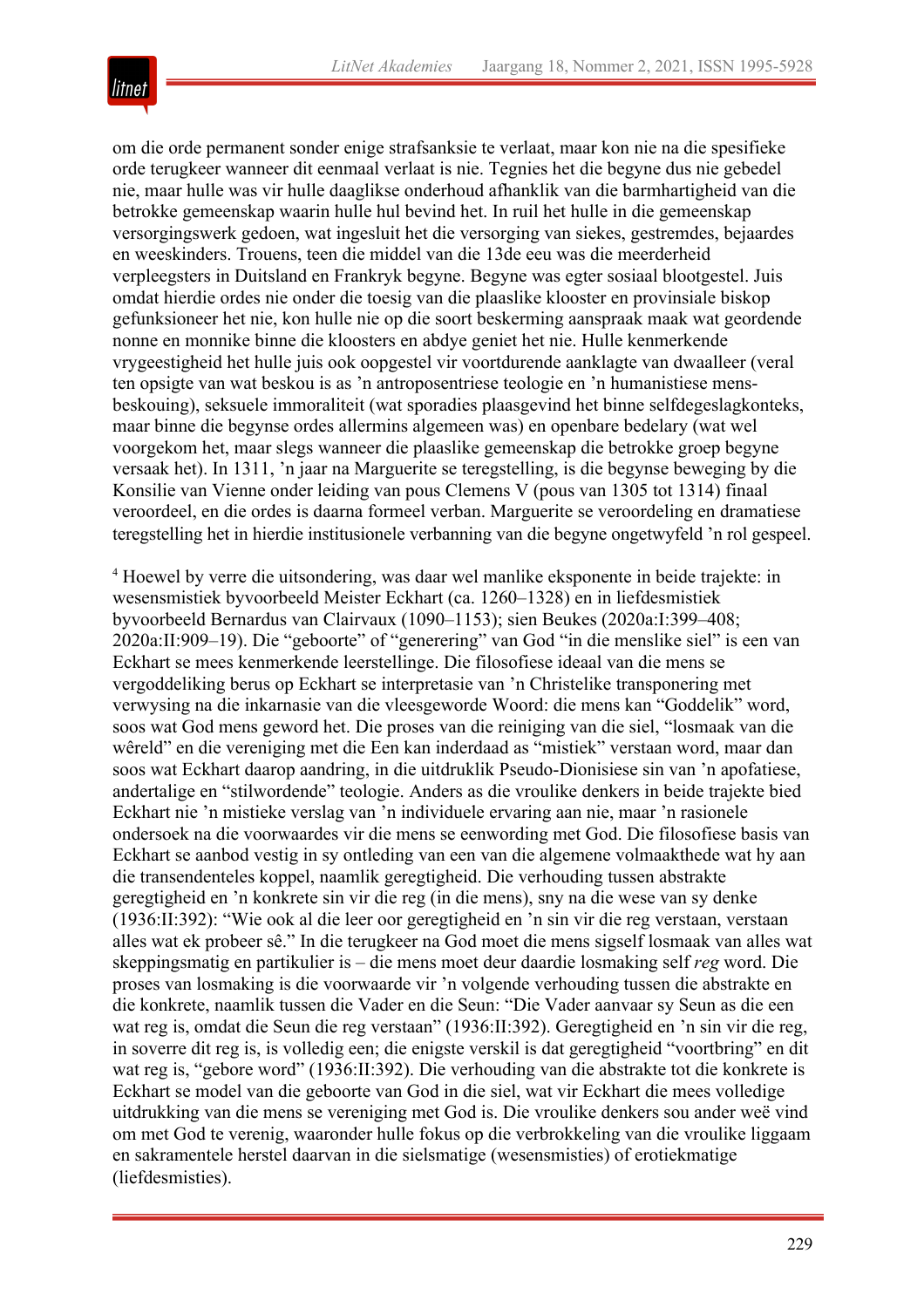om die orde permanent sonder enige strafsanksie te verlaat, maar kon nie na die spesifieke orde terugkeer wanneer dit eenmaal verlaat is nie. Tegnies het die begyne dus nie gebedel nie, maar hulle was vir hulle daaglikse onderhoud afhanklik van die barmhartigheid van die betrokke gemeenskap waarin hulle hul bevind het. In ruil het hulle in die gemeenskap versorgingswerk gedoen, wat ingesluit het die versorging van siekes, gestremdes, bejaardes en weeskinders. Trouens, teen die middel van die 13de eeu was die meerderheid verpleegsters in Duitsland en Frankryk begyne. Begyne was egter sosiaal blootgestel. Juis omdat hierdie ordes nie onder die toesig van die plaaslike klooster en provinsiale biskop gefunksioneer het nie, kon hulle nie op die soort beskerming aanspraak maak wat geordende nonne en monnike binne die kloosters en abdye geniet het nie. Hulle kenmerkende vrygeestigheid het hulle juis ook oopgestel vir voortdurende aanklagte van dwaalleer (veral ten opsigte van wat beskou is as ’n antroposentriese teologie en ’n humanistiese mensbeskouing), seksuele immoraliteit (wat sporadies plaasgevind het binne selfdegeslagkonteks, maar binne die begynse ordes allermins algemeen was) en openbare bedelary (wat wel voorgekom het, maar slegs wanneer die plaaslike gemeenskap die betrokke groep begyne versaak het). In 1311, ’n jaar na Marguerite se teregstelling, is die begynse beweging by die Konsilie van Vienne onder leiding van pous Clemens V (pous van 1305 tot 1314) finaal veroordeel, en die ordes is daarna formeel verban. Marguerite se veroordeling en dramatiese teregstelling het in hierdie institusionele verbanning van die begyne ongetwyfeld ’n rol gespeel.

[4] Hoewel by verre die uitsondering, was daar wel manlike eksponente in beide trajekte: in wesensmistiek byvoorbeeld Meister Eckhart (ca. 1260–1328) en in liefdesmistiek byvoorbeeld Bernardus van Clairvaux (1090–1153); sien Beukes (2020a:I:399–408; 2020a:II:909–19). Die “geboorte” of “generering” van God “in die menslike siel” is een van Eckhart se mees kenmerkende leerstellinge. Die filosofiese ideaal van die mens se vergoddeliking berus op Eckhart se interpretasie van ’n Christelike transponering met verwysing na die inkarnasie van die vleesgeworde Woord: die mens kan “Goddelik” word, soos wat God mens geword het. Die proses van die reiniging van die siel, “losmaak van die wêreld” en die vereniging met die Een kan inderdaad as “mistiek” verstaan word, maar dan soos wat Eckhart daarop aandring, in die uitdruklik Pseudo-Dionisiese sin van ’n apofatiese, andertalige en “stilwordende” teologie. Anders as die vroulike denkers in beide trajekte bied Eckhart nie ’n mistieke verslag van ’n individuele ervaring aan nie, maar ’n rasionele ondersoek na die voorwaardes vir die mens se eenwording met God. Die filosofiese basis van Eckhart se aanbod vestig in sy ontleding van een van die algemene volmaakthede wat hy aan die transendenteles koppel, naamlik geregtigheid. Die verhouding tussen abstrakte geregtigheid en ’n konkrete sin vir die reg (in die mens), sny na die wese van sy denke (1936:II:392): “Wie ook al die leer oor geregtigheid en ’n sin vir die reg verstaan, verstaan alles wat ek probeer sê.” In die terugkeer na God moet die mens sigself losmaak van alles wat skeppingsmatig en partikulier is – die mens moet deur daardie losmaking self *reg* word. Die proses van losmaking is die voorwaarde vir ’n volgende verhouding tussen die abstrakte en die konkrete, naamlik tussen die Vader en die Seun: “Die Vader aanvaar sy Seun as die een wat reg is, omdat die Seun die reg verstaan” (1936:II:392). Geregtigheid en ’n sin vir die reg, in soverre dit reg is, is volledig een; die enigste verskil is dat geregtigheid “voortbring” en dit wat reg is, “gebore word” (1936:II:392). Die verhouding van die abstrakte tot die konkrete is Eckhart se model van die geboorte van God in die siel, wat vir Eckhart die mees volledige uitdrukking van die mens se vereniging met God is. Die vroulike denkers sou ander weë vind om met God te verenig, waaronder hulle fokus op die verbrokkeling van die vroulike liggaam en sakramentele herstel daarvan in die sielsmatige (wesensmisties) of erotiekmatige (liefdesmisties).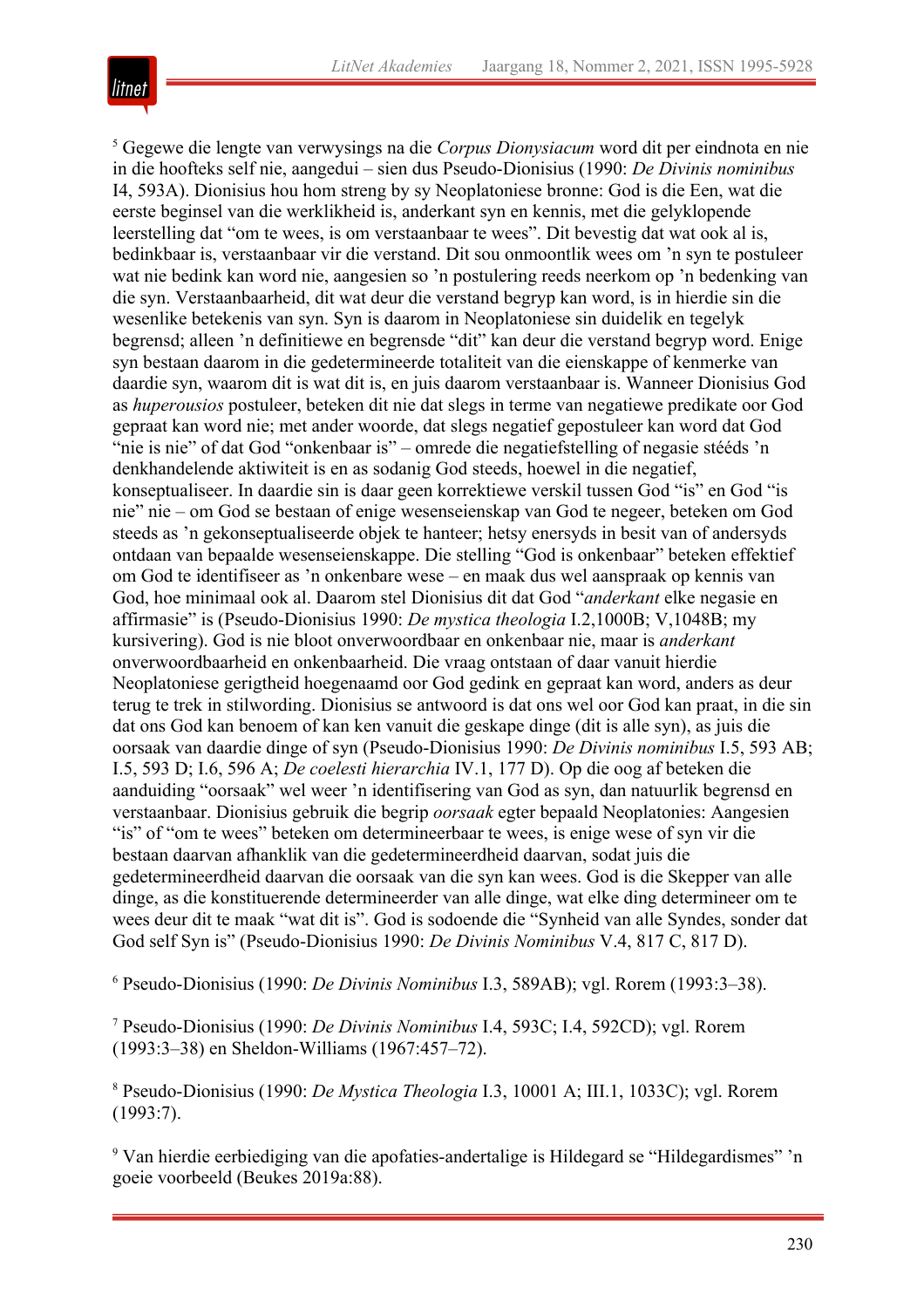[5] Gegewe die lengte van verwysings na die *Corpus Dionysiacum* word dit per eindnota en nie in die hoofteks self nie, aangedui – sien dus Pseudo-Dionisius (1990: *De Divinis nominibus* I4, 593A). Dionisius hou hom streng by sy Neoplatoniese bronne: God is die Een, wat die eerste beginsel van die werklikheid is, anderkant syn en kennis, met die gelyklopende leerstelling dat "om te wees, is om verstaanbaar te wees". Dit bevestig dat wat ook al is, bedinkbaar is, verstaanbaar vir die verstand. Dit sou onmoontlik wees om 'n syn te postuleer wat nie bedink kan word nie, aangesien so 'n postulering reeds neerkom op 'n bedenking van die syn. Verstaanbaarheid, dit wat deur die verstand begryp kan word, is in hierdie sin die wesenlike betekenis van syn. Syn is daarom in Neoplatoniese sin duidelik en tegelyk begrensd; alleen 'n definitiewe en begrensde "dit" kan deur die verstand begryp word. Enige syn bestaan daarom in die gedetermineerde totaliteit van die eienskappe of kenmerke van daardie syn, waarom dit is wat dit is, en juis daarom verstaanbaar is. Wanneer Dionisius God as *huperousios* postuleer, beteken dit nie dat slegs in terme van negatiewe predikate oor God gepraat kan word nie; met ander woorde, dat slegs negatief gepostuleer kan word dat God "nie is nie" of dat God "onkenbaar is" – omrede die negatiefstelling of negasie stééds 'n denkhandelende aktiwiteit is en as sodanig God steeds, hoewel in die negatief, konseptualiseer. In daardie sin is daar geen korrektiewe verskil tussen God "is" en God "is nie" nie – om God se bestaan of enige wesenseienskap van God te negeer, beteken om God steeds as 'n gekonseptualiseerde objek te hanteer; hetsy enersyds in besit van of andersyds ontdaan van bepaalde wesenseienskappe. Die stelling "God is onkenbaar" beteken effektief om God te identifiseer as 'n onkenbare wese – en maak dus wel aanspraak op kennis van God, hoe minimaal ook al. Daarom stel Dionisius dit dat God "*anderkant* elke negasie en affirmasie" is (Pseudo-Dionisius 1990: *De mystica theologia* I.2,1000B; V,1048B; my kursivering). God is nie bloot onverwoordbaar en onkenbaar nie, maar is *anderkant* onverwoordbaarheid en onkenbaarheid. Die vraag ontstaan of daar vanuit hierdie Neoplatoniese gerigtheid hoegenaamd oor God gedink en gepraat kan word, anders as deur terug te trek in stilwording. Dionisius se antwoord is dat ons wel oor God kan praat, in die sin dat ons God kan benoem of kan ken vanuit die geskape dinge (dit is alle syn), as juis die oorsaak van daardie dinge of syn (Pseudo-Dionisius 1990: *De Divinis nominibus* I.5, 593 AB; I.5, 593 D; I.6, 596 A; *De coelesti hierarchia* IV.1, 177 D). Op die oog af beteken die aanduiding "oorsaak" wel weer 'n identifisering van God as syn, dan natuurlik begrensd en verstaanbaar. Dionisius gebruik die begrip *oorsaak* egter bepaald Neoplatonies: Aangesien "is" of "om te wees" beteken om determineerbaar te wees, is enige wese of syn vir die bestaan daarvan afhanklik van die gedetermineerdheid daarvan, sodat juis die gedetermineerdheid daarvan die oorsaak van die syn kan wees. God is die Skepper van alle dinge, as die konstituerende determineerder van alle dinge, wat elke ding determineer om te wees deur dit te maak "wat dit is". God is sodoende die "Synheid van alle Syndes, sonder dat God self Syn is" (Pseudo-Dionisius 1990: *De Divinis Nominibus* V.4, 817 C, 817 D).

[6] Pseudo-Dionisius (1990: *De Divinis Nominibus* I.3, 589AB); vgl. Rorem (1993:3–38).

[7] Pseudo-Dionisius (1990: *De Divinis Nominibus* I.4, 593C; I.4, 592CD); vgl. Rorem (1993:3–38) en Sheldon-Williams (1967:457–72).

[8] Pseudo-Dionisius (1990: *De Mystica Theologia* I.3, 10001 A; III.1, 1033C); vgl. Rorem (1993:7).

[9] Van hierdie eerbiediging van die apofaties-andertalige is Hildegard se "Hildegardismes" 'n goeie voorbeeld (Beukes 2019a:88).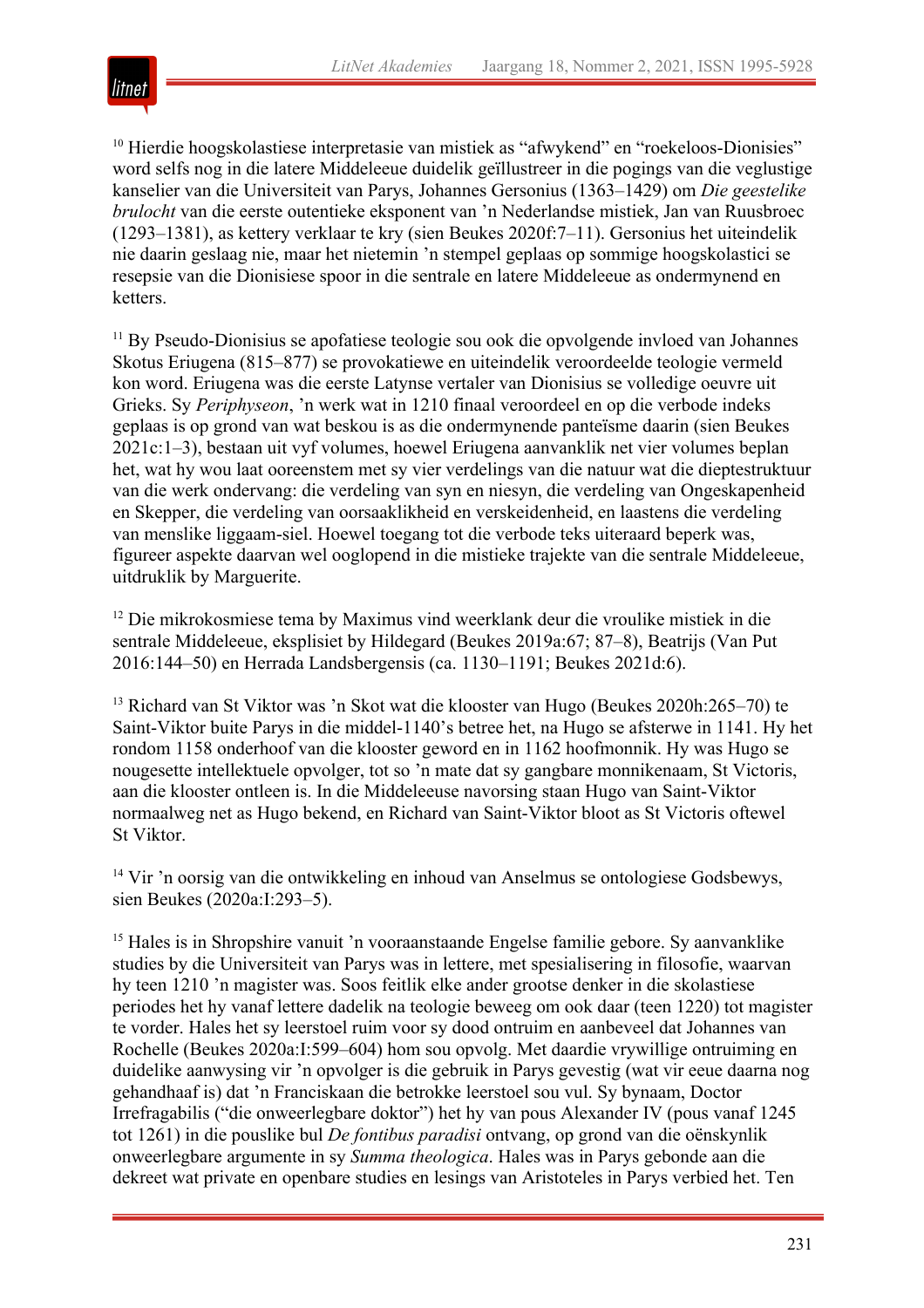[10] Hierdie hoogskolastiese interpretasie van mistiek as "afwykend" en "roekeloos-Dionisies" word selfs nog in die latere Middeleeue duidelik geïllustreer in die pogings van die veglustige kanselier van die Universiteit van Parys, Johannes Gersonius (1363–1429) om *Die geestelike brulocht* van die eerste outentieke eksponent van 'n Nederlandse mistiek, Jan van Ruusbroec (1293–1381), as kettery verklaar te kry (sien Beukes 2020f:7–11). Gersonius het uiteindelik nie daarin geslaag nie, maar het nietemin 'n stempel geplaas op sommige hoogskolastici se resepsie van die Dionisiese spoor in die sentrale en latere Middeleeue as ondermynend en ketters.

[11] By Pseudo-Dionisius se apofatiese teologie sou ook die opvolgende invloed van Johannes Skotus Eriugena (815–877) se provokatiewe en uiteindelik veroordeelde teologie vermeld kon word. Eriugena was die eerste Latynse vertaler van Dionisius se volledige oeuvre uit Grieks. Sy *Periphyseon*, 'n werk wat in 1210 finaal veroordeel en op die verbode indeks geplaas is op grond van wat beskou is as die ondermynende panteïsme daarin (sien Beukes 2021c:1–3), bestaan uit vyf volumes, hoewel Eriugena aanvanklik net vier volumes beplan het, wat hy wou laat ooreenstem met sy vier verdelings van die natuur wat die dieptestruktuur van die werk ondervang: die verdeling van syn en niesyn, die verdeling van Ongeskapenheid en Skepper, die verdeling van oorsaaklikheid en verskeidenheid, en laastens die verdeling van menslike liggaam-siel. Hoewel toegang tot die verbode teks uiteraard beperk was, figureer aspekte daarvan wel ooglopend in die mistieke trajekte van die sentrale Middeleeue, uitdruklik by Marguerite.

[12] Die mikrokosmiese tema by Maximus vind weerklank deur die vroulike mistiek in die sentrale Middeleeue, eksplisiet by Hildegard (Beukes 2019a:67; 87–8), Beatrijs (Van Put 2016:144–50) en Herrada Landsbergensis (ca. 1130–1191; Beukes 2021d:6).

[13] Richard van St Viktor was 'n Skot wat die klooster van Hugo (Beukes 2020h:265–70) te Saint-Viktor buite Parys in die middel-1140's betree het, na Hugo se afsterwe in 1141. Hy het rondom 1158 onderhoof van die klooster geword en in 1162 hoofmonnik. Hy was Hugo se nougesette intellektuele opvolger, tot so 'n mate dat sy gangbare monnikenaam, St Victoris, aan die klooster ontleen is. In die Middeleeuse navorsing staan Hugo van Saint-Viktor normaalweg net as Hugo bekend, en Richard van Saint-Viktor bloot as St Victoris oftewel St Viktor.

[14] Vir 'n oorsig van die ontwikkeling en inhoud van Anselmus se ontologiese Godsbewys, sien Beukes (2020a:I:293–5).

[15] Hales is in Shropshire vanuit 'n vooraanstaande Engelse familie gebore. Sy aanvanklike studies by die Universiteit van Parys was in lettere, met spesialisering in filosofie, waarvan hy teen 1210 'n magister was. Soos feitlik elke ander grootse denker in die skolastiese periodes het hy vanaf lettere dadelik na teologie beweeg om ook daar (teen 1220) tot magister te vorder. Hales het sy leerstoel ruim voor sy dood ontruim en aanbeveel dat Johannes van Rochelle (Beukes 2020a:I:599–604) hom sou opvolg. Met daardie vrywillige ontruiming en duidelike aanwysing vir 'n opvolger is die gebruik in Parys gevestig (wat vir eeue daarna nog gehandhaaf is) dat 'n Franciskaan die betrokke leerstoel sou vul. Sy bynaam, Doctor Irrefragabilis ("die onweerlegbare doktor") het hy van pous Alexander IV (pous vanaf 1245 tot 1261) in die pouslike bul *De fontibus paradisi* ontvang, op grond van die oënskynlik onweerlegbare argumente in sy *Summa theologica*. Hales was in Parys gebonde aan die dekreet wat private en openbare studies en lesings van Aristoteles in Parys verbied het. Ten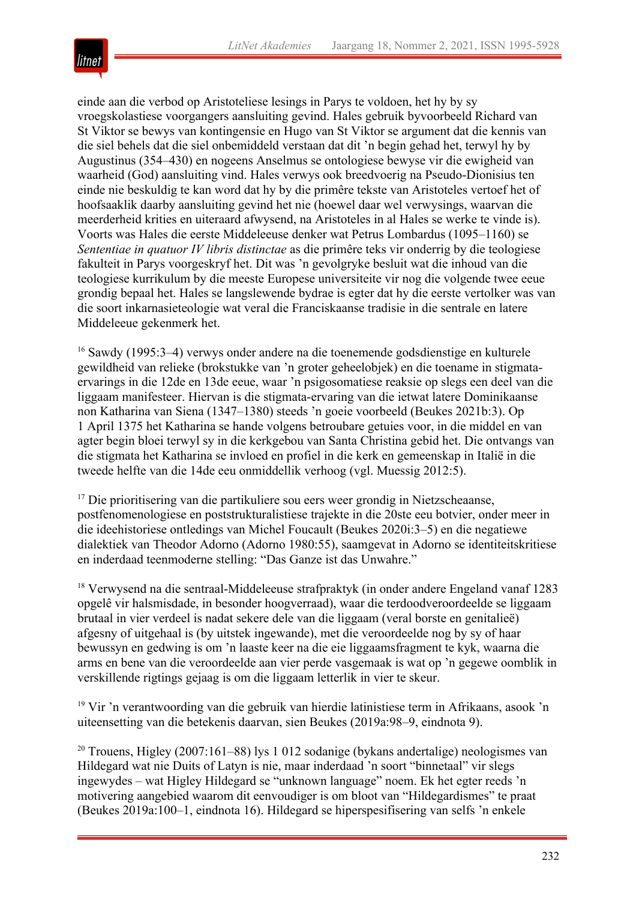einde aan die verbod op Aristoteliese lesings in Parys te voldoen, het hy by sy vroegskolastiese voorgangers aansluiting gevind. Hales gebruik byvoorbeeld Richard van St Viktor se bewys van kontingensie en Hugo van St Viktor se argument dat die kennis van die siel behels dat die siel onbemiddeld verstaan dat dit 'n begin gehad het, terwyl hy by Augustinus (354–430) en nogeens Anselmus se ontologiese bewyse vir die ewigheid van waarheid (God) aansluiting vind. Hales verwys ook breedvoerig na Pseudo-Dionisius ten einde nie beskuldig te kan word dat hy by die primêre tekste van Aristoteles vertoef het of hoofsaaklik daarby aansluiting gevind het nie (hoewel daar wel verwysings, waarvan die meerderheid krities en uiteraard afwysend, na Aristoteles in al Hales se werke te vinde is). Voorts was Hales die eerste Middeleeuse denker wat Petrus Lombardus (1095–1160) se *Sententiae in quatuor IV libris distinctae* as die primêre teks vir onderrig by die teologiese fakulteit in Parys voorgeskryf het. Dit was 'n gevolgryke besluit wat die inhoud van die teologiese kurrikulum by die meeste Europese universiteite vir nog die volgende twee eeue grondig bepaal het. Hales se langslewende bydrae is egter dat hy die eerste vertolker was van die soort inkarnasieteologie wat veral die Franciskaanse tradisie in die sentrale en latere Middeleeue gekenmerk het.

[16] Sawdy (1995:3–4) verwys onder andere na die toenemende godsdienstige en kulturele gewildheid van relieke (brokstukke van 'n groter geheelobjek) en die toename in stigmata-ervarings in die 12de en 13de eeue, waar 'n psigosomatiese reaksie op slegs een deel van die liggaam manifesteer. Hiervan is die stigmata-ervaring van die ietwat latere Dominikaanse non Katharina van Siena (1347–1380) steeds 'n goeie voorbeeld (Beukes 2021b:3). Op 1 April 1375 het Katharina se hande volgens betroubare getuies voor, in die middel en van agter begin bloei terwyl sy in die kerkgebou van Santa Christina gebid het. Die ontvangs van die stigmata het Katharina se invloed en profiel in die kerk en gemeenskap in Italië in die tweede helfte van die 14de eeu onmiddellik verhoog (vgl. Muessig 2012:5).

[17] Die prioritisering van die partikuliere sou eers weer grondig in Nietzscheaanse, postfenomenologiese en poststrukturalistiese trajekte in die 20ste eeu botvier, onder meer in die ideehistoriese ontledings van Michel Foucault (Beukes 2020i:3–5) en die negatiewe dialektiek van Theodor Adorno (Adorno 1980:55), saamgevat in Adorno se identiteitskritiese en inderdaad teenmoderne stelling: "Das Ganze ist das Unwahre."

[18] Verwysend na die sentraal-Middeleeuse strafpraktyk (in onder andere Engeland vanaf 1283 opgelê vir halsmisdade, in besonder hoogverraad), waar die terdoodveroordeelde se liggaam brutaal in vier verdeel is nadat sekere dele van die liggaam (veral borste en genitalieë) afgesny of uitgehaal is (by uitstek ingewande), met die veroordeelde nog by sy of haar bewussyn en gedwing is om 'n laaste keer na die eie liggaamsfragment te kyk, waarna die arms en bene van die veroordeelde aan vier perde vasgemaak is wat op 'n gegewe oomblik in verskillende rigtings gejaag is om die liggaam letterlik in vier te skeur.

[19] Vir 'n verantwoording van die gebruik van hierdie latinistiese term in Afrikaans, asook 'n uiteensetting van die betekenis daarvan, sien Beukes (2019a:98–9, eindnota 9).

[20] Trouens, Higley (2007:161–88) lys 1 012 sodanige (bykans andertalige) neologismes van Hildegard wat nie Duits of Latyn is nie, maar inderdaad 'n soort "binnetaal" vir slegs ingewydes – wat Higley Hildegard se "unknown language" noem. Ek het egter reeds 'n motivering aangebied waarom dit eenvoudiger is om bloot van "Hildegardismes" te praat (Beukes 2019a:100–1, eindnota 16). Hildegard se hiperspesifisering van selfs 'n enkele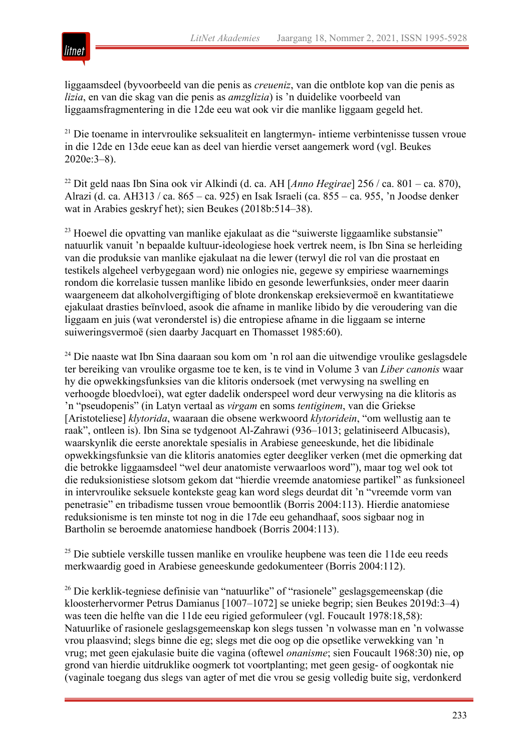liggaamsdeel (byvoorbeeld van die penis as *creueniz*, van die ontblote kop van die penis as *lizia*, en van die skag van die penis as *amzglizia*) is 'n duidelike voorbeeld van liggaamsfragmentering in die 12de eeu wat ook vir die manlike liggaam gegeld het.

[21] Die toename in intervroulike seksualiteit en langtermyn- intieme verbintenisse tussen vroue in die 12de en 13de eeue kan as deel van hierdie verset aangemerk word (vgl. Beukes 2020e:3–8).

[22] Dit geld naas Ibn Sina ook vir Alkindi (d. ca. AH [*Anno Hegirae*] 256 / ca. 801 – ca. 870), Alrazi (d. ca. AH313 / ca. 865 – ca. 925) en Isak Israeli (ca. 855 – ca. 955, 'n Joodse denker wat in Arabies geskryf het); sien Beukes (2018b:514–38).

[23] Hoewel die opvatting van manlike ejakulaat as die "suiwerste liggaamlike substansie" natuurlik vanuit 'n bepaalde kultuur-ideologiese hoek vertrek neem, is Ibn Sina se herleiding van die produksie van manlike ejakulaat na die lewer (terwyl die rol van die prostaat en testikels algeheel verbygegaan word) nie onlogies nie, gegewe sy empiriese waarnemings rondom die korrelasie tussen manlike libido en gesonde lewerfunksies, onder meer daarin waargeneem dat alkoholvergiftiging of blote dronkenskap ereksievermoë en kwantitatiewe ejakulaat drasties beïnvloed, asook die afname in manlike libido by die veroudering van die liggaam en juis (wat veronderstel is) die entropiese afname in die liggaam se interne suiweringsvermoë (sien daarby Jacquart en Thomasset 1985:60).

[24] Die naaste wat Ibn Sina daaraan sou kom om 'n rol aan die uitwendige vroulike geslagsdele ter bereiking van vroulike orgasme toe te ken, is te vind in Volume 3 van *Liber canonis* waar hy die opwekkingsfunksies van die klitoris ondersoek (met verwysing na swelling en verhoogde bloedvloei), wat egter dadelik onderspeel word deur verwysing na die klitoris as 'n "pseudopenis" (in Latyn vertaal as *virgam* en soms *tentiginem*, van die Griekse [Aristoteliese] *klytorida*, waaraan die obsene werkwoord *klytoridein*, "om wellustig aan te raak", ontleen is). Ibn Sina se tydgenoot Al-Zahrawi (936–1013; gelatiniseerd Albucasis), waarskynlik die eerste anorektale spesialis in Arabiese geneeskunde, het die libidinale opwekkingsfunksie van die klitoris anatomies egter deegliker verken (met die opmerking dat die betrokke liggaamsdeel "wel deur anatomiste verwaarloos word"), maar tog wel ook tot die reduksionistiese slotsom gekom dat "hierdie vreemde anatomiese partikel" as funksioneel in intervroulike seksuele kontekste geag kan word slegs deurdat dit 'n "vreemde vorm van penetrasie" en tribadisme tussen vroue bemoontlik (Borris 2004:113). Hierdie anatomiese reduksionisme is ten minste tot nog in die 17de eeu gehandhaaf, soos sigbaar nog in Bartholin se beroemde anatomiese handboek (Borris 2004:113).

[25] Die subtiele verskille tussen manlike en vroulike heupbene was teen die 11de eeu reeds merkwaardig goed in Arabiese geneeskunde gedokumenteer (Borris 2004:112).

[26] Die kerklik-tegniese definisie van "natuurlike" of "rasionele" geslagsgemeenskap (die kloosterhervormer Petrus Damianus [1007–1072] se unieke begrip; sien Beukes 2019d:3–4) was teen die helfte van die 11de eeu rigied geformuleer (vgl. Foucault 1978:18,58): Natuurlike of rasionele geslagsgemeenskap kon slegs tussen 'n volwasse man en 'n volwasse vrou plaasvind; slegs binne die eg; slegs met die oog op die opsetlike verwekking van 'n vrug; met geen ejakulasie buite die vagina (oftewel *onanisme*; sien Foucault 1968:30) nie, op grond van hierdie uitdruklike oogmerk tot voortplanting; met geen gesig- of oogkontak nie (vaginale toegang dus slegs van agter of met die vrou se gesig volledig buite sig, verdonkerd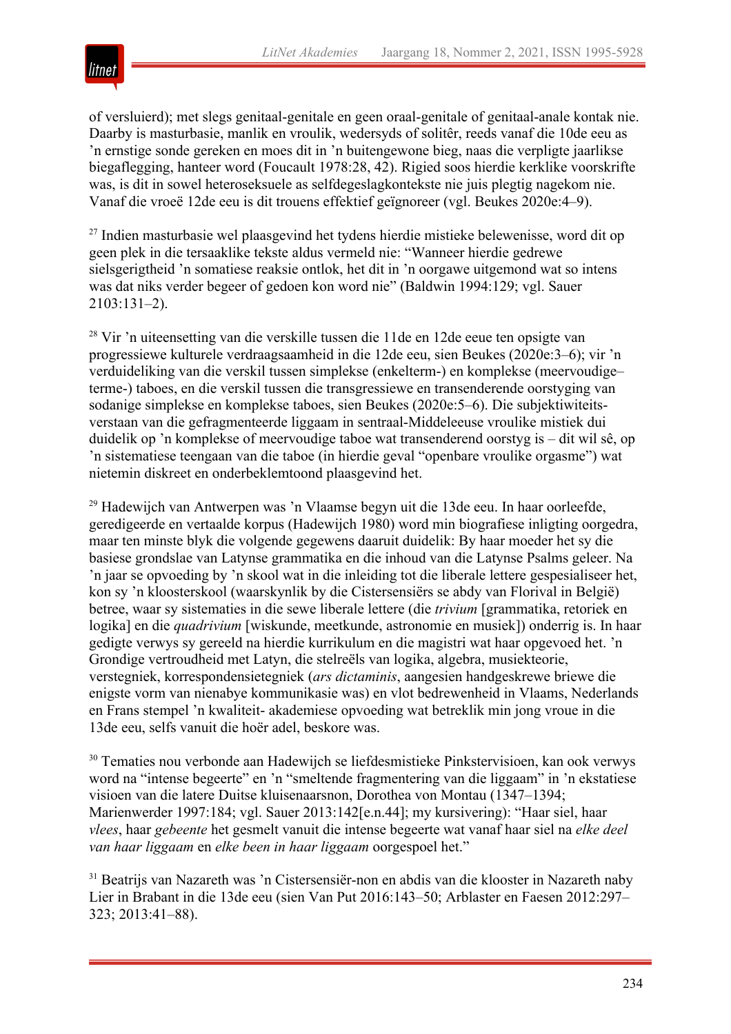of versluierd); met slegs genitaal-genitale en geen oraal-genitale of genitaal-anale kontak nie. Daarby is masturbasie, manlik en vroulik, wedersyds of solitêr, reeds vanaf die 10de eeu as ’n ernstige sonde gereken en moes dit in ’n buitengewone bieg, naas die verpligte jaarlikse biegaflegging, hanteer word (Foucault 1978:28, 42). Rigied soos hierdie kerklike voorskrifte was, is dit in sowel heteroseksuele as selfdegeslagkontekste nie juis plegtig nagekom nie. Vanaf die vroeë 12de eeu is dit trouens effektief geïgnoreer (vgl. Beukes 2020e:4–9).

[27] Indien masturbasie wel plaasgevind het tydens hierdie mistieke belewenisse, word dit op geen plek in die tersaaklike tekste aldus vermeld nie: “Wanneer hierdie gedrewe sielsgerigtheid ’n somatiese reaksie ontlok, het dit in ’n oorgawe uitgemond wat so intens was dat niks verder begeer of gedoen kon word nie” (Baldwin 1994:129; vgl. Sauer 2103:131–2).

[28] Vir ’n uiteensetting van die verskille tussen die 11de en 12de eeue ten opsigte van progressiewe kulturele verdraagsaamheid in die 12de eeu, sien Beukes (2020e:3–6); vir ’n verduideliking van die verskil tussen simplekse (enkelterm-) en komplekse (meervoudige–terme-) taboes, en die verskil tussen die transgressiewe en transenderende oorstyging van sodanige simplekse en komplekse taboes, sien Beukes (2020e:5–6). Die subjektiwiteitsverstaan van die gefragmenteerde liggaam in sentraal-Middeleeuse vroulike mistiek dui duidelik op ’n komplekse of meervoudige taboe wat transenderend oorstyg is – dit wil sê, op ’n sistematiese teengaan van die taboe (in hierdie geval “openbare vroulike orgasme”) wat nietemin diskreet en onderbeklemtoond plaasgevind het.

[29] Hadewijch van Antwerpen was ’n Vlaamse begyn uit die 13de eeu. In haar oorleefde, geredigeerde en vertaalde korpus (Hadewijch 1980) word min biografiese inligting oorgedra, maar ten minste blyk die volgende gegewens daaruit duidelik: By haar moeder het sy die basiese grondslae van Latynse grammatika en die inhoud van die Latynse Psalms geleer. Na ’n jaar se opvoeding by ’n skool wat in die inleiding tot die liberale lettere gespesialiseer het, kon sy ’n kloosterskool (waarskynlik by die Cistersensiërs se abdy van Florival in België) betree, waar sy sistematies in die sewe liberale lettere (die *trivium* [grammatika, retoriek en logika] en die *quadrivium* [wiskunde, meetkunde, astronomie en musiek]) onderrig is. In haar gedigte verwys sy gereeld na hierdie kurrikulum en die magistri wat haar opgevoed het. ’n Grondige vertroudheid met Latyn, die stelreëls van logika, algebra, musiekteorie, verstegniek, korrespondensietegniek (*ars dictaminis*, aangesien handgeskrewe briewe die enigste vorm van nienabye kommunikasie was) en vlot bedrewenheid in Vlaams, Nederlands en Frans stempel ’n kwaliteit- akademiese opvoeding wat betreklik min jong vroue in die 13de eeu, selfs vanuit die hoër adel, beskore was.

[30] Tematies nou verbonde aan Hadewijch se liefdesmistieke Pinkstervisioen, kan ook verwys word na “intense begeerte” en ’n “smeltende fragmentering van die liggaam” in ’n ekstatiese visioen van die latere Duitse kluisenaarsnon, Dorothea von Montau (1347–1394; Marienwerder 1997:184; vgl. Sauer 2013:142[e.n.44]; my kursivering): “Haar siel, haar *vlees*, haar *gebeente* het gesmelt vanuit die intense begeerte wat vanaf haar siel na *elke deel van haar liggaam* en *elke been in haar liggaam* oorgespoel het.”

[31] Beatrijs van Nazareth was ’n Cistersensiër-non en abdis van die klooster in Nazareth naby Lier in Brabant in die 13de eeu (sien Van Put 2016:143–50; Arblaster en Faesen 2012:297–323; 2013:41–88).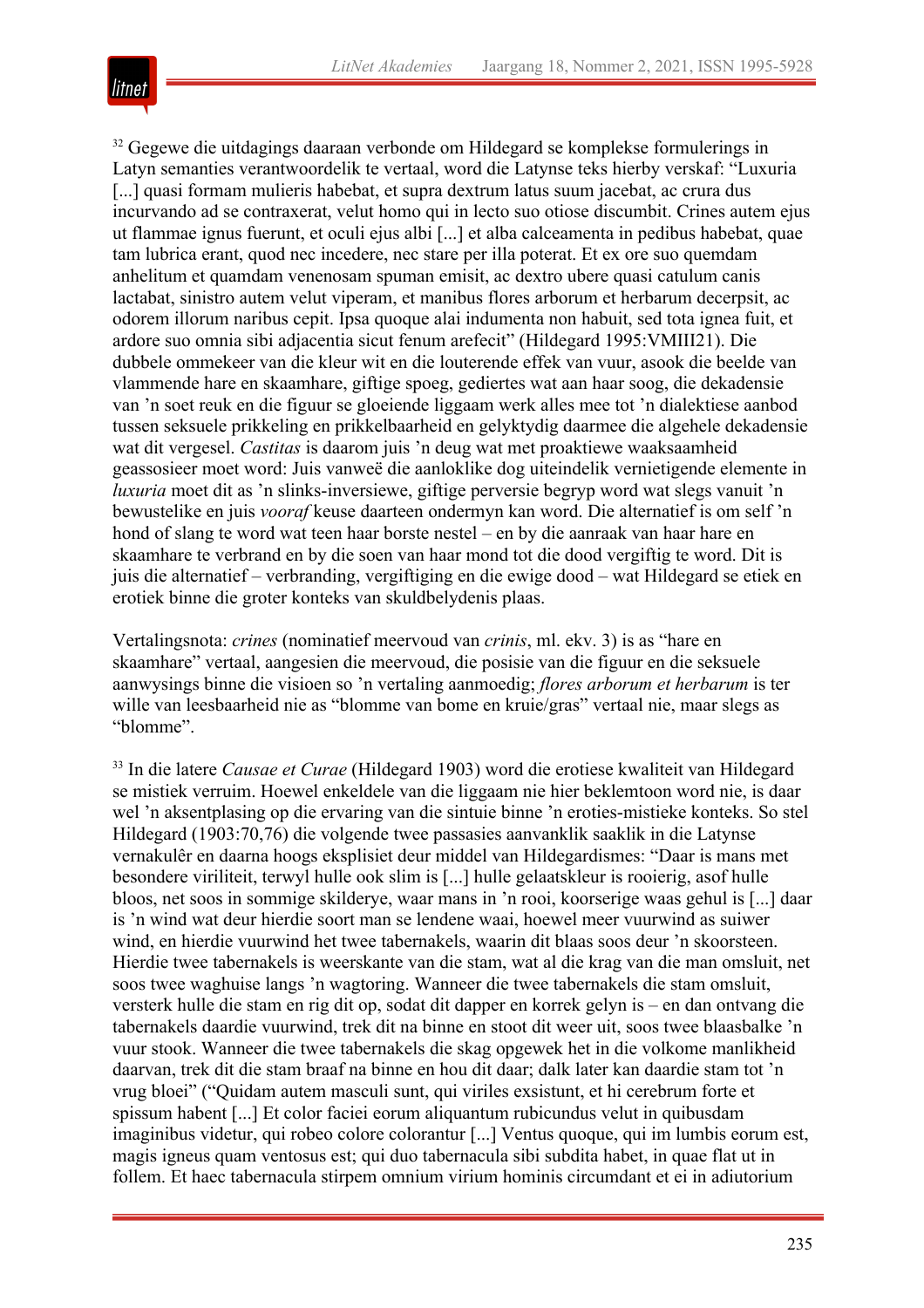[32] Gegewe die uitdagings daaraan verbonde om Hildegard se komplekse formulerings in Latyn semanties verantwoordelik te vertaal, word die Latynse teks hierby verskaf: "Luxuria [...] quasi formam mulieris habebat, et supra dextrum latus suum jacebat, ac crura dus incurvando ad se contraxerat, velut homo qui in lecto suo otiose discumbit. Crines autem ejus ut flammae ignus fuerunt, et oculi ejus albi [...] et alba calceamenta in pedibus habebat, quae tam lubrica erant, quod nec incedere, nec stare per illa poterat. Et ex ore suo quemdam anhelitum et quamdam venenosam spuman emisit, ac dextro ubere quasi catulum canis lactabat, sinistro autem velut viperam, et manibus flores arborum et herbarum decerpsit, ac odorem illorum naribus cepit. Ipsa quoque alai indumenta non habuit, sed tota ignea fuit, et ardore suo omnia sibi adjacentia sicut fenum arefecit" (Hildegard 1995:VMIII21). Die dubbele ommekeer van die kleur wit en die louterende effek van vuur, asook die beelde van vlammende hare en skaamhare, giftige spoeg, gediertes wat aan haar soog, die dekadensie van 'n soet reuk en die figuur se gloeiende liggaam werk alles mee tot 'n dialektiese aanbod tussen seksuele prikkeling en prikkelbaarheid en gelyktydig daarmee die algehele dekadensie wat dit vergesel. *Castitas* is daarom juis 'n deug wat met proaktiewe waaksaamheid geassosieer moet word: Juis vanweë die aanloklike dog uiteindelik vernietigende elemente in *luxuria* moet dit as 'n slinks-inversiewe, giftige perversie begryp word wat slegs vanuit 'n bewustelike en juis *vooraf* keuse daarteen ondermyn kan word. Die alternatief is om self 'n hond of slang te word wat teen haar borste nestel – en by die aanraak van haar hare en skaamhare te verbrand en by die soen van haar mond tot die dood vergiftig te word. Dit is juis die alternatief – verbranding, vergiftiging en die ewige dood – wat Hildegard se etiek en erotiek binne die groter konteks van skuldbelydenis plaas.

Vertalingsnota: *crines* (nominatief meervoud van *crinis*, ml. ekv. 3) is as "hare en skaamhare" vertaal, aangesien die meervoud, die posisie van die figuur en die seksuele aanwysings binne die visioen so 'n vertaling aanmoedig; *flores arborum et herbarum* is ter wille van leesbaarheid nie as "blomme van bome en kruie/gras" vertaal nie, maar slegs as "blomme".

[33] In die latere *Causae et Curae* (Hildegard 1903) word die erotiese kwaliteit van Hildegard se mistiek verruim. Hoewel enkeldele van die liggaam nie hier beklemtoon word nie, is daar wel 'n aksentplasing op die ervaring van die sintuie binne 'n eroties-mistieke konteks. So stel Hildegard (1903:70,76) die volgende twee passasies aanvanklik saaklik in die Latynse vernakulêr en daarna hoogs eksplisiet deur middel van Hildegardismes: "Daar is mans met besondere viriliteit, terwyl hulle ook slim is [...] hulle gelaatskleur is rooierig, asof hulle bloos, net soos in sommige skilderye, waar mans in 'n rooi, koorserige waas gehul is [...] daar is 'n wind wat deur hierdie soort man se lendene waai, hoewel meer vuurwind as suiwer wind, en hierdie vuurwind het twee tabernakels, waarin dit blaas soos deur 'n skoorsteen. Hierdie twee tabernakels is weerskante van die stam, wat al die krag van die man omsluit, net soos twee waghuise langs 'n wagtoring. Wanneer die twee tabernakels die stam omsluit, versterk hulle die stam en rig dit op, sodat dit dapper en korrek gelyn is – en dan ontvang die tabernakels daardie vuurwind, trek dit na binne en stoot dit weer uit, soos twee blaasbalke 'n vuur stook. Wanneer die twee tabernakels die skag opgewek het in die volkome manlikheid daarvan, trek dit die stam braaf na binne en hou dit daar; dalk later kan daardie stam tot 'n vrug bloei" ("Quidam autem masculi sunt, qui viriles exsistunt, et hi cerebrum forte et spissum habent [...] Et color faciei eorum aliquantum rubicundus velut in quibusdam imaginibus videtur, qui robeo colore colorantur [...] Ventus quoque, qui im lumbis eorum est, magis igneus quam ventosus est; qui duo tabernacula sibi subdita habet, in quae flat ut in follem. Et haec tabernacula stirpem omnium virium hominis circumdant et ei in adiutorium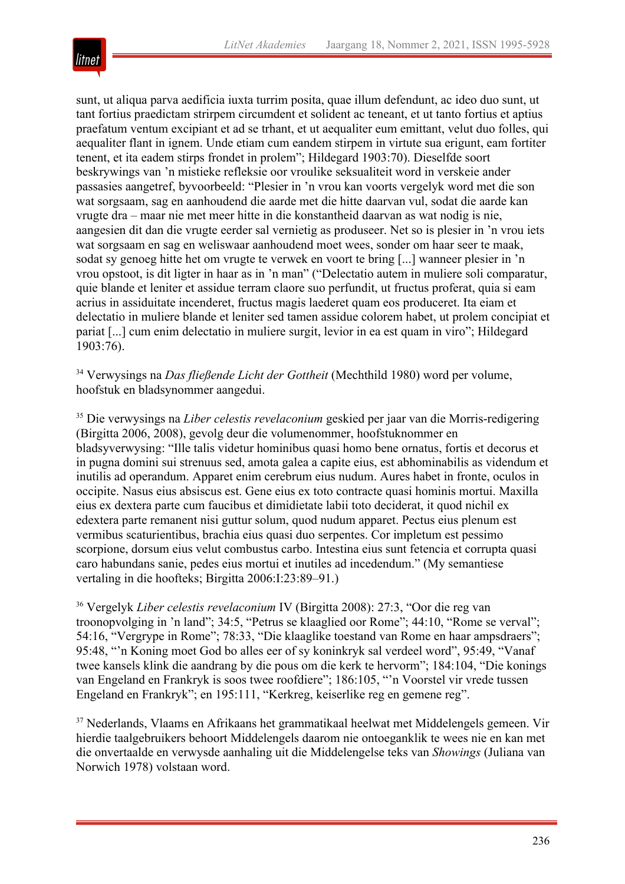sunt, ut aliqua parva aedificia iuxta turrim posita, quae illum defendunt, ac ideo duo sunt, ut tant fortius praedictam strirpem circumdent et solident ac teneant, et ut tanto fortius et aptius praefatum ventum excipiant et ad se trhant, et ut aequaliter eum emittant, velut duo folles, qui aequaliter flant in ignem. Unde etiam cum eandem stirpem in virtute sua erigunt, eam fortiter tenent, et ita eadem stirps frondet in prolem"; Hildegard 1903:70). Dieselfde soort beskrywings van 'n mistieke refleksie oor vroulike seksualiteit word in verskeie ander passasies aangetref, byvoorbeeld: "Plesier in 'n vrou kan voorts vergelyk word met die son wat sorgsaam, sag en aanhoudend die aarde met die hitte daarvan vul, sodat die aarde kan vrugte dra – maar nie met meer hitte in die konstantheid daarvan as wat nodig is nie, aangesien dit dan die vrugte eerder sal vernietig as produseer. Net so is plesier in 'n vrou iets wat sorgsaam en sag en weliswaar aanhoudend moet wees, sonder om haar seer te maak, sodat sy genoeg hitte het om vrugte te verwek en voort te bring [...] wanneer plesier in 'n vrou opstoot, is dit ligter in haar as in 'n man" ("Delectatio autem in muliere soli comparatur, quie blande et leniter et assidue terram claore suo perfundit, ut fructus proferat, quia si eam acrius in assiduitate incenderet, fructus magis laederet quam eos produceret. Ita eiam et delectatio in muliere blande et leniter sed tamen assidue colorem habet, ut prolem concipiat et pariat [...] cum enim delectatio in muliere surgit, levior in ea est quam in viro"; Hildegard 1903:76).

[34] Verwysings na *Das fließende Licht der Gottheit* (Mechthild 1980) word per volume, hoofstuk en bladsynommer aangedui.

[35] Die verwysings na *Liber celestis revelaconium* geskied per jaar van die Morris-redigering (Birgitta 2006, 2008), gevolg deur die volumenommer, hoofstuknommer en bladsyverwysing: "Ille talis videtur hominibus quasi homo bene ornatus, fortis et decorus et in pugna domini sui strenuus sed, amota galea a capite eius, est abhominabilis as videndum et inutilis ad operandum. Apparet enim cerebrum eius nudum. Aures habet in fronte, oculos in occipite. Nasus eius absiscus est. Gene eius ex toto contracte quasi hominis mortui. Maxilla eius ex dextera parte cum faucibus et dimidietate labii toto deciderat, it quod nichil ex edextera parte remanent nisi guttur solum, quod nudum apparet. Pectus eius plenum est vermibus scaturientibus, brachia eius quasi duo serpentes. Cor impletum est pessimo scorpione, dorsum eius velut combustus carbo. Intestina eius sunt fetencia et corrupta quasi caro habundans sanie, pedes eius mortui et inutiles ad incedendum." (My semantiese vertaling in die hoofteks; Birgitta 2006:I:23:89–91.)

[36] Vergelyk *Liber celestis revelaconium* IV (Birgitta 2008): 27:3, "Oor die reg van troonopvolging in 'n land"; 34:5, "Petrus se klaaglied oor Rome"; 44:10, "Rome se verval"; 54:16, "Vergrype in Rome"; 78:33, "Die klaaglike toestand van Rome en haar ampsdraers"; 95:48, "'n Koning moet God bo alles eer of sy koninkryk sal verdeel word", 95:49, "Vanaf twee kansels klink die aandrang by die pous om die kerk te hervorm"; 184:104, "Die konings van Engeland en Frankryk is soos twee roofdiere"; 186:105, "'n Voorstel vir vrede tussen Engeland en Frankryk"; en 195:111, "Kerkreg, keiserlike reg en gemene reg".

[37] Nederlands, Vlaams en Afrikaans het grammatikaal heelwat met Middelengels gemeen. Vir hierdie taalgebruikers behoort Middelengels daarom nie ontoeganklik te wees nie en kan met die onvertaalde en verwysde aanhaling uit die Middelengelse teks van *Showings* (Juliana van Norwich 1978) volstaan word.